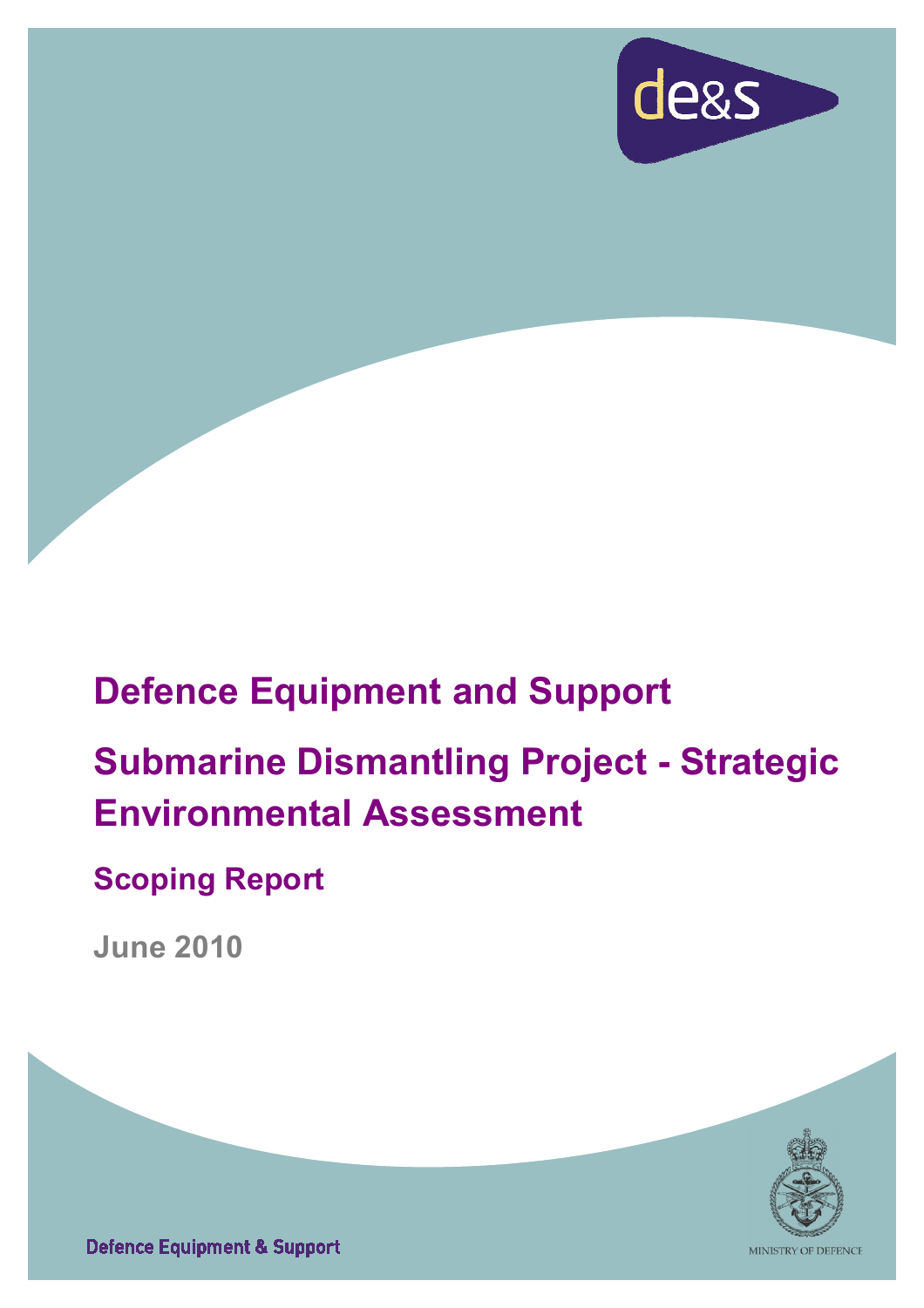de&s

# Defence Equipment and Support

# Submarine Dismantling Project - Strategic Environmental Assessment

## Scoping Report

**June 2010**

Defence Equipment & Support

MINISTRY OF DEFENCE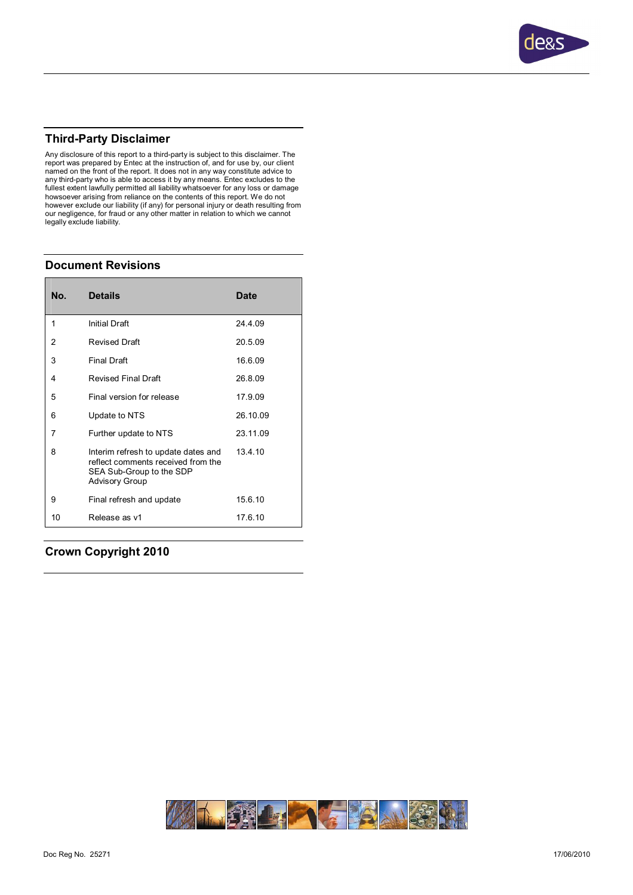## Third-Party Disclaimer

Any disclosure of this report to a third-party is subject to this disclaimer. The report was prepared by Entec at the instruction of, and for use by, our client named on the front of the report. It does not in any way constitute advice to any third-party who is able to access it by any means. Entec excludes to the fullest extent lawfully permitted all liability whatsoever for any loss or damage howsoever arising from reliance on the contents of this report. We do not however exclude our liability (if any) for personal injury or death resulting from our negligence, for fraud or any other matter in relation to which we cannot legally exclude liability.

## Document Revisions

| No. | Details | Date |
|---|---|---|
| 1 | Initial Draft | 24.4.09 |
| 2 | Revised Draft | 20.5.09 |
| 3 | Final Draft | 16.6.09 |
| 4 | Revised Final Draft | 26.8.09 |
| 5 | Final version for release | 17.9.09 |
| 6 | Update to NTS | 26.10.09 |
| 7 | Further update to NTS | 23.11.09 |
| 8 | Interim refresh to update dates and reflect comments received from the SEA Sub-Group to the SDP Advisory Group | 13.4.10 |
| 9 | Final refresh and update | 15.6.10 |
| 10 | Release as v1 | 17.6.10 |

## Crown Copyright 2010

Doc Reg No. 25271

17/06/2010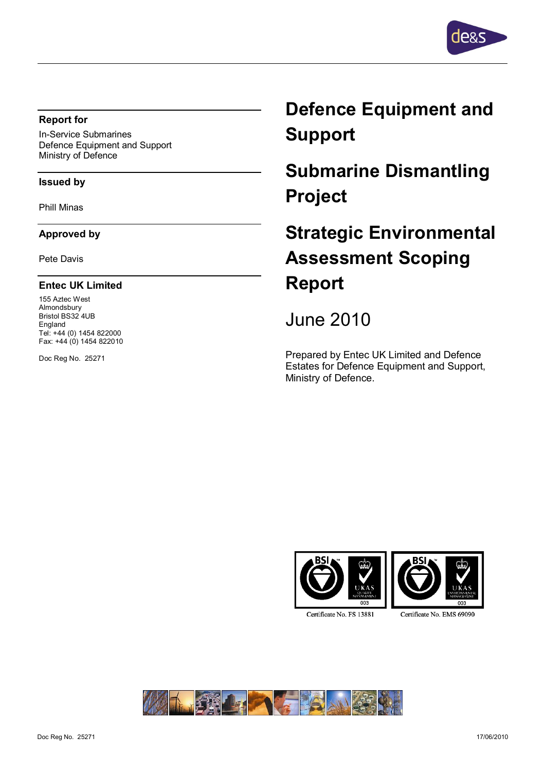# Defence Equipment and Support

# Submarine Dismantling Project

# Strategic Environmental Assessment Scoping Report

## June 2010

Prepared by Entec UK Limited and Defence Estates for Defence Equipment and Support, Ministry of Defence.

**Report for**

In-Service Submarines
Defence Equipment and Support
Ministry of Defence

**Issued by**

Phill Minas

**Approved by**

Pete Davis

**Entec UK Limited**

155 Aztec West
Almondsbury
Bristol BS32 4UB
England
Tel: +44 (0) 1454 822000
Fax: +44 (0) 1454 822010

Doc Reg No. 25271

Certificate No. FS 13881

Certificate No. EMS 69090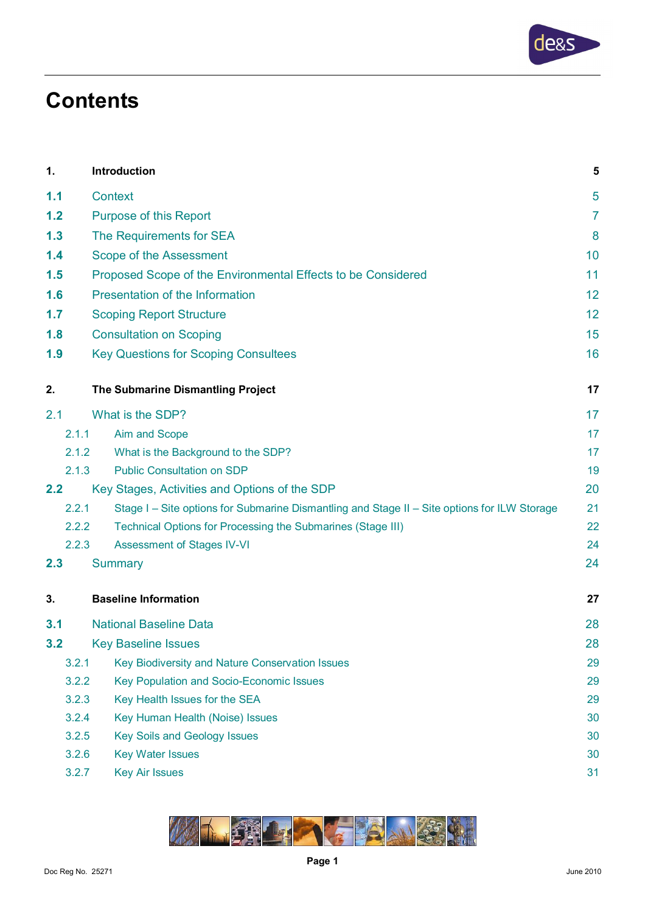# Contents

| | | |
|---|---|---|
| **1.** | **Introduction** | **5** |
| **1.1** | Context | 5 |
| **1.2** | Purpose of this Report | 7 |
| **1.3** | The Requirements for SEA | 8 |
| **1.4** | Scope of the Assessment | 10 |
| **1.5** | Proposed Scope of the Environmental Effects to be Considered | 11 |
| **1.6** | Presentation of the Information | 12 |
| **1.7** | Scoping Report Structure | 12 |
| **1.8** | Consultation on Scoping | 15 |
| **1.9** | Key Questions for Scoping Consultees | 16 |
| **2.** | **The Submarine Dismantling Project** | **17** |
| 2.1 | What is the SDP? | 17 |
| 2.1.1 | Aim and Scope | 17 |
| 2.1.2 | What is the Background to the SDP? | 17 |
| 2.1.3 | Public Consultation on SDP | 19 |
| **2.2** | Key Stages, Activities and Options of the SDP | 20 |
| 2.2.1 | Stage I – Site options for Submarine Dismantling and Stage II – Site options for ILW Storage | 21 |
| 2.2.2 | Technical Options for Processing the Submarines (Stage III) | 22 |
| 2.2.3 | Assessment of Stages IV-VI | 24 |
| **2.3** | Summary | 24 |
| **3.** | **Baseline Information** | **27** |
| **3.1** | National Baseline Data | 28 |
| **3.2** | Key Baseline Issues | 28 |
| 3.2.1 | Key Biodiversity and Nature Conservation Issues | 29 |
| 3.2.2 | Key Population and Socio-Economic Issues | 29 |
| 3.2.3 | Key Health Issues for the SEA | 29 |
| 3.2.4 | Key Human Health (Noise) Issues | 30 |
| 3.2.5 | Key Soils and Geology Issues | 30 |
| 3.2.6 | Key Water Issues | 30 |
| 3.2.7 | Key Air Issues | 31 |

Doc Reg No. 25271 June 2010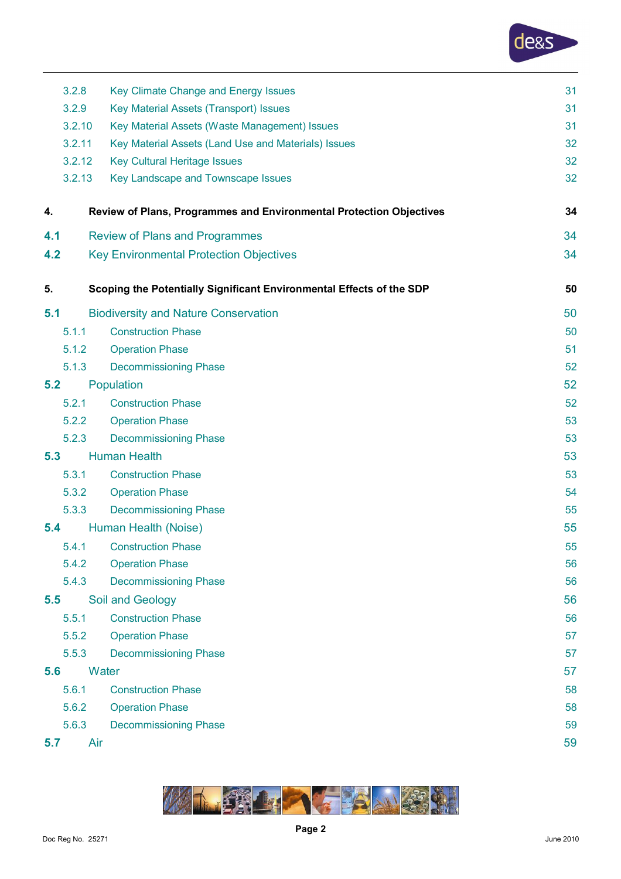| | | |
|---|---|---|
| 3.2.8 | Key Climate Change and Energy Issues | 31 |
| 3.2.9 | Key Material Assets (Transport) Issues | 31 |
| 3.2.10 | Key Material Assets (Waste Management) Issues | 31 |
| 3.2.11 | Key Material Assets (Land Use and Materials) Issues | 32 |
| 3.2.12 | Key Cultural Heritage Issues | 32 |
| 3.2.13 | Key Landscape and Townscape Issues | 32 |
| **4.** | **Review of Plans, Programmes and Environmental Protection Objectives** | **34** |
| **4.1** | Review of Plans and Programmes | 34 |
| **4.2** | Key Environmental Protection Objectives | 34 |
| **5.** | **Scoping the Potentially Significant Environmental Effects of the SDP** | **50** |
| **5.1** | Biodiversity and Nature Conservation | 50 |
| 5.1.1 | Construction Phase | 50 |
| 5.1.2 | Operation Phase | 51 |
| 5.1.3 | Decommissioning Phase | 52 |
| **5.2** | Population | 52 |
| 5.2.1 | Construction Phase | 52 |
| 5.2.2 | Operation Phase | 53 |
| 5.2.3 | Decommissioning Phase | 53 |
| **5.3** | Human Health | 53 |
| 5.3.1 | Construction Phase | 53 |
| 5.3.2 | Operation Phase | 54 |
| 5.3.3 | Decommissioning Phase | 55 |
| **5.4** | Human Health (Noise) | 55 |
| 5.4.1 | Construction Phase | 55 |
| 5.4.2 | Operation Phase | 56 |
| 5.4.3 | Decommissioning Phase | 56 |
| **5.5** | Soil and Geology | 56 |
| 5.5.1 | Construction Phase | 56 |
| 5.5.2 | Operation Phase | 57 |
| 5.5.3 | Decommissioning Phase | 57 |
| **5.6** | Water | 57 |
| 5.6.1 | Construction Phase | 58 |
| 5.6.2 | Operation Phase | 58 |
| 5.6.3 | Decommissioning Phase | 59 |
| **5.7** | Air | 59 |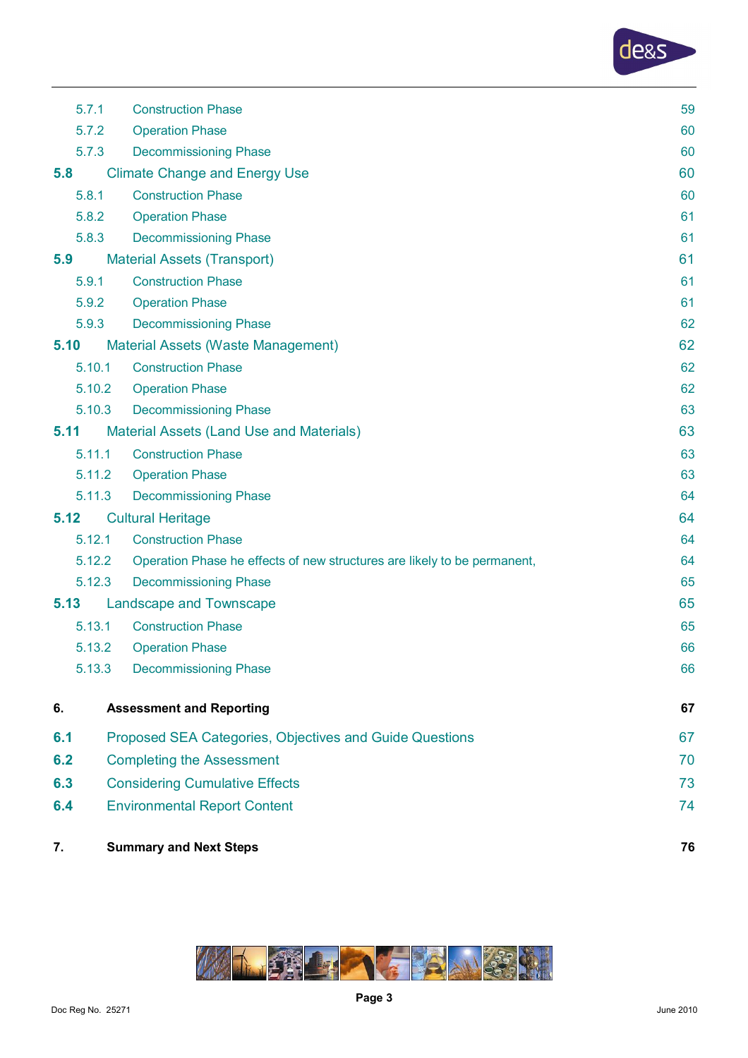| | | |
|---|---|---|
| 5.7.1 | Construction Phase | 59 |
| 5.7.2 | Operation Phase | 60 |
| 5.7.3 | Decommissioning Phase | 60 |
| **5.8** | Climate Change and Energy Use | 60 |
| 5.8.1 | Construction Phase | 60 |
| 5.8.2 | Operation Phase | 61 |
| 5.8.3 | Decommissioning Phase | 61 |
| **5.9** | Material Assets (Transport) | 61 |
| 5.9.1 | Construction Phase | 61 |
| 5.9.2 | Operation Phase | 61 |
| 5.9.3 | Decommissioning Phase | 62 |
| **5.10** | Material Assets (Waste Management) | 62 |
| 5.10.1 | Construction Phase | 62 |
| 5.10.2 | Operation Phase | 62 |
| 5.10.3 | Decommissioning Phase | 63 |
| **5.11** | Material Assets (Land Use and Materials) | 63 |
| 5.11.1 | Construction Phase | 63 |
| 5.11.2 | Operation Phase | 63 |
| 5.11.3 | Decommissioning Phase | 64 |
| **5.12** | Cultural Heritage | 64 |
| 5.12.1 | Construction Phase | 64 |
| 5.12.2 | Operation Phase he effects of new structures are likely to be permanent, | 64 |
| 5.12.3 | Decommissioning Phase | 65 |
| **5.13** | Landscape and Townscape | 65 |
| 5.13.1 | Construction Phase | 65 |
| 5.13.2 | Operation Phase | 66 |
| 5.13.3 | Decommissioning Phase | 66 |
| **6.** | **Assessment and Reporting** | **67** |
| **6.1** | Proposed SEA Categories, Objectives and Guide Questions | 67 |
| **6.2** | Completing the Assessment | 70 |
| **6.3** | Considering Cumulative Effects | 73 |
| **6.4** | Environmental Report Content | 74 |
| **7.** | **Summary and Next Steps** | **76** |

Doc Reg No. 25271 June 2010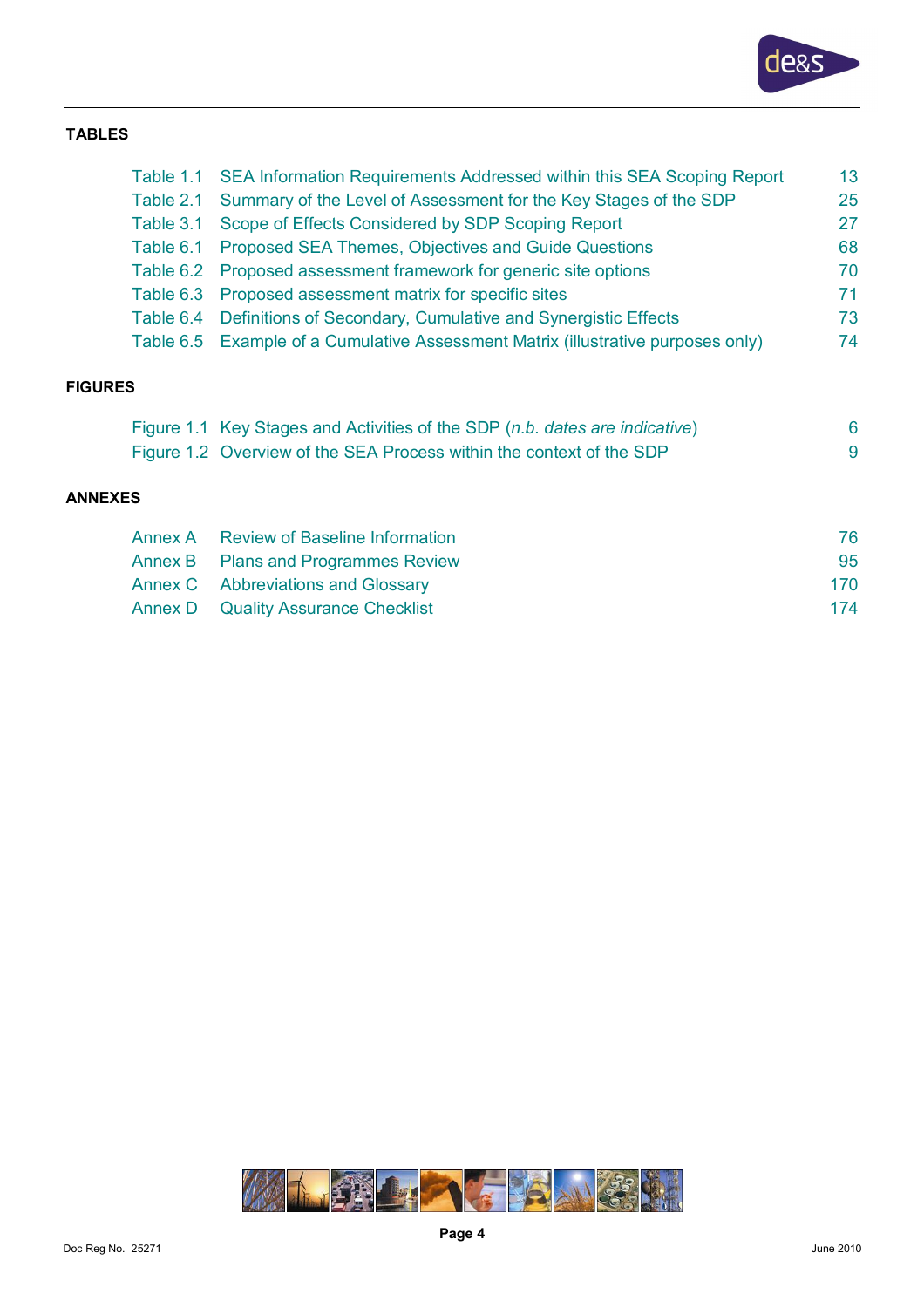**TABLES**

| | | |
|---|---|---|
| Table 1.1 | SEA Information Requirements Addressed within this SEA Scoping Report | 13 |
| Table 2.1 | Summary of the Level of Assessment for the Key Stages of the SDP | 25 |
| Table 3.1 | Scope of Effects Considered by SDP Scoping Report | 27 |
| Table 6.1 | Proposed SEA Themes, Objectives and Guide Questions | 68 |
| Table 6.2 | Proposed assessment framework for generic site options | 70 |
| Table 6.3 | Proposed assessment matrix for specific sites | 71 |
| Table 6.4 | Definitions of Secondary, Cumulative and Synergistic Effects | 73 |
| Table 6.5 | Example of a Cumulative Assessment Matrix (illustrative purposes only) | 74 |

**FIGURES**

| | | |
|---|---|---|
| Figure 1.1 | Key Stages and Activities of the SDP (*n.b. dates are indicative*) | 6 |
| Figure 1.2 | Overview of the SEA Process within the context of the SDP | 9 |

**ANNEXES**

| | | |
|---|---|---|
| Annex A | Review of Baseline Information | 76 |
| Annex B | Plans and Programmes Review | 95 |
| Annex C | Abbreviations and Glossary | 170 |
| Annex D | Quality Assurance Checklist | 174 |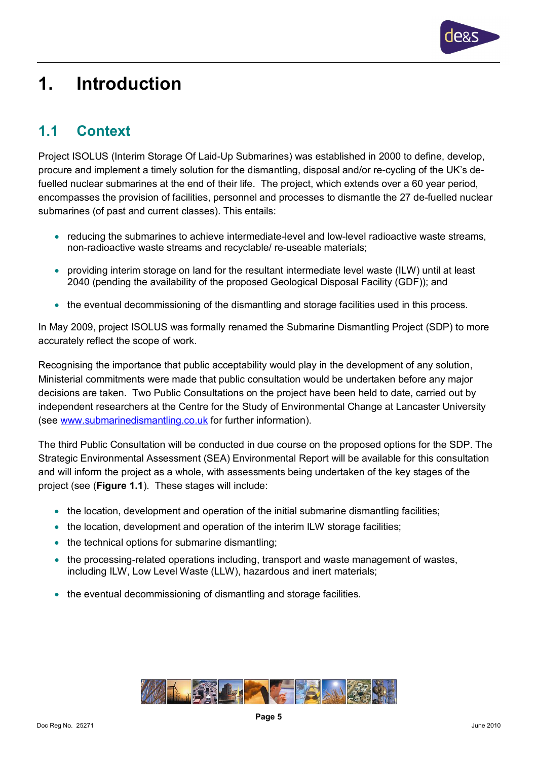# 1. Introduction

## 1.1 Context

Project ISOLUS (Interim Storage Of Laid-Up Submarines) was established in 2000 to define, develop, procure and implement a timely solution for the dismantling, disposal and/or re-cycling of the UK's de-fuelled nuclear submarines at the end of their life. The project, which extends over a 60 year period, encompasses the provision of facilities, personnel and processes to dismantle the 27 de-fuelled nuclear submarines (of past and current classes). This entails:

- reducing the submarines to achieve intermediate-level and low-level radioactive waste streams, non-radioactive waste streams and recyclable/ re-useable materials;
- providing interim storage on land for the resultant intermediate level waste (ILW) until at least 2040 (pending the availability of the proposed Geological Disposal Facility (GDF)); and
- the eventual decommissioning of the dismantling and storage facilities used in this process.

In May 2009, project ISOLUS was formally renamed the Submarine Dismantling Project (SDP) to more accurately reflect the scope of work.

Recognising the importance that public acceptability would play in the development of any solution, Ministerial commitments were made that public consultation would be undertaken before any major decisions are taken. Two Public Consultations on the project have been held to date, carried out by independent researchers at the Centre for the Study of Environmental Change at Lancaster University (see www.submarinedismantling.co.uk for further information).

The third Public Consultation will be conducted in due course on the proposed options for the SDP. The Strategic Environmental Assessment (SEA) Environmental Report will be available for this consultation and will inform the project as a whole, with assessments being undertaken of the key stages of the project (see (**Figure 1.1**). These stages will include:

- the location, development and operation of the initial submarine dismantling facilities;
- the location, development and operation of the interim ILW storage facilities;
- the technical options for submarine dismantling;
- the processing-related operations including, transport and waste management of wastes, including ILW, Low Level Waste (LLW), hazardous and inert materials;
- the eventual decommissioning of dismantling and storage facilities.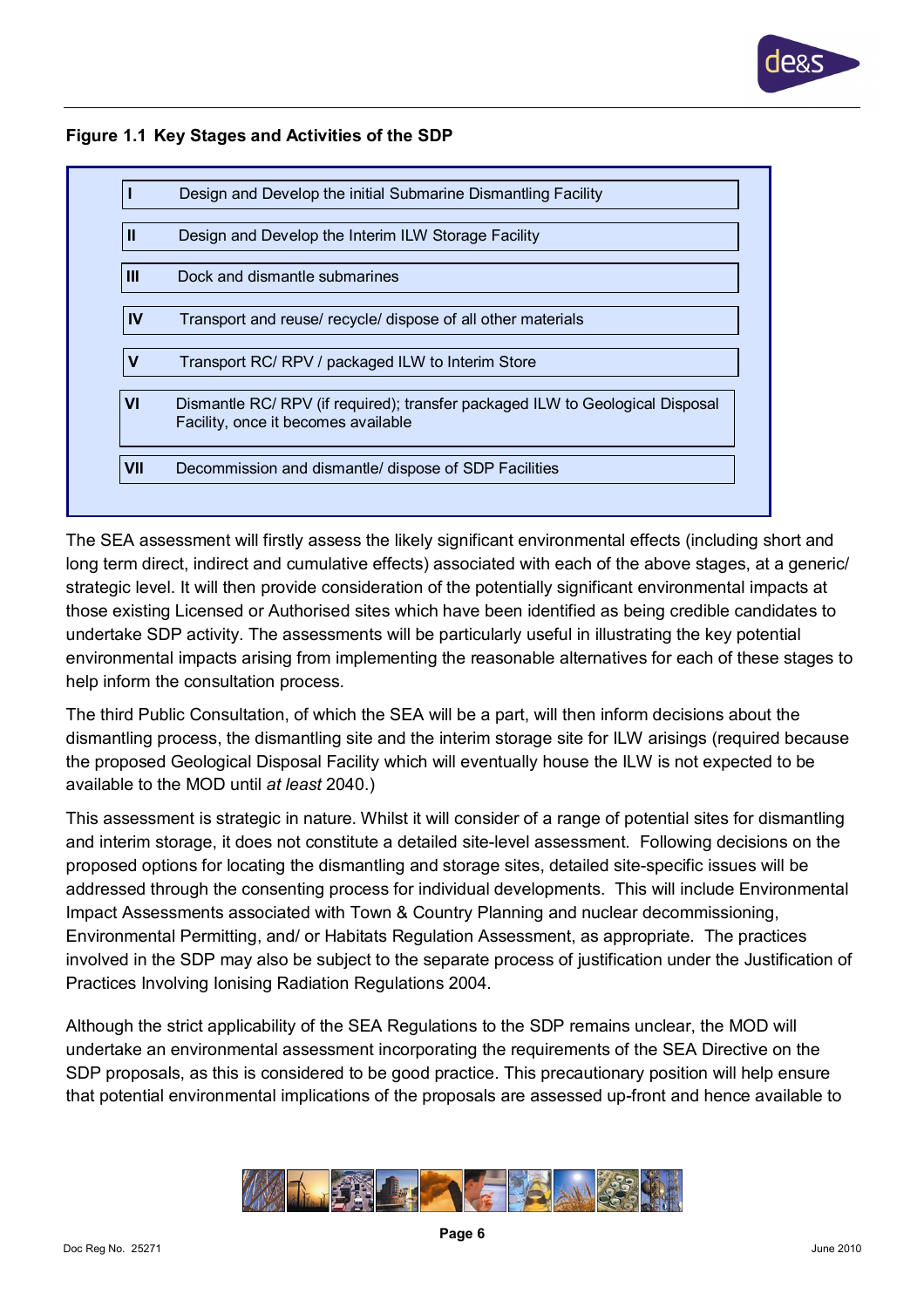**Figure 1.1 Key Stages and Activities of the SDP**

| | |
|---|---|
| I | Design and Develop the initial Submarine Dismantling Facility |
| II | Design and Develop the Interim ILW Storage Facility |
| III | Dock and dismantle submarines |
| IV | Transport and reuse/ recycle/ dispose of all other materials |
| V | Transport RC/ RPV / packaged ILW to Interim Store |
| VI | Dismantle RC/ RPV (if required); transfer packaged ILW to Geological Disposal Facility, once it becomes available |
| VII | Decommission and dismantle/ dispose of SDP Facilities |

The SEA assessment will firstly assess the likely significant environmental effects (including short and long term direct, indirect and cumulative effects) associated with each of the above stages, at a generic/ strategic level. It will then provide consideration of the potentially significant environmental impacts at those existing Licensed or Authorised sites which have been identified as being credible candidates to undertake SDP activity. The assessments will be particularly useful in illustrating the key potential environmental impacts arising from implementing the reasonable alternatives for each of these stages to help inform the consultation process.

The third Public Consultation, of which the SEA will be a part, will then inform decisions about the dismantling process, the dismantling site and the interim storage site for ILW arisings (required because the proposed Geological Disposal Facility which will eventually house the ILW is not expected to be available to the MOD until *at least* 2040.)

This assessment is strategic in nature. Whilst it will consider of a range of potential sites for dismantling and interim storage, it does not constitute a detailed site-level assessment. Following decisions on the proposed options for locating the dismantling and storage sites, detailed site-specific issues will be addressed through the consenting process for individual developments. This will include Environmental Impact Assessments associated with Town & Country Planning and nuclear decommissioning, Environmental Permitting, and/ or Habitats Regulation Assessment, as appropriate. The practices involved in the SDP may also be subject to the separate process of justification under the Justification of Practices Involving Ionising Radiation Regulations 2004.

Although the strict applicability of the SEA Regulations to the SDP remains unclear, the MOD will undertake an environmental assessment incorporating the requirements of the SEA Directive on the SDP proposals, as this is considered to be good practice. This precautionary position will help ensure that potential environmental implications of the proposals are assessed up-front and hence available to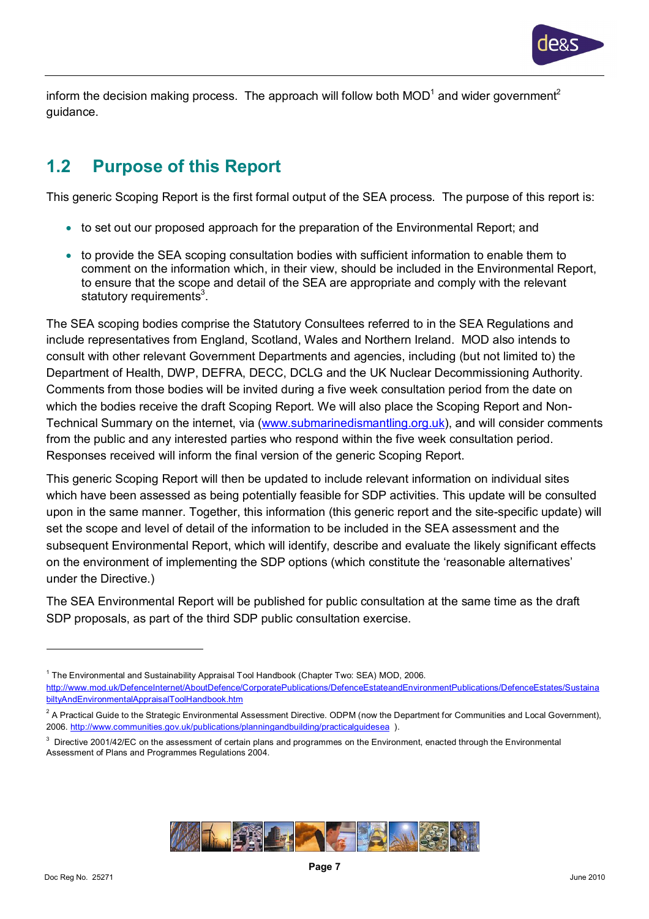inform the decision making process. The approach will follow both MOD[1] and wider government[2] guidance.

## 1.2 Purpose of this Report

This generic Scoping Report is the first formal output of the SEA process. The purpose of this report is:

- to set out our proposed approach for the preparation of the Environmental Report; and
- to provide the SEA scoping consultation bodies with sufficient information to enable them to comment on the information which, in their view, should be included in the Environmental Report, to ensure that the scope and detail of the SEA are appropriate and comply with the relevant statutory requirements[3].

The SEA scoping bodies comprise the Statutory Consultees referred to in the SEA Regulations and include representatives from England, Scotland, Wales and Northern Ireland. MOD also intends to consult with other relevant Government Departments and agencies, including (but not limited to) the Department of Health, DWP, DEFRA, DECC, DCLG and the UK Nuclear Decommissioning Authority. Comments from those bodies will be invited during a five week consultation period from the date on which the bodies receive the draft Scoping Report. We will also place the Scoping Report and Non-Technical Summary on the internet, via (www.submarinedismantling.org.uk), and will consider comments from the public and any interested parties who respond within the five week consultation period. Responses received will inform the final version of the generic Scoping Report.

This generic Scoping Report will then be updated to include relevant information on individual sites which have been assessed as being potentially feasible for SDP activities. This update will be consulted upon in the same manner. Together, this information (this generic report and the site-specific update) will set the scope and level of detail of the information to be included in the SEA assessment and the subsequent Environmental Report, which will identify, describe and evaluate the likely significant effects on the environment of implementing the SDP options (which constitute the 'reasonable alternatives' under the Directive.)

The SEA Environmental Report will be published for public consultation at the same time as the draft SDP proposals, as part of the third SDP public consultation exercise.

---

[1] The Environmental and Sustainability Appraisal Tool Handbook (Chapter Two: SEA) MOD, 2006. http://www.mod.uk/DefenceInternet/AboutDefence/CorporatePublications/DefenceEstateandEnvironmentPublications/DefenceEstates/SustainabiltyAndEnvironmentalAppraisalToolHandbook.htm

[2] A Practical Guide to the Strategic Environmental Assessment Directive. ODPM (now the Department for Communities and Local Government), 2006. http://www.communities.gov.uk/publications/planningandbuilding/practicalguidesea ).

[3] Directive 2001/42/EC on the assessment of certain plans and programmes on the Environment, enacted through the Environmental Assessment of Plans and Programmes Regulations 2004.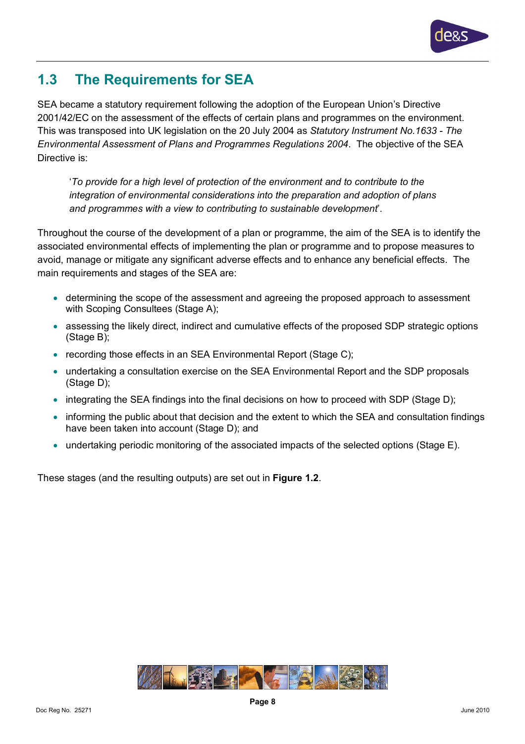## 1.3 The Requirements for SEA

SEA became a statutory requirement following the adoption of the European Union's Directive 2001/42/EC on the assessment of the effects of certain plans and programmes on the environment. This was transposed into UK legislation on the 20 July 2004 as *Statutory Instrument No.1633 - The Environmental Assessment of Plans and Programmes Regulations 2004*. The objective of the SEA Directive is:

> '*To provide for a high level of protection of the environment and to contribute to the integration of environmental considerations into the preparation and adoption of plans and programmes with a view to contributing to sustainable development*'.

Throughout the course of the development of a plan or programme, the aim of the SEA is to identify the associated environmental effects of implementing the plan or programme and to propose measures to avoid, manage or mitigate any significant adverse effects and to enhance any beneficial effects. The main requirements and stages of the SEA are:

- determining the scope of the assessment and agreeing the proposed approach to assessment with Scoping Consultees (Stage A);
- assessing the likely direct, indirect and cumulative effects of the proposed SDP strategic options (Stage B);
- recording those effects in an SEA Environmental Report (Stage C);
- undertaking a consultation exercise on the SEA Environmental Report and the SDP proposals (Stage D);
- integrating the SEA findings into the final decisions on how to proceed with SDP (Stage D);
- informing the public about that decision and the extent to which the SEA and consultation findings have been taken into account (Stage D); and
- undertaking periodic monitoring of the associated impacts of the selected options (Stage E).

These stages (and the resulting outputs) are set out in **Figure 1.2**.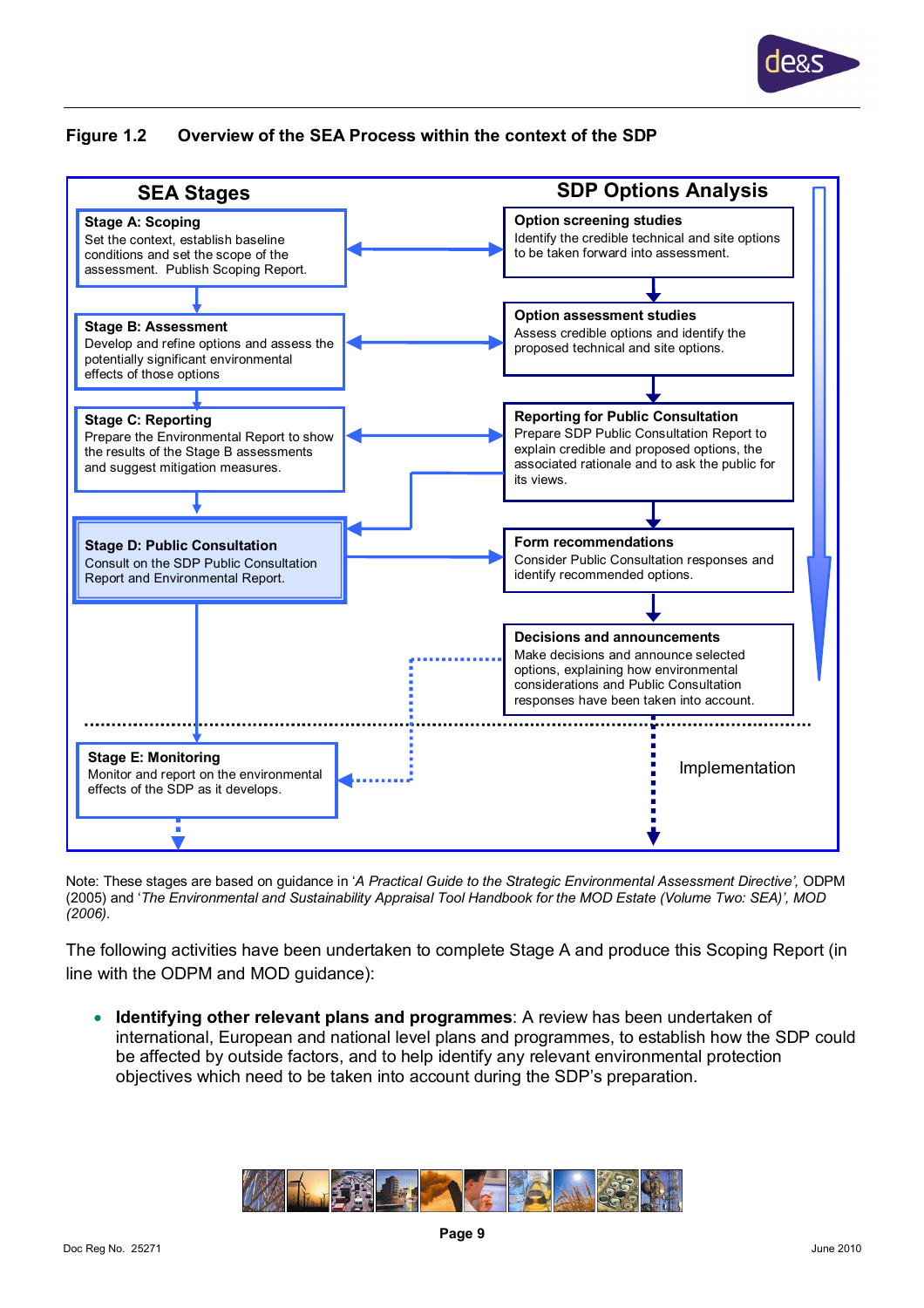**Figure 1.2 Overview of the SEA Process within the context of the SDP**

| SEA Stages | SDP Options Analysis |
|---|---|
| **Stage A: Scoping** Set the context, establish baseline conditions and set the scope of the assessment. Publish Scoping Report. | **Option screening studies** Identify the credible technical and site options to be taken forward into assessment. |
| **Stage B: Assessment** Develop and refine options and assess the potentially significant environmental effects of those options | **Option assessment studies** Assess credible options and identify the proposed technical and site options. |
| **Stage C: Reporting** Prepare the Environmental Report to show the results of the Stage B assessments and suggest mitigation measures. | **Reporting for Public Consultation** Prepare SDP Public Consultation Report to explain credible and proposed options, the associated rationale and to ask the public for its views. |
| **Stage D: Public Consultation** Consult on the SDP Public Consultation Report and Environmental Report. | **Form recommendations** Consider Public Consultation responses and identify recommended options. |
| | **Decisions and announcements** Make decisions and announce selected options, explaining how environmental considerations and Public Consultation responses have been taken into account. |
| **Stage E: Monitoring** Monitor and report on the environmental effects of the SDP as it develops. | Implementation |

Note: These stages are based on guidance in '*A Practical Guide to the Strategic Environmental Assessment Directive',* ODPM (2005) and '*The Environmental and Sustainability Appraisal Tool Handbook for the MOD Estate (Volume Two: SEA)', MOD (2006).*

The following activities have been undertaken to complete Stage A and produce this Scoping Report (in line with the ODPM and MOD guidance):

- **Identifying other relevant plans and programmes**: A review has been undertaken of international, European and national level plans and programmes, to establish how the SDP could be affected by outside factors, and to help identify any relevant environmental protection objectives which need to be taken into account during the SDP's preparation.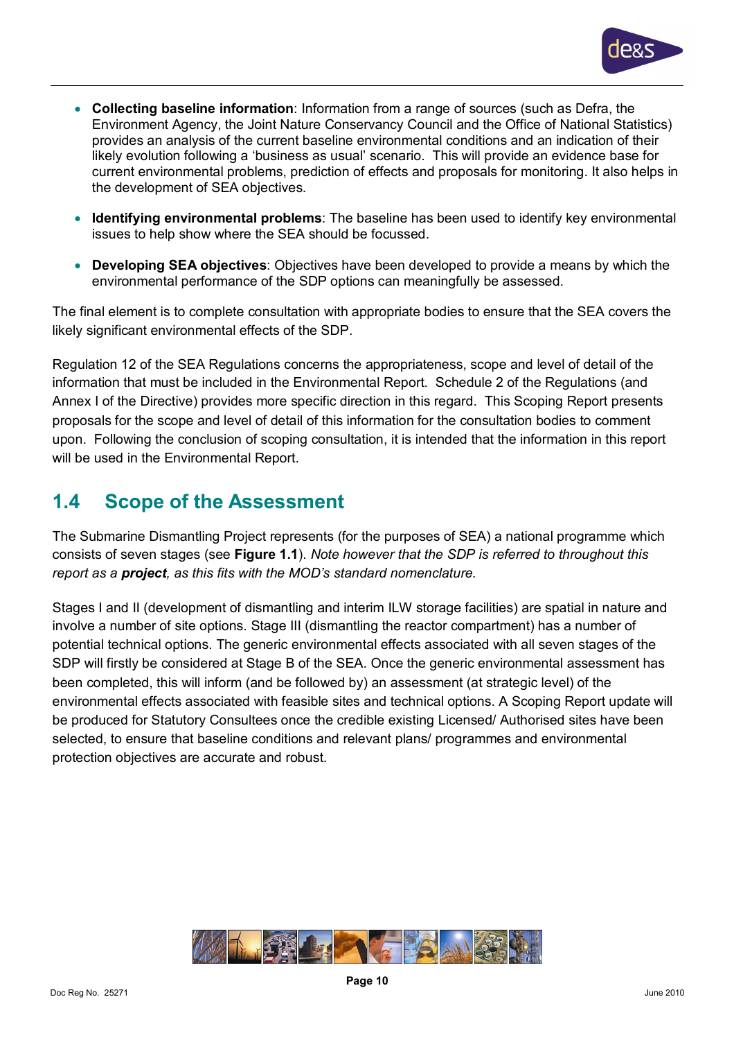- **Collecting baseline information**: Information from a range of sources (such as Defra, the Environment Agency, the Joint Nature Conservancy Council and the Office of National Statistics) provides an analysis of the current baseline environmental conditions and an indication of their likely evolution following a 'business as usual' scenario. This will provide an evidence base for current environmental problems, prediction of effects and proposals for monitoring. It also helps in the development of SEA objectives.

- **Identifying environmental problems**: The baseline has been used to identify key environmental issues to help show where the SEA should be focussed.

- **Developing SEA objectives**: Objectives have been developed to provide a means by which the environmental performance of the SDP options can meaningfully be assessed.

The final element is to complete consultation with appropriate bodies to ensure that the SEA covers the likely significant environmental effects of the SDP.

Regulation 12 of the SEA Regulations concerns the appropriateness, scope and level of detail of the information that must be included in the Environmental Report. Schedule 2 of the Regulations (and Annex I of the Directive) provides more specific direction in this regard. This Scoping Report presents proposals for the scope and level of detail of this information for the consultation bodies to comment upon. Following the conclusion of scoping consultation, it is intended that the information in this report will be used in the Environmental Report.

## 1.4 Scope of the Assessment

The Submarine Dismantling Project represents (for the purposes of SEA) a national programme which consists of seven stages (see **Figure 1.1**). *Note however that the SDP is referred to throughout this report as a **project**, as this fits with the MOD's standard nomenclature.*

Stages I and II (development of dismantling and interim ILW storage facilities) are spatial in nature and involve a number of site options. Stage III (dismantling the reactor compartment) has a number of potential technical options. The generic environmental effects associated with all seven stages of the SDP will firstly be considered at Stage B of the SEA. Once the generic environmental assessment has been completed, this will inform (and be followed by) an assessment (at strategic level) of the environmental effects associated with feasible sites and technical options. A Scoping Report update will be produced for Statutory Consultees once the credible existing Licensed/ Authorised sites have been selected, to ensure that baseline conditions and relevant plans/ programmes and environmental protection objectives are accurate and robust.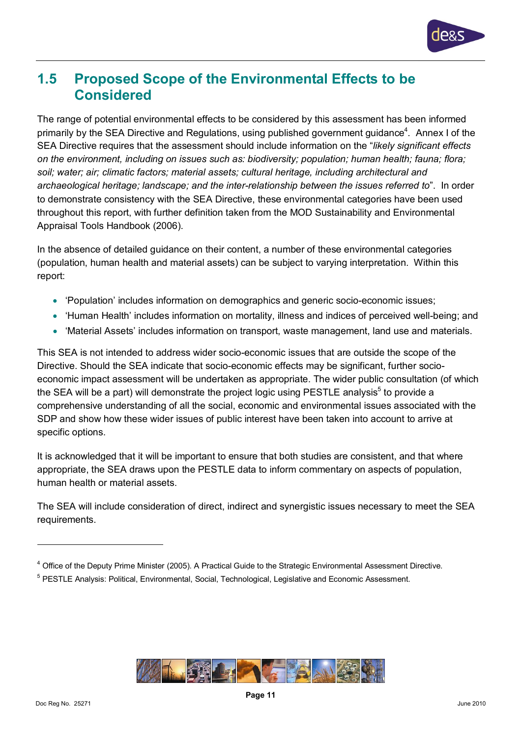## 1.5 Proposed Scope of the Environmental Effects to be Considered

The range of potential environmental effects to be considered by this assessment has been informed primarily by the SEA Directive and Regulations, using published government guidance[4]. Annex I of the SEA Directive requires that the assessment should include information on the "*likely significant effects on the environment, including on issues such as: biodiversity; population; human health; fauna; flora; soil; water; air; climatic factors; material assets; cultural heritage, including architectural and archaeological heritage; landscape; and the inter-relationship between the issues referred to*". In order to demonstrate consistency with the SEA Directive, these environmental categories have been used throughout this report, with further definition taken from the MOD Sustainability and Environmental Appraisal Tools Handbook (2006).

In the absence of detailed guidance on their content, a number of these environmental categories (population, human health and material assets) can be subject to varying interpretation. Within this report:

- 'Population' includes information on demographics and generic socio-economic issues;
- 'Human Health' includes information on mortality, illness and indices of perceived well-being; and
- 'Material Assets' includes information on transport, waste management, land use and materials.

This SEA is not intended to address wider socio-economic issues that are outside the scope of the Directive. Should the SEA indicate that socio-economic effects may be significant, further socio-economic impact assessment will be undertaken as appropriate. The wider public consultation (of which the SEA will be a part) will demonstrate the project logic using PESTLE analysis[5] to provide a comprehensive understanding of all the social, economic and environmental issues associated with the SDP and show how these wider issues of public interest have been taken into account to arrive at specific options.

It is acknowledged that it will be important to ensure that both studies are consistent, and that where appropriate, the SEA draws upon the PESTLE data to inform commentary on aspects of population, human health or material assets.

The SEA will include consideration of direct, indirect and synergistic issues necessary to meet the SEA requirements.

---

[4] Office of the Deputy Prime Minister (2005). A Practical Guide to the Strategic Environmental Assessment Directive.

[5] PESTLE Analysis: Political, Environmental, Social, Technological, Legislative and Economic Assessment.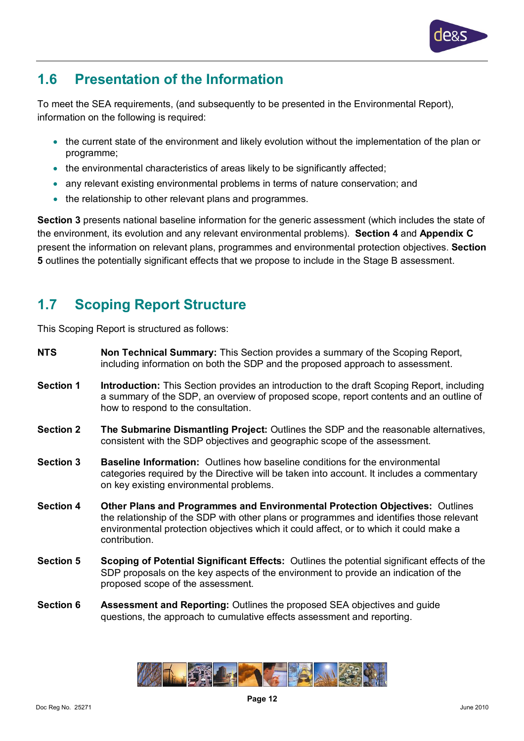## 1.6 Presentation of the Information

To meet the SEA requirements, (and subsequently to be presented in the Environmental Report), information on the following is required:

- the current state of the environment and likely evolution without the implementation of the plan or programme;
- the environmental characteristics of areas likely to be significantly affected;
- any relevant existing environmental problems in terms of nature conservation; and
- the relationship to other relevant plans and programmes.

**Section 3** presents national baseline information for the generic assessment (which includes the state of the environment, its evolution and any relevant environmental problems). **Section 4** and **Appendix C** present the information on relevant plans, programmes and environmental protection objectives. **Section 5** outlines the potentially significant effects that we propose to include in the Stage B assessment.

## 1.7 Scoping Report Structure

This Scoping Report is structured as follows:

**NTS** — **Non Technical Summary:** This Section provides a summary of the Scoping Report, including information on both the SDP and the proposed approach to assessment.

**Section 1** — **Introduction:** This Section provides an introduction to the draft Scoping Report, including a summary of the SDP, an overview of proposed scope, report contents and an outline of how to respond to the consultation.

**Section 2** — **The Submarine Dismantling Project:** Outlines the SDP and the reasonable alternatives, consistent with the SDP objectives and geographic scope of the assessment.

**Section 3** — **Baseline Information:** Outlines how baseline conditions for the environmental categories required by the Directive will be taken into account. It includes a commentary on key existing environmental problems.

**Section 4** — **Other Plans and Programmes and Environmental Protection Objectives:** Outlines the relationship of the SDP with other plans or programmes and identifies those relevant environmental protection objectives which it could affect, or to which it could make a contribution.

**Section 5** — **Scoping of Potential Significant Effects:** Outlines the potential significant effects of the SDP proposals on the key aspects of the environment to provide an indication of the proposed scope of the assessment.

**Section 6** — **Assessment and Reporting:** Outlines the proposed SEA objectives and guide questions, the approach to cumulative effects assessment and reporting.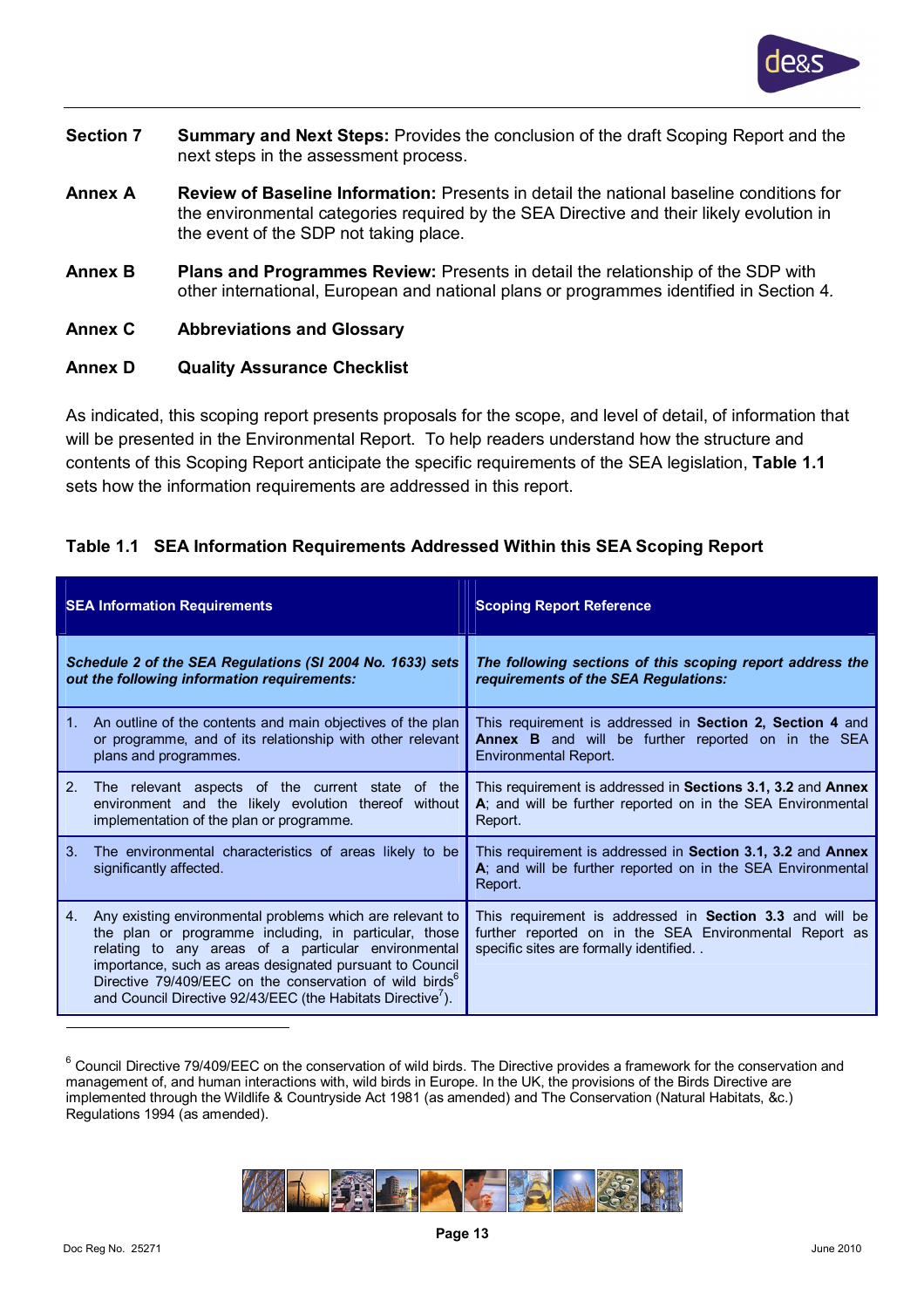**Section 7** **Summary and Next Steps:** Provides the conclusion of the draft Scoping Report and the next steps in the assessment process.

**Annex A** **Review of Baseline Information:** Presents in detail the national baseline conditions for the environmental categories required by the SEA Directive and their likely evolution in the event of the SDP not taking place.

**Annex B** **Plans and Programmes Review:** Presents in detail the relationship of the SDP with other international, European and national plans or programmes identified in Section 4.

**Annex C** **Abbreviations and Glossary**

**Annex D** **Quality Assurance Checklist**

As indicated, this scoping report presents proposals for the scope, and level of detail, of information that will be presented in the Environmental Report. To help readers understand how the structure and contents of this Scoping Report anticipate the specific requirements of the SEA legislation, **Table 1.1** sets how the information requirements are addressed in this report.

**Table 1.1 SEA Information Requirements Addressed Within this SEA Scoping Report**

| SEA Information Requirements | Scoping Report Reference |
|---|---|
| ***Schedule 2 of the SEA Regulations (SI 2004 No. 1633) sets out the following information requirements:*** | ***The following sections of this scoping report address the requirements of the SEA Regulations:*** |
| 1. An outline of the contents and main objectives of the plan or programme, and of its relationship with other relevant plans and programmes. | This requirement is addressed in **Section 2, Section 4** and **Annex B** and will be further reported on in the SEA Environmental Report. |
| 2. The relevant aspects of the current state of the environment and the likely evolution thereof without implementation of the plan or programme. | This requirement is addressed in **Sections 3.1, 3.2** and **Annex A**; and will be further reported on in the SEA Environmental Report. |
| 3. The environmental characteristics of areas likely to be significantly affected. | This requirement is addressed in **Section 3.1, 3.2** and **Annex A**; and will be further reported on in the SEA Environmental Report. |
| 4. Any existing environmental problems which are relevant to the plan or programme including, in particular, those relating to any areas of a particular environmental importance, such as areas designated pursuant to Council Directive 79/409/EEC on the conservation of wild birds[6] and Council Directive 92/43/EEC (the Habitats Directive[7]). | This requirement is addressed in **Section 3.3** and will be further reported on in the SEA Environmental Report as specific sites are formally identified. . |

[6] Council Directive 79/409/EEC on the conservation of wild birds. The Directive provides a framework for the conservation and management of, and human interactions with, wild birds in Europe. In the UK, the provisions of the Birds Directive are implemented through the Wildlife & Countryside Act 1981 (as amended) and The Conservation (Natural Habitats, &c.) Regulations 1994 (as amended).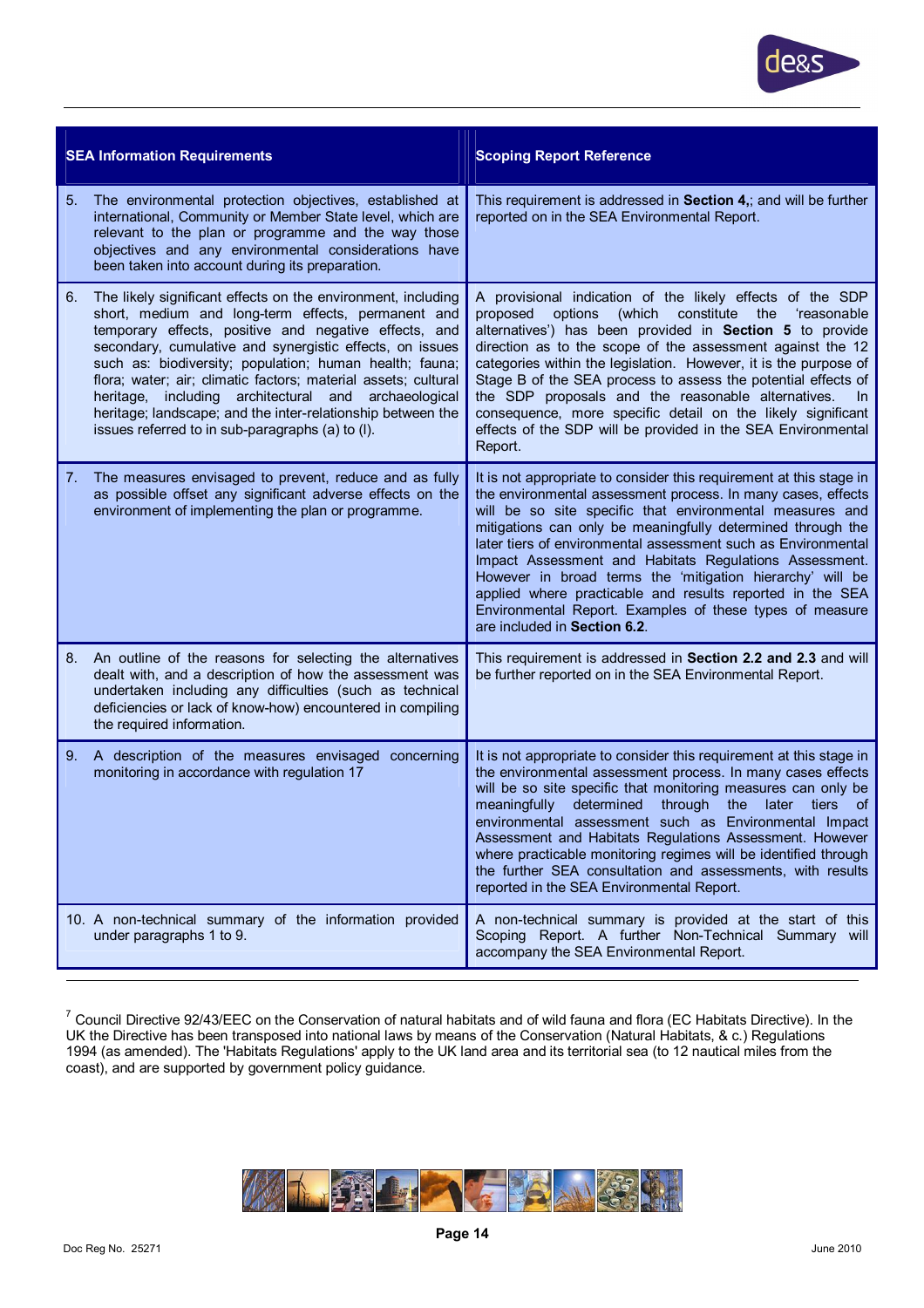| SEA Information Requirements | Scoping Report Reference |
|---|---|
| 5. The environmental protection objectives, established at international, Community or Member State level, which are relevant to the plan or programme and the way those objectives and any environmental considerations have been taken into account during its preparation. | This requirement is addressed in **Section 4,**; and will be further reported on in the SEA Environmental Report. |
| 6. The likely significant effects on the environment, including short, medium and long-term effects, permanent and temporary effects, positive and negative effects, and secondary, cumulative and synergistic effects, on issues such as: biodiversity; population; human health; fauna; flora; water; air; climatic factors; material assets; cultural heritage, including architectural and archaeological heritage; landscape; and the inter-relationship between the issues referred to in sub-paragraphs (a) to (l). | A provisional indication of the likely effects of the SDP proposed options (which constitute the 'reasonable alternatives') has been provided in **Section 5** to provide direction as to the scope of the assessment against the 12 categories within the legislation. However, it is the purpose of Stage B of the SEA process to assess the potential effects of the SDP proposals and the reasonable alternatives. In consequence, more specific detail on the likely significant effects of the SDP will be provided in the SEA Environmental Report. |
| 7. The measures envisaged to prevent, reduce and as fully as possible offset any significant adverse effects on the environment of implementing the plan or programme. | It is not appropriate to consider this requirement at this stage in the environmental assessment process. In many cases, effects will be so site specific that environmental measures and mitigations can only be meaningfully determined through the later tiers of environmental assessment such as Environmental Impact Assessment and Habitats Regulations Assessment. However in broad terms the 'mitigation hierarchy' will be applied where practicable and results reported in the SEA Environmental Report. Examples of these types of measure are included in **Section 6.2**. |
| 8. An outline of the reasons for selecting the alternatives dealt with, and a description of how the assessment was undertaken including any difficulties (such as technical deficiencies or lack of know-how) encountered in compiling the required information. | This requirement is addressed in **Section 2.2 and 2.3** and will be further reported on in the SEA Environmental Report. |
| 9. A description of the measures envisaged concerning monitoring in accordance with regulation 17 | It is not appropriate to consider this requirement at this stage in the environmental assessment process. In many cases effects will be so site specific that monitoring measures can only be meaningfully determined through the later tiers of environmental assessment such as Environmental Impact Assessment and Habitats Regulations Assessment. However where practicable monitoring regimes will be identified through the further SEA consultation and assessments, with results reported in the SEA Environmental Report. |
| 10. A non-technical summary of the information provided under paragraphs 1 to 9. | A non-technical summary is provided at the start of this Scoping Report. A further Non-Technical Summary will accompany the SEA Environmental Report. |

[7] Council Directive 92/43/EEC on the Conservation of natural habitats and of wild fauna and flora (EC Habitats Directive). In the UK the Directive has been transposed into national laws by means of the Conservation (Natural Habitats, & c.) Regulations 1994 (as amended). The 'Habitats Regulations' apply to the UK land area and its territorial sea (to 12 nautical miles from the coast), and are supported by government policy guidance.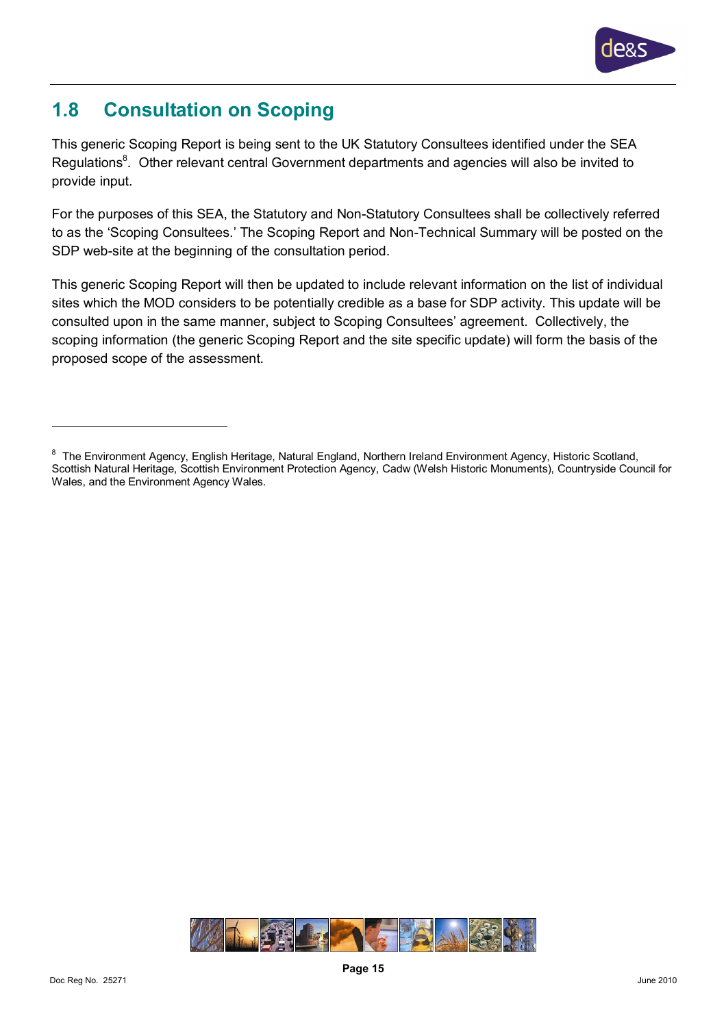## 1.8 Consultation on Scoping

This generic Scoping Report is being sent to the UK Statutory Consultees identified under the SEA Regulations[8]. Other relevant central Government departments and agencies will also be invited to provide input.

For the purposes of this SEA, the Statutory and Non-Statutory Consultees shall be collectively referred to as the 'Scoping Consultees.' The Scoping Report and Non-Technical Summary will be posted on the SDP web-site at the beginning of the consultation period.

This generic Scoping Report will then be updated to include relevant information on the list of individual sites which the MOD considers to be potentially credible as a base for SDP activity. This update will be consulted upon in the same manner, subject to Scoping Consultees' agreement. Collectively, the scoping information (the generic Scoping Report and the site specific update) will form the basis of the proposed scope of the assessment.

---

[8] The Environment Agency, English Heritage, Natural England, Northern Ireland Environment Agency, Historic Scotland, Scottish Natural Heritage, Scottish Environment Protection Agency, Cadw (Welsh Historic Monuments), Countryside Council for Wales, and the Environment Agency Wales.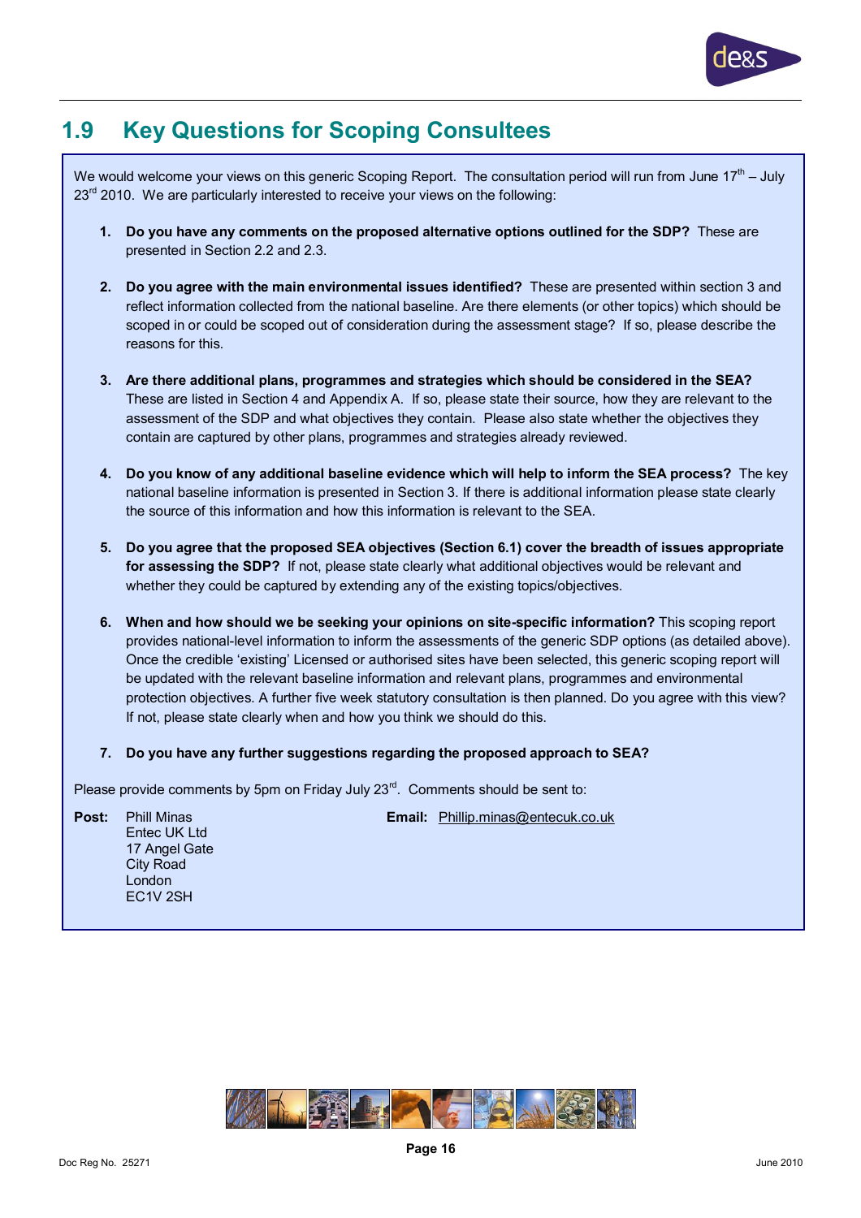## 1.9 Key Questions for Scoping Consultees

We would welcome your views on this generic Scoping Report. The consultation period will run from June 17th – July 23rd 2010. We are particularly interested to receive your views on the following:

1. **Do you have any comments on the proposed alternative options outlined for the SDP?** These are presented in Section 2.2 and 2.3.

2. **Do you agree with the main environmental issues identified?** These are presented within section 3 and reflect information collected from the national baseline. Are there elements (or other topics) which should be scoped in or could be scoped out of consideration during the assessment stage? If so, please describe the reasons for this.

3. **Are there additional plans, programmes and strategies which should be considered in the SEA?** These are listed in Section 4 and Appendix A. If so, please state their source, how they are relevant to the assessment of the SDP and what objectives they contain. Please also state whether the objectives they contain are captured by other plans, programmes and strategies already reviewed.

4. **Do you know of any additional baseline evidence which will help to inform the SEA process?** The key national baseline information is presented in Section 3. If there is additional information please state clearly the source of this information and how this information is relevant to the SEA.

5. **Do you agree that the proposed SEA objectives (Section 6.1) cover the breadth of issues appropriate for assessing the SDP?** If not, please state clearly what additional objectives would be relevant and whether they could be captured by extending any of the existing topics/objectives.

6. **When and how should we be seeking your opinions on site-specific information?** This scoping report provides national-level information to inform the assessments of the generic SDP options (as detailed above). Once the credible 'existing' Licensed or authorised sites have been selected, this generic scoping report will be updated with the relevant baseline information and relevant plans, programmes and environmental protection objectives. A further five week statutory consultation is then planned. Do you agree with this view? If not, please state clearly when and how you think we should do this.

7. **Do you have any further suggestions regarding the proposed approach to SEA?**

Please provide comments by 5pm on Friday July 23rd. Comments should be sent to:

**Post:**
Phill Minas
Entec UK Ltd
17 Angel Gate
City Road
London
EC1V 2SH

**Email:** Phillip.minas@entecuk.co.uk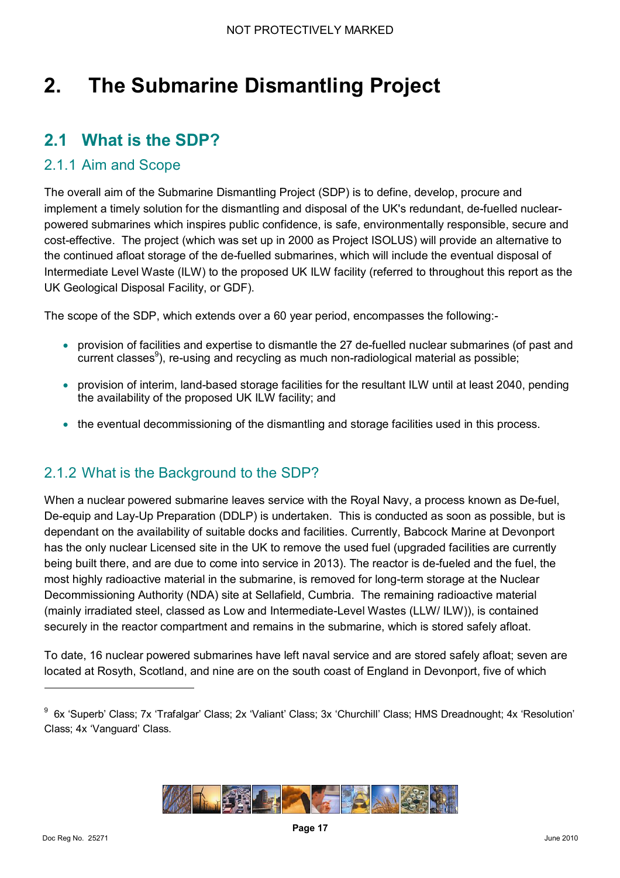# 2. The Submarine Dismantling Project

## 2.1 What is the SDP?

### 2.1.1 Aim and Scope

The overall aim of the Submarine Dismantling Project (SDP) is to define, develop, procure and implement a timely solution for the dismantling and disposal of the UK's redundant, de-fuelled nuclear-powered submarines which inspires public confidence, is safe, environmentally responsible, secure and cost-effective. The project (which was set up in 2000 as Project ISOLUS) will provide an alternative to the continued afloat storage of the de-fuelled submarines, which will include the eventual disposal of Intermediate Level Waste (ILW) to the proposed UK ILW facility (referred to throughout this report as the UK Geological Disposal Facility, or GDF).

The scope of the SDP, which extends over a 60 year period, encompasses the following:-

- provision of facilities and expertise to dismantle the 27 de-fuelled nuclear submarines (of past and current classes[9]), re-using and recycling as much non-radiological material as possible;
- provision of interim, land-based storage facilities for the resultant ILW until at least 2040, pending the availability of the proposed UK ILW facility; and
- the eventual decommissioning of the dismantling and storage facilities used in this process.

### 2.1.2 What is the Background to the SDP?

When a nuclear powered submarine leaves service with the Royal Navy, a process known as De-fuel, De-equip and Lay-Up Preparation (DDLP) is undertaken. This is conducted as soon as possible, but is dependant on the availability of suitable docks and facilities. Currently, Babcock Marine at Devonport has the only nuclear Licensed site in the UK to remove the used fuel (upgraded facilities are currently being built there, and are due to come into service in 2013). The reactor is de-fueled and the fuel, the most highly radioactive material in the submarine, is removed for long-term storage at the Nuclear Decommissioning Authority (NDA) site at Sellafield, Cumbria. The remaining radioactive material (mainly irradiated steel, classed as Low and Intermediate-Level Wastes (LLW/ ILW)), is contained securely in the reactor compartment and remains in the submarine, which is stored safely afloat.

To date, 16 nuclear powered submarines have left naval service and are stored safely afloat; seven are located at Rosyth, Scotland, and nine are on the south coast of England in Devonport, five of which

---

[9] 6x 'Superb' Class; 7x 'Trafalgar' Class; 2x 'Valiant' Class; 3x 'Churchill' Class; HMS Dreadnought; 4x 'Resolution' Class; 4x 'Vanguard' Class.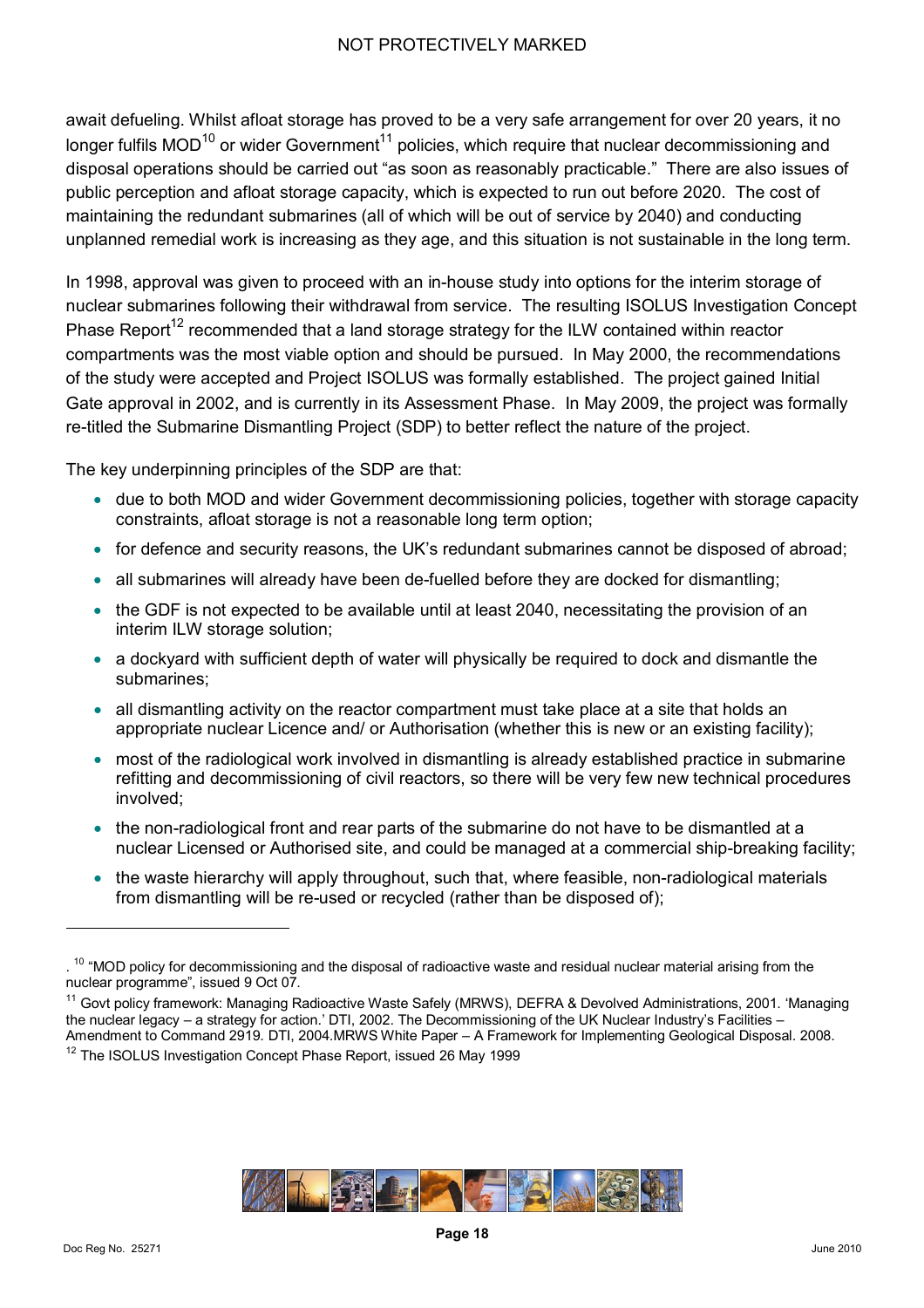await defueling. Whilst afloat storage has proved to be a very safe arrangement for over 20 years, it no longer fulfils MOD[10] or wider Government[11] policies, which require that nuclear decommissioning and disposal operations should be carried out "as soon as reasonably practicable." There are also issues of public perception and afloat storage capacity, which is expected to run out before 2020. The cost of maintaining the redundant submarines (all of which will be out of service by 2040) and conducting unplanned remedial work is increasing as they age, and this situation is not sustainable in the long term.

In 1998, approval was given to proceed with an in-house study into options for the interim storage of nuclear submarines following their withdrawal from service. The resulting ISOLUS Investigation Concept Phase Report[12] recommended that a land storage strategy for the ILW contained within reactor compartments was the most viable option and should be pursued. In May 2000, the recommendations of the study were accepted and Project ISOLUS was formally established. The project gained Initial Gate approval in 2002, and is currently in its Assessment Phase. In May 2009, the project was formally re-titled the Submarine Dismantling Project (SDP) to better reflect the nature of the project.

The key underpinning principles of the SDP are that:

- due to both MOD and wider Government decommissioning policies, together with storage capacity constraints, afloat storage is not a reasonable long term option;
- for defence and security reasons, the UK's redundant submarines cannot be disposed of abroad;
- all submarines will already have been de-fuelled before they are docked for dismantling;
- the GDF is not expected to be available until at least 2040, necessitating the provision of an interim ILW storage solution;
- a dockyard with sufficient depth of water will physically be required to dock and dismantle the submarines;
- all dismantling activity on the reactor compartment must take place at a site that holds an appropriate nuclear Licence and/ or Authorisation (whether this is new or an existing facility);
- most of the radiological work involved in dismantling is already established practice in submarine refitting and decommissioning of civil reactors, so there will be very few new technical procedures involved;
- the non-radiological front and rear parts of the submarine do not have to be dismantled at a nuclear Licensed or Authorised site, and could be managed at a commercial ship-breaking facility;
- the waste hierarchy will apply throughout, such that, where feasible, non-radiological materials from dismantling will be re-used or recycled (rather than be disposed of);

---

[10] "MOD policy for decommissioning and the disposal of radioactive waste and residual nuclear material arising from the nuclear programme", issued 9 Oct 07.

[11] Govt policy framework: Managing Radioactive Waste Safely (MRWS), DEFRA & Devolved Administrations, 2001. 'Managing the nuclear legacy – a strategy for action.' DTI, 2002. The Decommissioning of the UK Nuclear Industry's Facilities – Amendment to Command 2919. DTI, 2004.MRWS White Paper – A Framework for Implementing Geological Disposal. 2008.

[12] The ISOLUS Investigation Concept Phase Report, issued 26 May 1999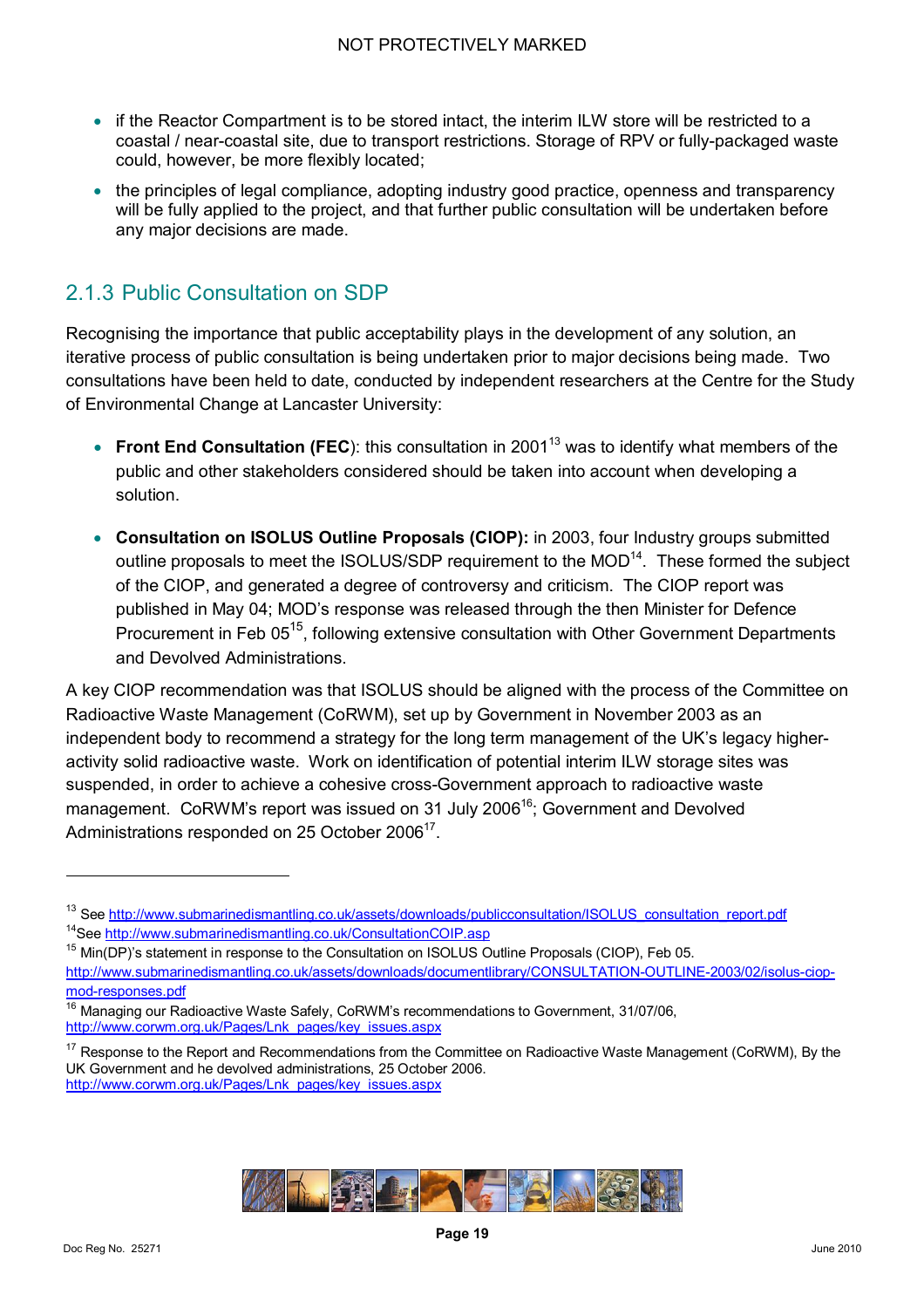- if the Reactor Compartment is to be stored intact, the interim ILW store will be restricted to a coastal / near-coastal site, due to transport restrictions. Storage of RPV or fully-packaged waste could, however, be more flexibly located;
- the principles of legal compliance, adopting industry good practice, openness and transparency will be fully applied to the project, and that further public consultation will be undertaken before any major decisions are made.

### 2.1.3 Public Consultation on SDP

Recognising the importance that public acceptability plays in the development of any solution, an iterative process of public consultation is being undertaken prior to major decisions being made. Two consultations have been held to date, conducted by independent researchers at the Centre for the Study of Environmental Change at Lancaster University:

- **Front End Consultation (FEC**): this consultation in 2001[13] was to identify what members of the public and other stakeholders considered should be taken into account when developing a solution.

- **Consultation on ISOLUS Outline Proposals (CIOP):** in 2003, four Industry groups submitted outline proposals to meet the ISOLUS/SDP requirement to the MOD[14]. These formed the subject of the CIOP, and generated a degree of controversy and criticism. The CIOP report was published in May 04; MOD's response was released through the then Minister for Defence Procurement in Feb 05[15], following extensive consultation with Other Government Departments and Devolved Administrations.

A key CIOP recommendation was that ISOLUS should be aligned with the process of the Committee on Radioactive Waste Management (CoRWM), set up by Government in November 2003 as an independent body to recommend a strategy for the long term management of the UK's legacy higher-activity solid radioactive waste. Work on identification of potential interim ILW storage sites was suspended, in order to achieve a cohesive cross-Government approach to radioactive waste management. CoRWM's report was issued on 31 July 2006[16]; Government and Devolved Administrations responded on 25 October 2006[17].

---

[13] See http://www.submarinedismantling.co.uk/assets/downloads/publicconsultation/ISOLUS_consultation_report.pdf

[14] See http://www.submarinedismantling.co.uk/ConsultationCOIP.asp

[15] Min(DP)'s statement in response to the Consultation on ISOLUS Outline Proposals (CIOP), Feb 05. http://www.submarinedismantling.co.uk/assets/downloads/documentlibrary/CONSULTATION-OUTLINE-2003/02/isolus-ciop-mod-responses.pdf

[16] Managing our Radioactive Waste Safely, CoRWM's recommendations to Government, 31/07/06, http://www.corwm.org.uk/Pages/Lnk_pages/key_issues.aspx

[17] Response to the Report and Recommendations from the Committee on Radioactive Waste Management (CoRWM), By the UK Government and he devolved administrations, 25 October 2006. http://www.corwm.org.uk/Pages/Lnk_pages/key_issues.aspx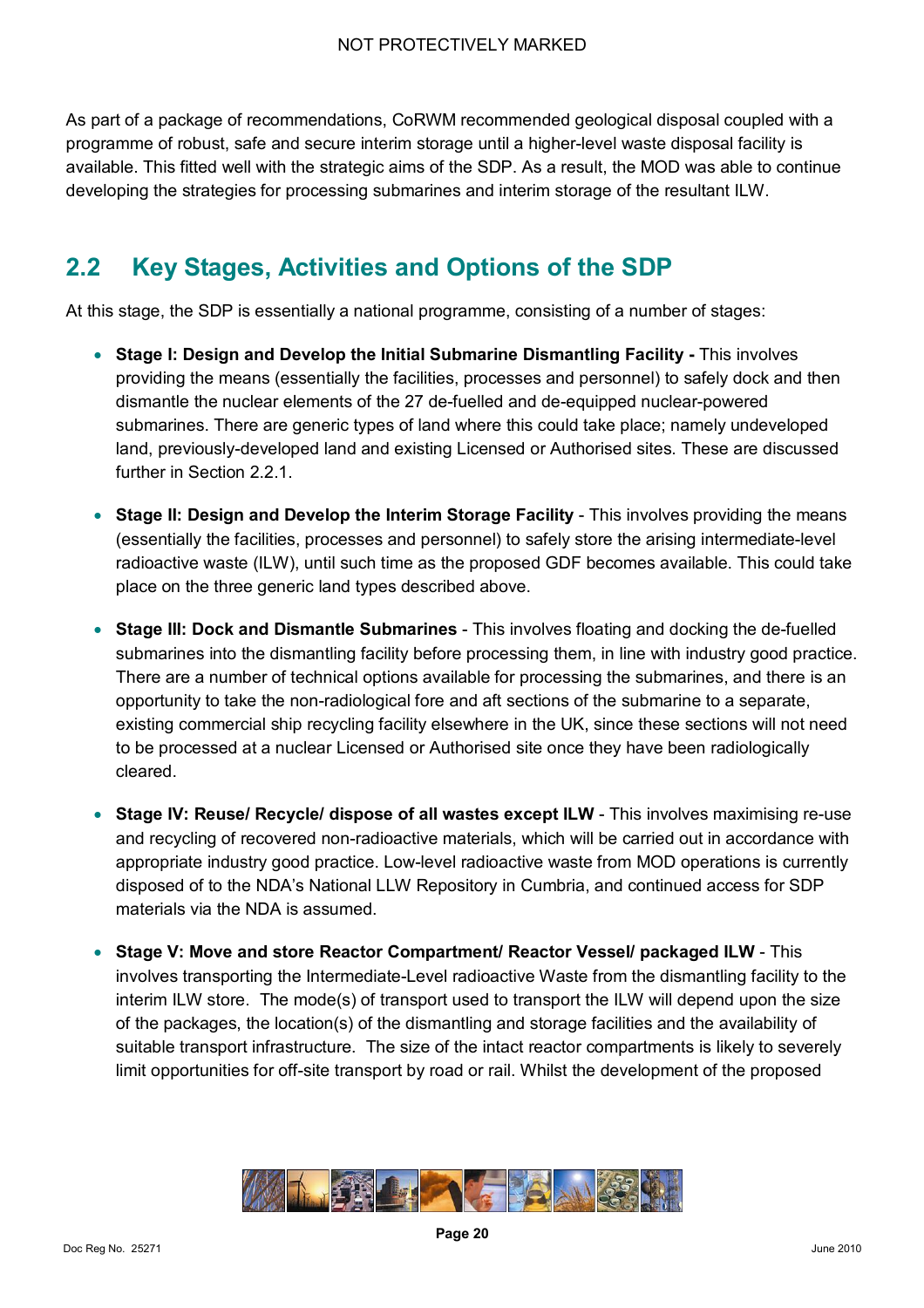As part of a package of recommendations, CoRWM recommended geological disposal coupled with a programme of robust, safe and secure interim storage until a higher-level waste disposal facility is available. This fitted well with the strategic aims of the SDP. As a result, the MOD was able to continue developing the strategies for processing submarines and interim storage of the resultant ILW.

## 2.2 Key Stages, Activities and Options of the SDP

At this stage, the SDP is essentially a national programme, consisting of a number of stages:

- **Stage I: Design and Develop the Initial Submarine Dismantling Facility -** This involves providing the means (essentially the facilities, processes and personnel) to safely dock and then dismantle the nuclear elements of the 27 de-fuelled and de-equipped nuclear-powered submarines. There are generic types of land where this could take place; namely undeveloped land, previously-developed land and existing Licensed or Authorised sites. These are discussed further in Section 2.2.1.

- **Stage II: Design and Develop the Interim Storage Facility** - This involves providing the means (essentially the facilities, processes and personnel) to safely store the arising intermediate-level radioactive waste (ILW), until such time as the proposed GDF becomes available. This could take place on the three generic land types described above.

- **Stage III: Dock and Dismantle Submarines** - This involves floating and docking the de-fuelled submarines into the dismantling facility before processing them, in line with industry good practice. There are a number of technical options available for processing the submarines, and there is an opportunity to take the non-radiological fore and aft sections of the submarine to a separate, existing commercial ship recycling facility elsewhere in the UK, since these sections will not need to be processed at a nuclear Licensed or Authorised site once they have been radiologically cleared.

- **Stage IV: Reuse/ Recycle/ dispose of all wastes except ILW** - This involves maximising re-use and recycling of recovered non-radioactive materials, which will be carried out in accordance with appropriate industry good practice. Low-level radioactive waste from MOD operations is currently disposed of to the NDA's National LLW Repository in Cumbria, and continued access for SDP materials via the NDA is assumed.

- **Stage V: Move and store Reactor Compartment/ Reactor Vessel/ packaged ILW** - This involves transporting the Intermediate-Level radioactive Waste from the dismantling facility to the interim ILW store. The mode(s) of transport used to transport the ILW will depend upon the size of the packages, the location(s) of the dismantling and storage facilities and the availability of suitable transport infrastructure. The size of the intact reactor compartments is likely to severely limit opportunities for off-site transport by road or rail. Whilst the development of the proposed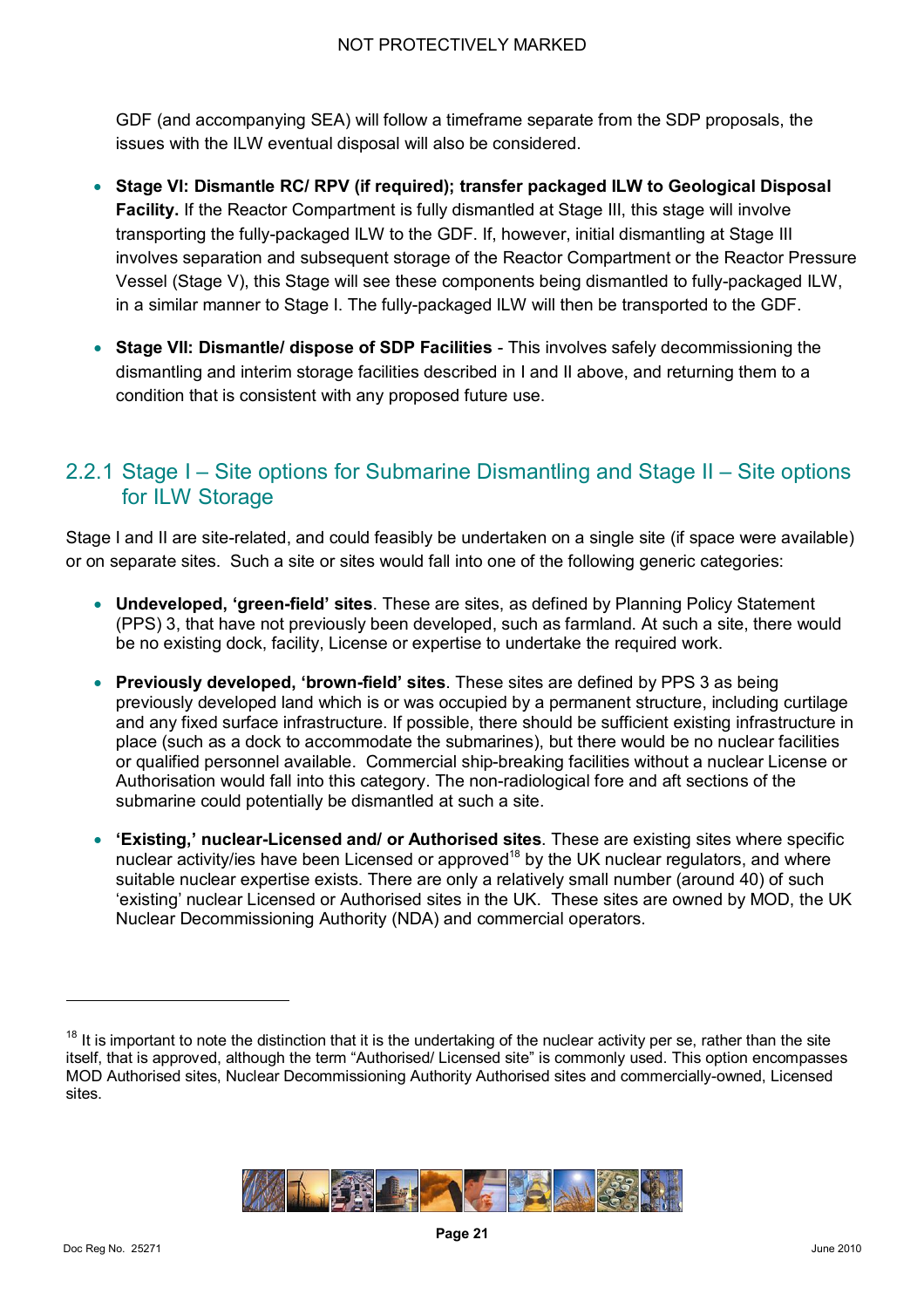GDF (and accompanying SEA) will follow a timeframe separate from the SDP proposals, the issues with the ILW eventual disposal will also be considered.

- **Stage VI: Dismantle RC/ RPV (if required); transfer packaged ILW to Geological Disposal Facility.** If the Reactor Compartment is fully dismantled at Stage III, this stage will involve transporting the fully-packaged ILW to the GDF. If, however, initial dismantling at Stage III involves separation and subsequent storage of the Reactor Compartment or the Reactor Pressure Vessel (Stage V), this Stage will see these components being dismantled to fully-packaged ILW, in a similar manner to Stage I. The fully-packaged ILW will then be transported to the GDF.

- **Stage VII: Dismantle/ dispose of SDP Facilities** - This involves safely decommissioning the dismantling and interim storage facilities described in I and II above, and returning them to a condition that is consistent with any proposed future use.

### 2.2.1 Stage I – Site options for Submarine Dismantling and Stage II – Site options for ILW Storage

Stage I and II are site-related, and could feasibly be undertaken on a single site (if space were available) or on separate sites. Such a site or sites would fall into one of the following generic categories:

- **Undeveloped, 'green-field' sites**. These are sites, as defined by Planning Policy Statement (PPS) 3, that have not previously been developed, such as farmland. At such a site, there would be no existing dock, facility, License or expertise to undertake the required work.

- **Previously developed, 'brown-field' sites**. These sites are defined by PPS 3 as being previously developed land which is or was occupied by a permanent structure, including curtilage and any fixed surface infrastructure. If possible, there should be sufficient existing infrastructure in place (such as a dock to accommodate the submarines), but there would be no nuclear facilities or qualified personnel available. Commercial ship-breaking facilities without a nuclear License or Authorisation would fall into this category. The non-radiological fore and aft sections of the submarine could potentially be dismantled at such a site.

- **'Existing,' nuclear-Licensed and/ or Authorised sites**. These are existing sites where specific nuclear activity/ies have been Licensed or approved[18] by the UK nuclear regulators, and where suitable nuclear expertise exists. There are only a relatively small number (around 40) of such 'existing' nuclear Licensed or Authorised sites in the UK. These sites are owned by MOD, the UK Nuclear Decommissioning Authority (NDA) and commercial operators.

[18] It is important to note the distinction that it is the undertaking of the nuclear activity per se, rather than the site itself, that is approved, although the term "Authorised/ Licensed site" is commonly used. This option encompasses MOD Authorised sites, Nuclear Decommissioning Authority Authorised sites and commercially-owned, Licensed sites.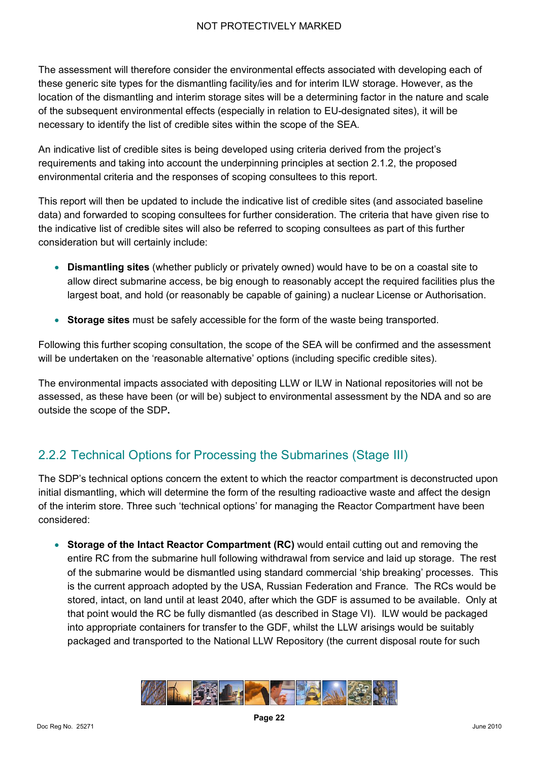The assessment will therefore consider the environmental effects associated with developing each of these generic site types for the dismantling facility/ies and for interim ILW storage. However, as the location of the dismantling and interim storage sites will be a determining factor in the nature and scale of the subsequent environmental effects (especially in relation to EU-designated sites), it will be necessary to identify the list of credible sites within the scope of the SEA.

An indicative list of credible sites is being developed using criteria derived from the project's requirements and taking into account the underpinning principles at section 2.1.2, the proposed environmental criteria and the responses of scoping consultees to this report.

This report will then be updated to include the indicative list of credible sites (and associated baseline data) and forwarded to scoping consultees for further consideration. The criteria that have given rise to the indicative list of credible sites will also be referred to scoping consultees as part of this further consideration but will certainly include:

- **Dismantling sites** (whether publicly or privately owned) would have to be on a coastal site to allow direct submarine access, be big enough to reasonably accept the required facilities plus the largest boat, and hold (or reasonably be capable of gaining) a nuclear License or Authorisation.
- **Storage sites** must be safely accessible for the form of the waste being transported.

Following this further scoping consultation, the scope of the SEA will be confirmed and the assessment will be undertaken on the 'reasonable alternative' options (including specific credible sites).

The environmental impacts associated with depositing LLW or ILW in National repositories will not be assessed, as these have been (or will be) subject to environmental assessment by the NDA and so are outside the scope of the SDP**.**

## 2.2.2 Technical Options for Processing the Submarines (Stage III)

The SDP's technical options concern the extent to which the reactor compartment is deconstructed upon initial dismantling, which will determine the form of the resulting radioactive waste and affect the design of the interim store. Three such 'technical options' for managing the Reactor Compartment have been considered:

- **Storage of the Intact Reactor Compartment (RC)** would entail cutting out and removing the entire RC from the submarine hull following withdrawal from service and laid up storage. The rest of the submarine would be dismantled using standard commercial 'ship breaking' processes. This is the current approach adopted by the USA, Russian Federation and France. The RCs would be stored, intact, on land until at least 2040, after which the GDF is assumed to be available. Only at that point would the RC be fully dismantled (as described in Stage VI). ILW would be packaged into appropriate containers for transfer to the GDF, whilst the LLW arisings would be suitably packaged and transported to the National LLW Repository (the current disposal route for such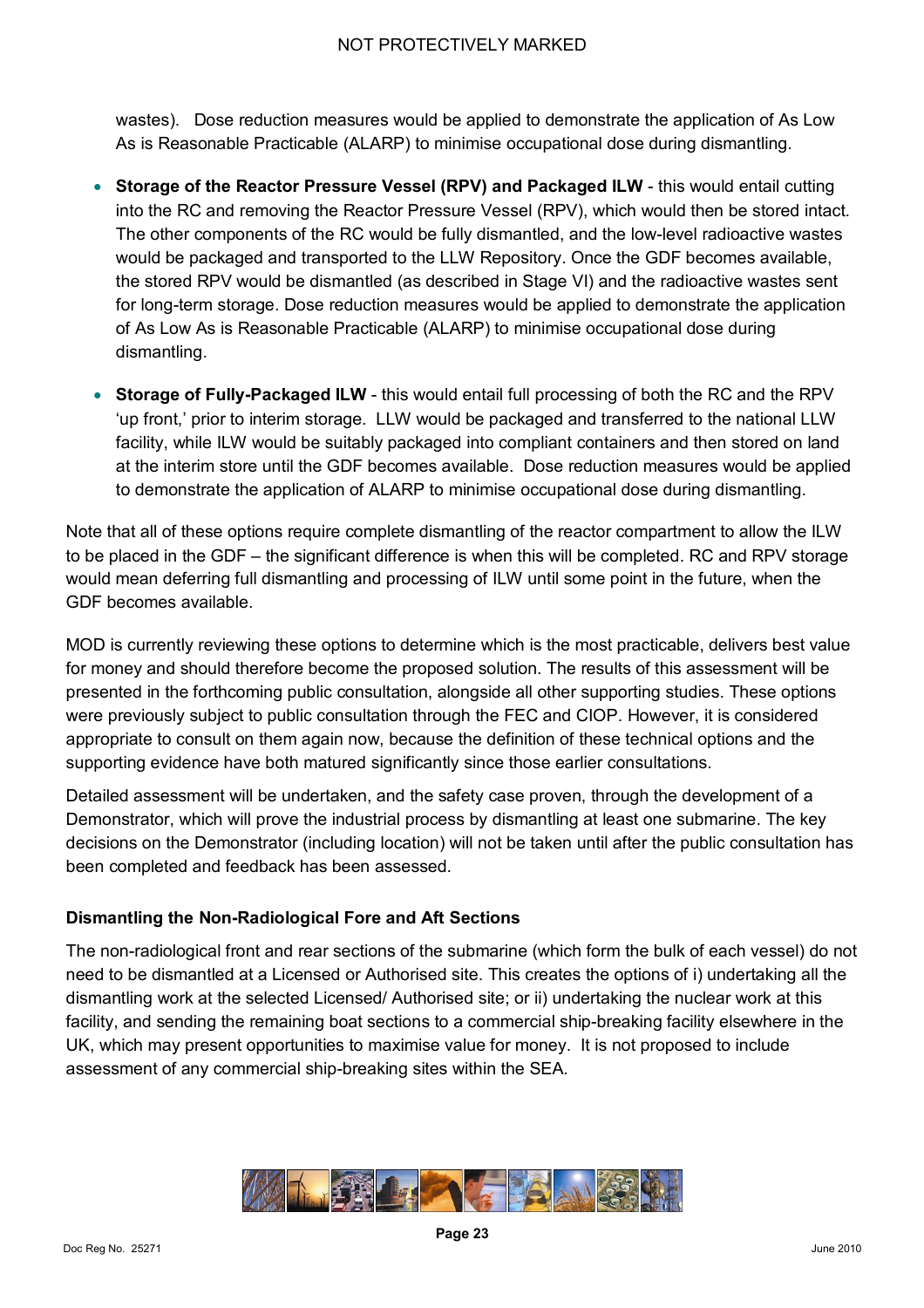wastes). Dose reduction measures would be applied to demonstrate the application of As Low As is Reasonable Practicable (ALARP) to minimise occupational dose during dismantling.

- **Storage of the Reactor Pressure Vessel (RPV) and Packaged ILW** - this would entail cutting into the RC and removing the Reactor Pressure Vessel (RPV), which would then be stored intact. The other components of the RC would be fully dismantled, and the low-level radioactive wastes would be packaged and transported to the LLW Repository. Once the GDF becomes available, the stored RPV would be dismantled (as described in Stage VI) and the radioactive wastes sent for long-term storage. Dose reduction measures would be applied to demonstrate the application of As Low As is Reasonable Practicable (ALARP) to minimise occupational dose during dismantling.

- **Storage of Fully-Packaged ILW** - this would entail full processing of both the RC and the RPV 'up front,' prior to interim storage. LLW would be packaged and transferred to the national LLW facility, while ILW would be suitably packaged into compliant containers and then stored on land at the interim store until the GDF becomes available. Dose reduction measures would be applied to demonstrate the application of ALARP to minimise occupational dose during dismantling.

Note that all of these options require complete dismantling of the reactor compartment to allow the ILW to be placed in the GDF – the significant difference is when this will be completed. RC and RPV storage would mean deferring full dismantling and processing of ILW until some point in the future, when the GDF becomes available.

MOD is currently reviewing these options to determine which is the most practicable, delivers best value for money and should therefore become the proposed solution. The results of this assessment will be presented in the forthcoming public consultation, alongside all other supporting studies. These options were previously subject to public consultation through the FEC and CIOP. However, it is considered appropriate to consult on them again now, because the definition of these technical options and the supporting evidence have both matured significantly since those earlier consultations.

Detailed assessment will be undertaken, and the safety case proven, through the development of a Demonstrator, which will prove the industrial process by dismantling at least one submarine. The key decisions on the Demonstrator (including location) will not be taken until after the public consultation has been completed and feedback has been assessed.

### Dismantling the Non-Radiological Fore and Aft Sections

The non-radiological front and rear sections of the submarine (which form the bulk of each vessel) do not need to be dismantled at a Licensed or Authorised site. This creates the options of i) undertaking all the dismantling work at the selected Licensed/ Authorised site; or ii) undertaking the nuclear work at this facility, and sending the remaining boat sections to a commercial ship-breaking facility elsewhere in the UK, which may present opportunities to maximise value for money. It is not proposed to include assessment of any commercial ship-breaking sites within the SEA.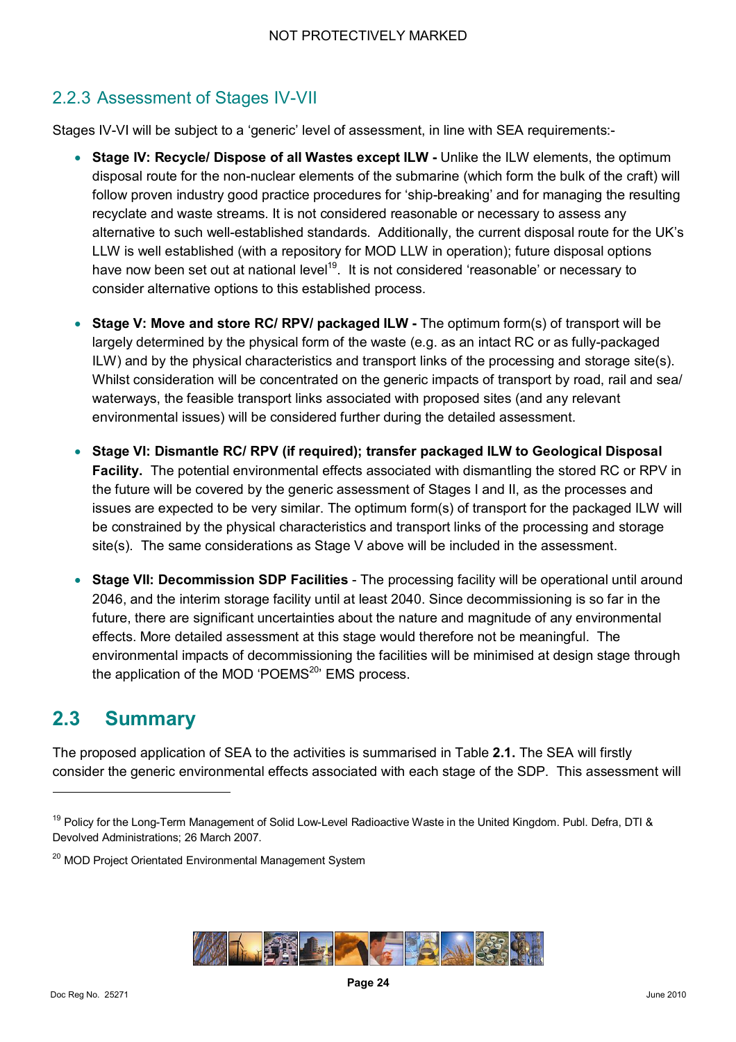### 2.2.3 Assessment of Stages IV-VII

Stages IV-VI will be subject to a 'generic' level of assessment, in line with SEA requirements:-

- **Stage IV: Recycle/ Dispose of all Wastes except ILW -** Unlike the ILW elements, the optimum disposal route for the non-nuclear elements of the submarine (which form the bulk of the craft) will follow proven industry good practice procedures for 'ship-breaking' and for managing the resulting recyclate and waste streams. It is not considered reasonable or necessary to assess any alternative to such well-established standards. Additionally, the current disposal route for the UK's LLW is well established (with a repository for MOD LLW in operation); future disposal options have now been set out at national level[19]. It is not considered 'reasonable' or necessary to consider alternative options to this established process.

- **Stage V: Move and store RC/ RPV/ packaged ILW -** The optimum form(s) of transport will be largely determined by the physical form of the waste (e.g. as an intact RC or as fully-packaged ILW) and by the physical characteristics and transport links of the processing and storage site(s). Whilst consideration will be concentrated on the generic impacts of transport by road, rail and sea/ waterways, the feasible transport links associated with proposed sites (and any relevant environmental issues) will be considered further during the detailed assessment.

- **Stage VI: Dismantle RC/ RPV (if required); transfer packaged ILW to Geological Disposal Facility.** The potential environmental effects associated with dismantling the stored RC or RPV in the future will be covered by the generic assessment of Stages I and II, as the processes and issues are expected to be very similar. The optimum form(s) of transport for the packaged ILW will be constrained by the physical characteristics and transport links of the processing and storage site(s). The same considerations as Stage V above will be included in the assessment.

- **Stage VII: Decommission SDP Facilities** - The processing facility will be operational until around 2046, and the interim storage facility until at least 2040. Since decommissioning is so far in the future, there are significant uncertainties about the nature and magnitude of any environmental effects. More detailed assessment at this stage would therefore not be meaningful. The environmental impacts of decommissioning the facilities will be minimised at design stage through the application of the MOD 'POEMS[20]' EMS process.

## 2.3 Summary

The proposed application of SEA to the activities is summarised in Table **2.1.** The SEA will firstly consider the generic environmental effects associated with each stage of the SDP. This assessment will

---

[19] Policy for the Long-Term Management of Solid Low-Level Radioactive Waste in the United Kingdom. Publ. Defra, DTI & Devolved Administrations; 26 March 2007.

[20] MOD Project Orientated Environmental Management System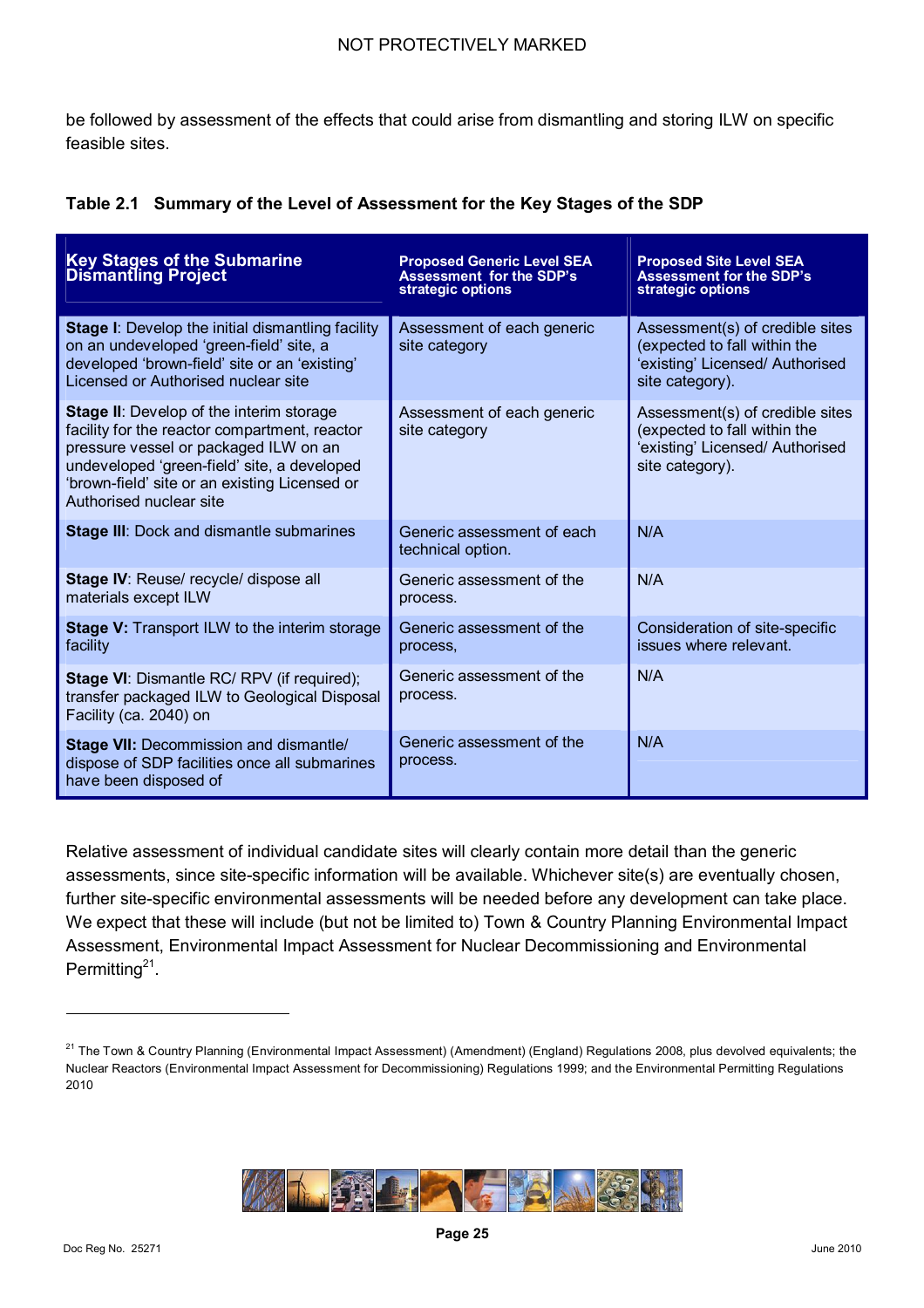be followed by assessment of the effects that could arise from dismantling and storing ILW on specific feasible sites.

**Table 2.1 Summary of the Level of Assessment for the Key Stages of the SDP**

| Key Stages of the Submarine Dismantling Project | Proposed Generic Level SEA Assessment for the SDP's strategic options | Proposed Site Level SEA Assessment for the SDP's strategic options |
|---|---|---|
| **Stage I**: Develop the initial dismantling facility on an undeveloped 'green-field' site, a developed 'brown-field' site or an 'existing' Licensed or Authorised nuclear site | Assessment of each generic site category | Assessment(s) of credible sites (expected to fall within the 'existing' Licensed/ Authorised site category). |
| **Stage II**: Develop of the interim storage facility for the reactor compartment, reactor pressure vessel or packaged ILW on an undeveloped 'green-field' site, a developed 'brown-field' site or an existing Licensed or Authorised nuclear site | Assessment of each generic site category | Assessment(s) of credible sites (expected to fall within the 'existing' Licensed/ Authorised site category). |
| **Stage III**: Dock and dismantle submarines | Generic assessment of each technical option. | N/A |
| **Stage IV**: Reuse/ recycle/ dispose all materials except ILW | Generic assessment of the process. | N/A |
| **Stage V:** Transport ILW to the interim storage facility | Generic assessment of the process, | Consideration of site-specific issues where relevant. |
| **Stage VI**: Dismantle RC/ RPV (if required); transfer packaged ILW to Geological Disposal Facility (ca. 2040) on | Generic assessment of the process. | N/A |
| **Stage VII:** Decommission and dismantle/ dispose of SDP facilities once all submarines have been disposed of | Generic assessment of the process. | N/A |

Relative assessment of individual candidate sites will clearly contain more detail than the generic assessments, since site-specific information will be available. Whichever site(s) are eventually chosen, further site-specific environmental assessments will be needed before any development can take place. We expect that these will include (but not be limited to) Town & Country Planning Environmental Impact Assessment, Environmental Impact Assessment for Nuclear Decommissioning and Environmental Permitting[21].

[21] The Town & Country Planning (Environmental Impact Assessment) (Amendment) (England) Regulations 2008, plus devolved equivalents; the Nuclear Reactors (Environmental Impact Assessment for Decommissioning) Regulations 1999; and the Environmental Permitting Regulations 2010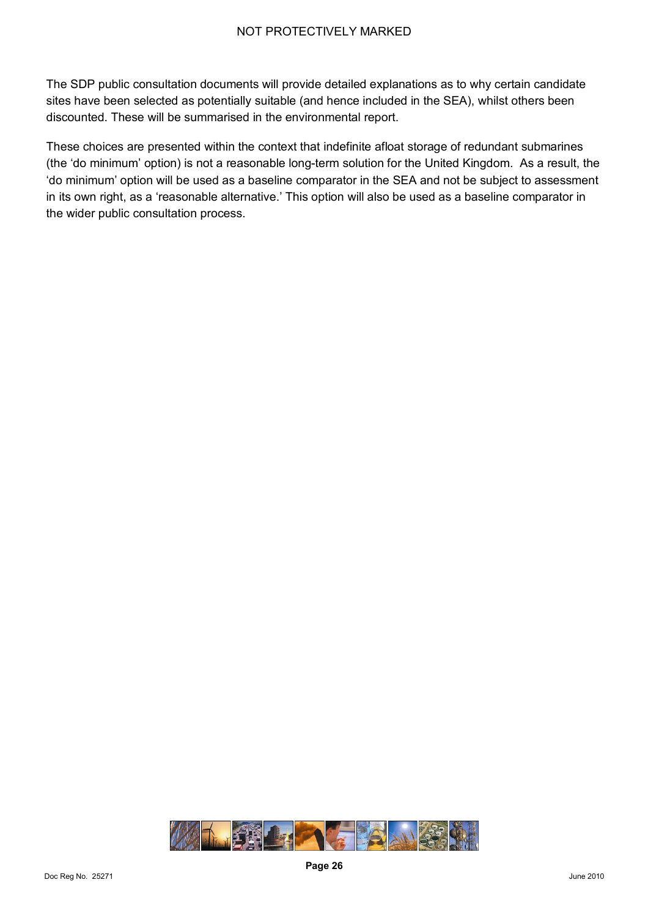The SDP public consultation documents will provide detailed explanations as to why certain candidate sites have been selected as potentially suitable (and hence included in the SEA), whilst others been discounted. These will be summarised in the environmental report.

These choices are presented within the context that indefinite afloat storage of redundant submarines (the ‘do minimum’ option) is not a reasonable long-term solution for the United Kingdom. As a result, the ‘do minimum’ option will be used as a baseline comparator in the SEA and not be subject to assessment in its own right, as a ‘reasonable alternative.’ This option will also be used as a baseline comparator in the wider public consultation process.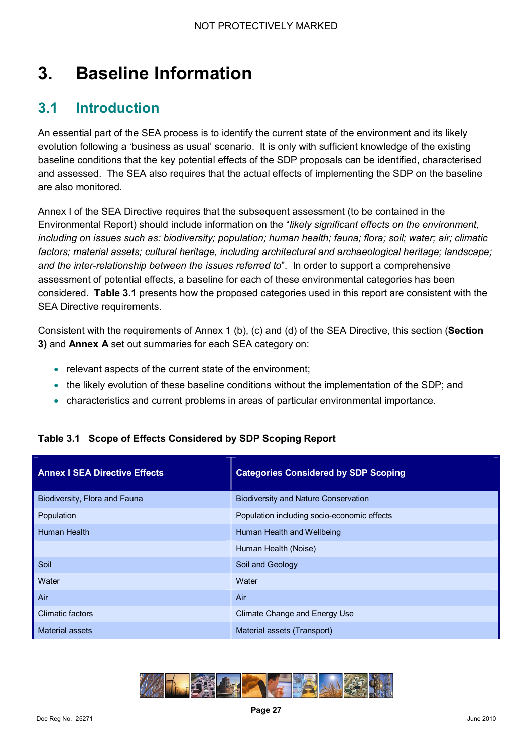# 3. Baseline Information

## 3.1 Introduction

An essential part of the SEA process is to identify the current state of the environment and its likely evolution following a 'business as usual' scenario. It is only with sufficient knowledge of the existing baseline conditions that the key potential effects of the SDP proposals can be identified, characterised and assessed. The SEA also requires that the actual effects of implementing the SDP on the baseline are also monitored.

Annex I of the SEA Directive requires that the subsequent assessment (to be contained in the Environmental Report) should include information on the "*likely significant effects on the environment, including on issues such as: biodiversity; population; human health; fauna; flora; soil; water; air; climatic factors; material assets; cultural heritage, including architectural and archaeological heritage; landscape; and the inter-relationship between the issues referred to*". In order to support a comprehensive assessment of potential effects, a baseline for each of these environmental categories has been considered. **Table 3.1** presents how the proposed categories used in this report are consistent with the SEA Directive requirements.

Consistent with the requirements of Annex 1 (b), (c) and (d) of the SEA Directive, this section (**Section 3)** and **Annex A** set out summaries for each SEA category on:

- relevant aspects of the current state of the environment;
- the likely evolution of these baseline conditions without the implementation of the SDP; and
- characteristics and current problems in areas of particular environmental importance.

**Table 3.1 Scope of Effects Considered by SDP Scoping Report**

| Annex I SEA Directive Effects | Categories Considered by SDP Scoping |
|---|---|
| Biodiversity, Flora and Fauna | Biodiversity and Nature Conservation |
| Population | Population including socio-economic effects |
| Human Health | Human Health and Wellbeing |
| | Human Health (Noise) |
| Soil | Soil and Geology |
| Water | Water |
| Air | Air |
| Climatic factors | Climate Change and Energy Use |
| Material assets | Material assets (Transport) |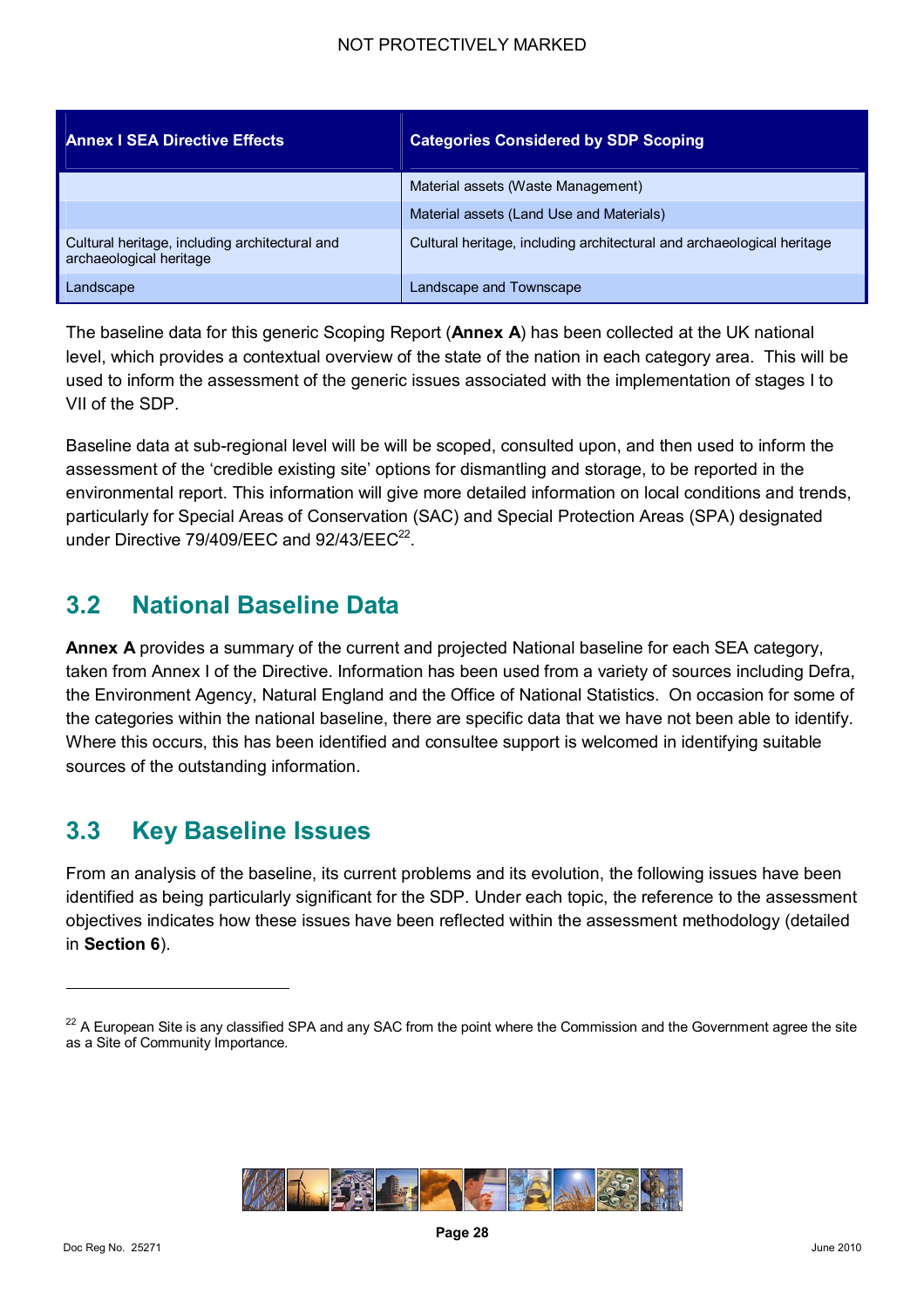| Annex I SEA Directive Effects | Categories Considered by SDP Scoping |
|---|---|
| | Material assets (Waste Management) |
| | Material assets (Land Use and Materials) |
| Cultural heritage, including architectural and archaeological heritage | Cultural heritage, including architectural and archaeological heritage |
| Landscape | Landscape and Townscape |

The baseline data for this generic Scoping Report (**Annex A**) has been collected at the UK national level, which provides a contextual overview of the state of the nation in each category area. This will be used to inform the assessment of the generic issues associated with the implementation of stages I to VII of the SDP.

Baseline data at sub-regional level will be will be scoped, consulted upon, and then used to inform the assessment of the 'credible existing site' options for dismantling and storage, to be reported in the environmental report. This information will give more detailed information on local conditions and trends, particularly for Special Areas of Conservation (SAC) and Special Protection Areas (SPA) designated under Directive 79/409/EEC and 92/43/EEC[22].

## 3.2 National Baseline Data

**Annex A** provides a summary of the current and projected National baseline for each SEA category, taken from Annex I of the Directive. Information has been used from a variety of sources including Defra, the Environment Agency, Natural England and the Office of National Statistics. On occasion for some of the categories within the national baseline, there are specific data that we have not been able to identify. Where this occurs, this has been identified and consultee support is welcomed in identifying suitable sources of the outstanding information.

## 3.3 Key Baseline Issues

From an analysis of the baseline, its current problems and its evolution, the following issues have been identified as being particularly significant for the SDP. Under each topic, the reference to the assessment objectives indicates how these issues have been reflected within the assessment methodology (detailed in **Section 6**).

---

[22] A European Site is any classified SPA and any SAC from the point where the Commission and the Government agree the site as a Site of Community Importance.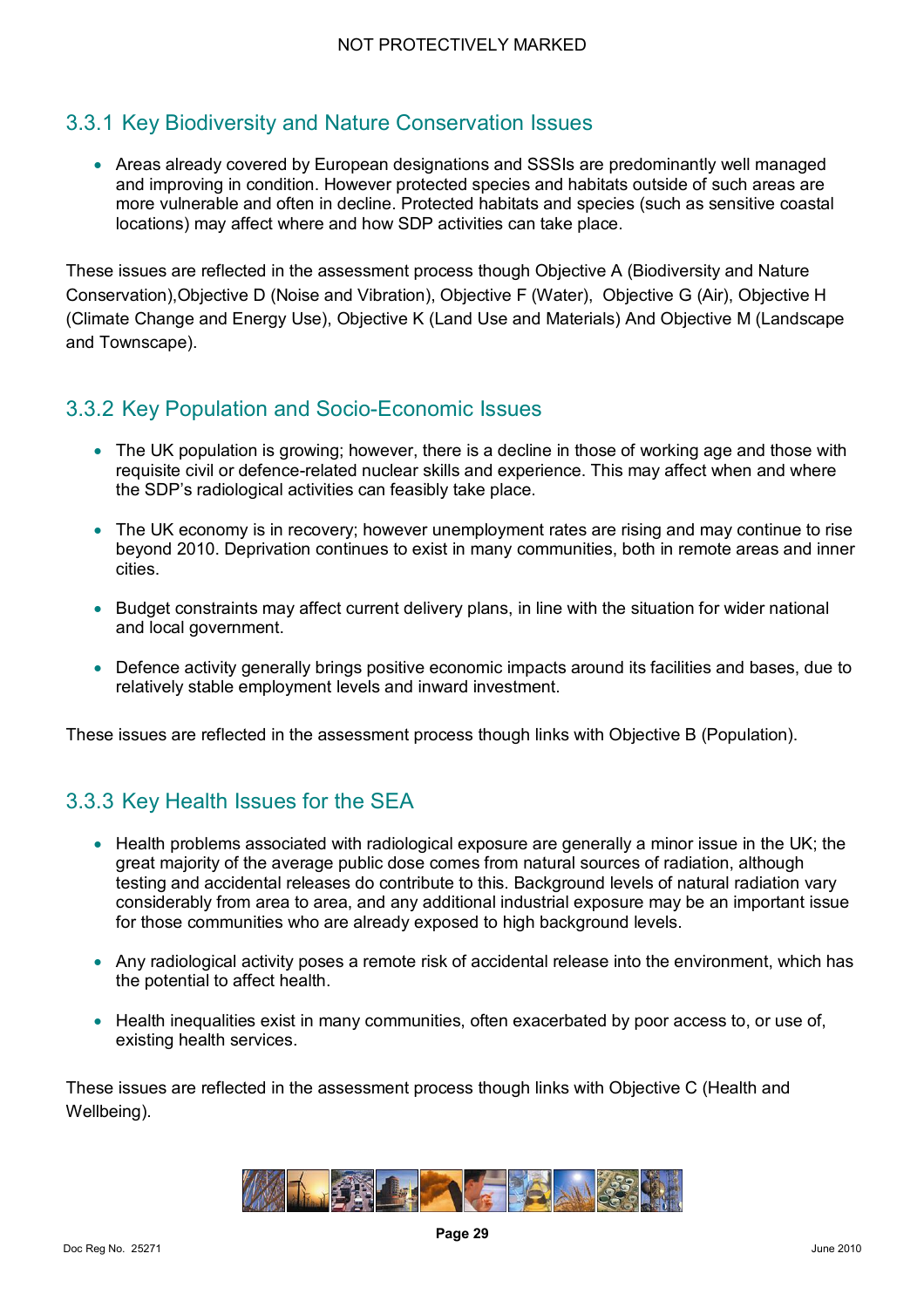### 3.3.1 Key Biodiversity and Nature Conservation Issues

- Areas already covered by European designations and SSSIs are predominantly well managed and improving in condition. However protected species and habitats outside of such areas are more vulnerable and often in decline. Protected habitats and species (such as sensitive coastal locations) may affect where and how SDP activities can take place.

These issues are reflected in the assessment process though Objective A (Biodiversity and Nature Conservation),Objective D (Noise and Vibration), Objective F (Water),  Objective G (Air), Objective H (Climate Change and Energy Use), Objective K (Land Use and Materials) And Objective M (Landscape and Townscape).

### 3.3.2 Key Population and Socio-Economic Issues

- The UK population is growing; however, there is a decline in those of working age and those with requisite civil or defence-related nuclear skills and experience. This may affect when and where the SDP's radiological activities can feasibly take place.
- The UK economy is in recovery; however unemployment rates are rising and may continue to rise beyond 2010. Deprivation continues to exist in many communities, both in remote areas and inner cities.
- Budget constraints may affect current delivery plans, in line with the situation for wider national and local government.
- Defence activity generally brings positive economic impacts around its facilities and bases, due to relatively stable employment levels and inward investment.

These issues are reflected in the assessment process though links with Objective B (Population).

### 3.3.3 Key Health Issues for the SEA

- Health problems associated with radiological exposure are generally a minor issue in the UK; the great majority of the average public dose comes from natural sources of radiation, although testing and accidental releases do contribute to this. Background levels of natural radiation vary considerably from area to area, and any additional industrial exposure may be an important issue for those communities who are already exposed to high background levels.
- Any radiological activity poses a remote risk of accidental release into the environment, which has the potential to affect health.
- Health inequalities exist in many communities, often exacerbated by poor access to, or use of, existing health services.

These issues are reflected in the assessment process though links with Objective C (Health and Wellbeing).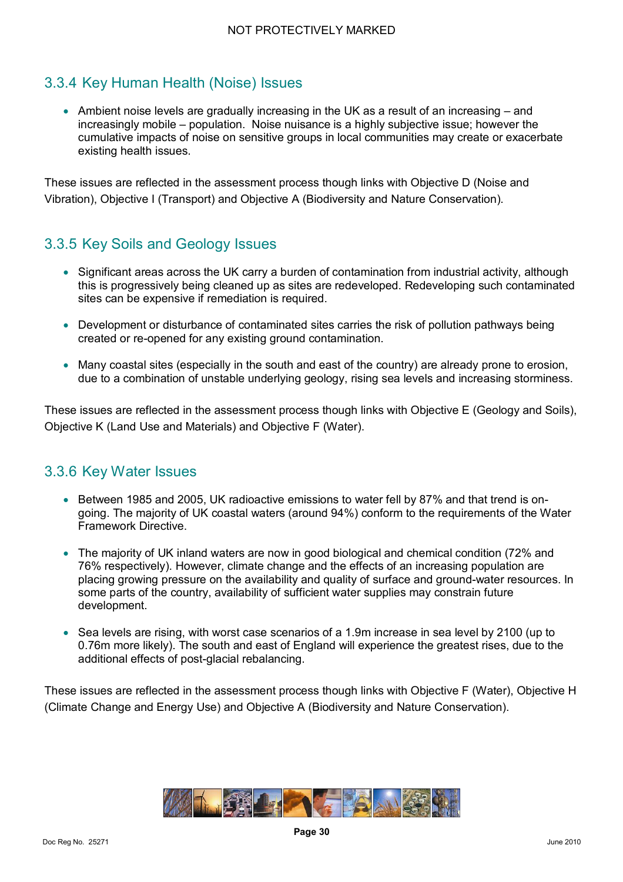### 3.3.4 Key Human Health (Noise) Issues

- Ambient noise levels are gradually increasing in the UK as a result of an increasing – and increasingly mobile – population. Noise nuisance is a highly subjective issue; however the cumulative impacts of noise on sensitive groups in local communities may create or exacerbate existing health issues.

These issues are reflected in the assessment process though links with Objective D (Noise and Vibration), Objective I (Transport) and Objective A (Biodiversity and Nature Conservation).

### 3.3.5 Key Soils and Geology Issues

- Significant areas across the UK carry a burden of contamination from industrial activity, although this is progressively being cleaned up as sites are redeveloped. Redeveloping such contaminated sites can be expensive if remediation is required.

- Development or disturbance of contaminated sites carries the risk of pollution pathways being created or re-opened for any existing ground contamination.

- Many coastal sites (especially in the south and east of the country) are already prone to erosion, due to a combination of unstable underlying geology, rising sea levels and increasing storminess.

These issues are reflected in the assessment process though links with Objective E (Geology and Soils), Objective K (Land Use and Materials) and Objective F (Water).

### 3.3.6 Key Water Issues

- Between 1985 and 2005, UK radioactive emissions to water fell by 87% and that trend is on-going. The majority of UK coastal waters (around 94%) conform to the requirements of the Water Framework Directive.

- The majority of UK inland waters are now in good biological and chemical condition (72% and 76% respectively). However, climate change and the effects of an increasing population are placing growing pressure on the availability and quality of surface and ground-water resources. In some parts of the country, availability of sufficient water supplies may constrain future development.

- Sea levels are rising, with worst case scenarios of a 1.9m increase in sea level by 2100 (up to 0.76m more likely). The south and east of England will experience the greatest rises, due to the additional effects of post-glacial rebalancing.

These issues are reflected in the assessment process though links with Objective F (Water), Objective H (Climate Change and Energy Use) and Objective A (Biodiversity and Nature Conservation).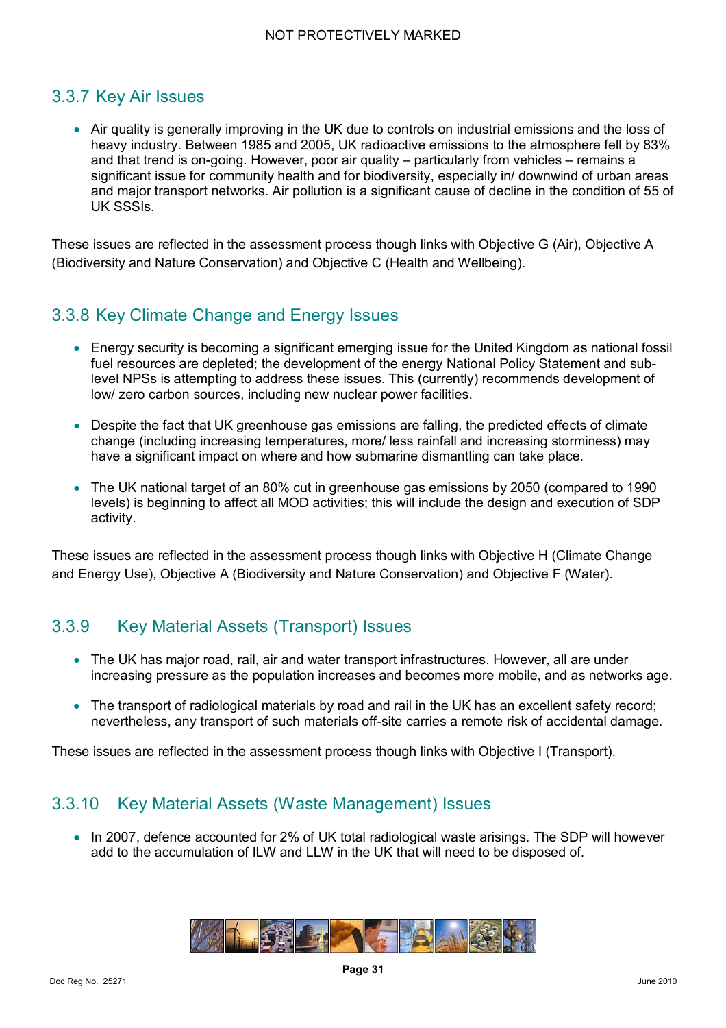### 3.3.7 Key Air Issues

- Air quality is generally improving in the UK due to controls on industrial emissions and the loss of heavy industry. Between 1985 and 2005, UK radioactive emissions to the atmosphere fell by 83% and that trend is on-going. However, poor air quality – particularly from vehicles – remains a significant issue for community health and for biodiversity, especially in/ downwind of urban areas and major transport networks. Air pollution is a significant cause of decline in the condition of 55 of UK SSSIs.

These issues are reflected in the assessment process though links with Objective G (Air), Objective A (Biodiversity and Nature Conservation) and Objective C (Health and Wellbeing).

### 3.3.8 Key Climate Change and Energy Issues

- Energy security is becoming a significant emerging issue for the United Kingdom as national fossil fuel resources are depleted; the development of the energy National Policy Statement and sub-level NPSs is attempting to address these issues. This (currently) recommends development of low/ zero carbon sources, including new nuclear power facilities.

- Despite the fact that UK greenhouse gas emissions are falling, the predicted effects of climate change (including increasing temperatures, more/ less rainfall and increasing storminess) may have a significant impact on where and how submarine dismantling can take place.

- The UK national target of an 80% cut in greenhouse gas emissions by 2050 (compared to 1990 levels) is beginning to affect all MOD activities; this will include the design and execution of SDP activity.

These issues are reflected in the assessment process though links with Objective H (Climate Change and Energy Use), Objective A (Biodiversity and Nature Conservation) and Objective F (Water).

### 3.3.9 Key Material Assets (Transport) Issues

- The UK has major road, rail, air and water transport infrastructures. However, all are under increasing pressure as the population increases and becomes more mobile, and as networks age.

- The transport of radiological materials by road and rail in the UK has an excellent safety record; nevertheless, any transport of such materials off-site carries a remote risk of accidental damage.

These issues are reflected in the assessment process though links with Objective I (Transport).

### 3.3.10 Key Material Assets (Waste Management) Issues

- In 2007, defence accounted for 2% of UK total radiological waste arisings. The SDP will however add to the accumulation of ILW and LLW in the UK that will need to be disposed of.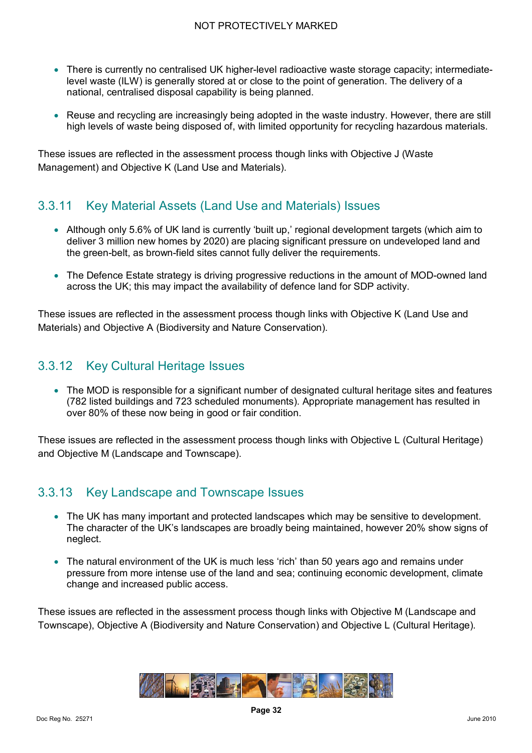- There is currently no centralised UK higher-level radioactive waste storage capacity; intermediate-level waste (ILW) is generally stored at or close to the point of generation. The delivery of a national, centralised disposal capability is being planned.
- Reuse and recycling are increasingly being adopted in the waste industry. However, there are still high levels of waste being disposed of, with limited opportunity for recycling hazardous materials.

These issues are reflected in the assessment process though links with Objective J (Waste Management) and Objective K (Land Use and Materials).

### 3.3.11 Key Material Assets (Land Use and Materials) Issues

- Although only 5.6% of UK land is currently 'built up,' regional development targets (which aim to deliver 3 million new homes by 2020) are placing significant pressure on undeveloped land and the green-belt, as brown-field sites cannot fully deliver the requirements.
- The Defence Estate strategy is driving progressive reductions in the amount of MOD-owned land across the UK; this may impact the availability of defence land for SDP activity.

These issues are reflected in the assessment process though links with Objective K (Land Use and Materials) and Objective A (Biodiversity and Nature Conservation).

### 3.3.12 Key Cultural Heritage Issues

- The MOD is responsible for a significant number of designated cultural heritage sites and features (782 listed buildings and 723 scheduled monuments). Appropriate management has resulted in over 80% of these now being in good or fair condition.

These issues are reflected in the assessment process though links with Objective L (Cultural Heritage) and Objective M (Landscape and Townscape).

### 3.3.13 Key Landscape and Townscape Issues

- The UK has many important and protected landscapes which may be sensitive to development. The character of the UK's landscapes are broadly being maintained, however 20% show signs of neglect.
- The natural environment of the UK is much less 'rich' than 50 years ago and remains under pressure from more intense use of the land and sea; continuing economic development, climate change and increased public access.

These issues are reflected in the assessment process though links with Objective M (Landscape and Townscape), Objective A (Biodiversity and Nature Conservation) and Objective L (Cultural Heritage).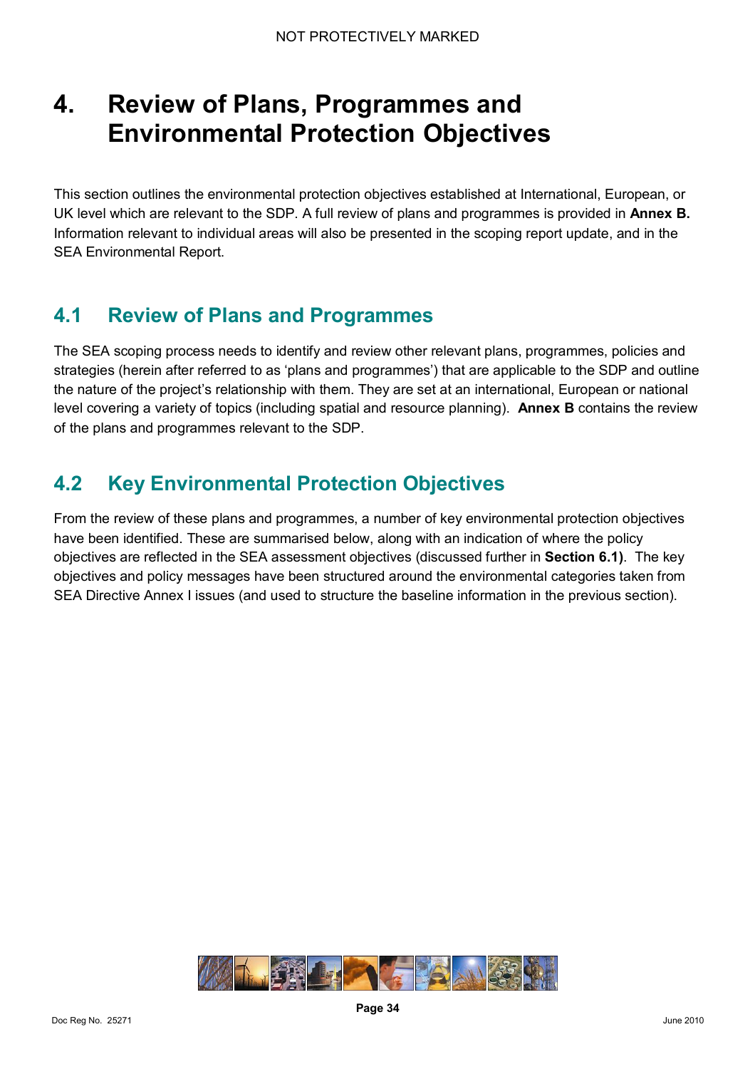# 4. Review of Plans, Programmes and Environmental Protection Objectives

This section outlines the environmental protection objectives established at International, European, or UK level which are relevant to the SDP. A full review of plans and programmes is provided in **Annex B.** Information relevant to individual areas will also be presented in the scoping report update, and in the SEA Environmental Report.

## 4.1 Review of Plans and Programmes

The SEA scoping process needs to identify and review other relevant plans, programmes, policies and strategies (herein after referred to as 'plans and programmes') that are applicable to the SDP and outline the nature of the project's relationship with them. They are set at an international, European or national level covering a variety of topics (including spatial and resource planning). **Annex B** contains the review of the plans and programmes relevant to the SDP.

## 4.2 Key Environmental Protection Objectives

From the review of these plans and programmes, a number of key environmental protection objectives have been identified. These are summarised below, along with an indication of where the policy objectives are reflected in the SEA assessment objectives (discussed further in **Section 6.1)**. The key objectives and policy messages have been structured around the environmental categories taken from SEA Directive Annex I issues (and used to structure the baseline information in the previous section).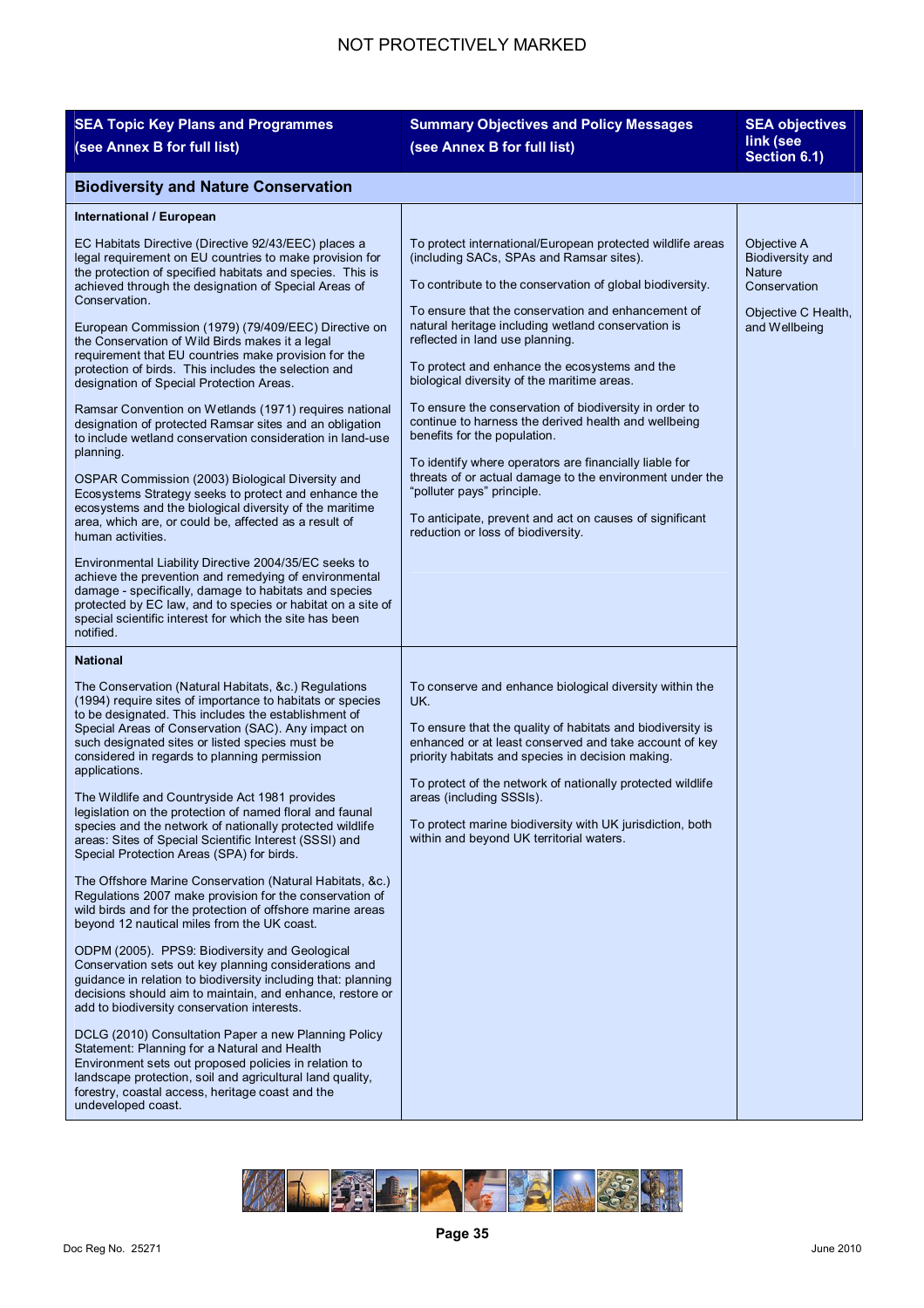| SEA Topic Key Plans and Programmes (see Annex B for full list) | Summary Objectives and Policy Messages (see Annex B for full list) | SEA objectives link (see Section 6.1) |
|---|---|---|
| **Biodiversity and Nature Conservation** | | |
| **International / European** | | |
| EC Habitats Directive (Directive 92/43/EEC) places a legal requirement on EU countries to make provision for the protection of specified habitats and species. This is achieved through the designation of Special Areas of Conservation.<br><br>European Commission (1979) (79/409/EEC) Directive on the Conservation of Wild Birds makes it a legal requirement that EU countries make provision for the protection of birds. This includes the selection and designation of Special Protection Areas.<br><br>Ramsar Convention on Wetlands (1971) requires national designation of protected Ramsar sites and an obligation to include wetland conservation consideration in land-use planning.<br><br>OSPAR Commission (2003) Biological Diversity and Ecosystems Strategy seeks to protect and enhance the ecosystems and the biological diversity of the maritime area, which are, or could be, affected as a result of human activities.<br><br>Environmental Liability Directive 2004/35/EC seeks to achieve the prevention and remedying of environmental damage - specifically, damage to habitats and species protected by EC law, and to species or habitat on a site of special scientific interest for which the site has been notified. | To protect international/European protected wildlife areas (including SACs, SPAs and Ramsar sites).<br><br>To contribute to the conservation of global biodiversity.<br><br>To ensure that the conservation and enhancement of natural heritage including wetland conservation is reflected in land use planning.<br><br>To protect and enhance the ecosystems and the biological diversity of the maritime areas.<br><br>To ensure the conservation of biodiversity in order to continue to harness the derived health and wellbeing benefits for the population.<br><br>To identify where operators are financially liable for threats of or actual damage to the environment under the "polluter pays" principle.<br><br>To anticipate, prevent and act on causes of significant reduction or loss of biodiversity. | Objective A Biodiversity and Nature Conservation<br><br>Objective C Health, and Wellbeing |
| **National** | | |
| The Conservation (Natural Habitats, &c.) Regulations (1994) require sites of importance to habitats or species to be designated. This includes the establishment of Special Areas of Conservation (SAC). Any impact on such designated sites or listed species must be considered in regards to planning permission applications.<br><br>The Wildlife and Countryside Act 1981 provides legislation on the protection of named floral and faunal species and the network of nationally protected wildlife areas: Sites of Special Scientific Interest (SSSI) and Special Protection Areas (SPA) for birds.<br><br>The Offshore Marine Conservation (Natural Habitats, &c.) Regulations 2007 make provision for the conservation of wild birds and for the protection of offshore marine areas beyond 12 nautical miles from the UK coast.<br><br>ODPM (2005). PPS9: Biodiversity and Geological Conservation sets out key planning considerations and guidance in relation to biodiversity including that: planning decisions should aim to maintain, and enhance, restore or add to biodiversity conservation interests.<br><br>DCLG (2010) Consultation Paper a new Planning Policy Statement: Planning for a Natural and Health Environment sets out proposed policies in relation to landscape protection, soil and agricultural land quality, forestry, coastal access, heritage coast and the undeveloped coast. | To conserve and enhance biological diversity within the UK.<br><br>To ensure that the quality of habitats and biodiversity is enhanced or at least conserved and take account of key priority habitats and species in decision making.<br><br>To protect of the network of nationally protected wildlife areas (including SSSIs).<br><br>To protect marine biodiversity with UK jurisdiction, both within and beyond UK territorial waters. | |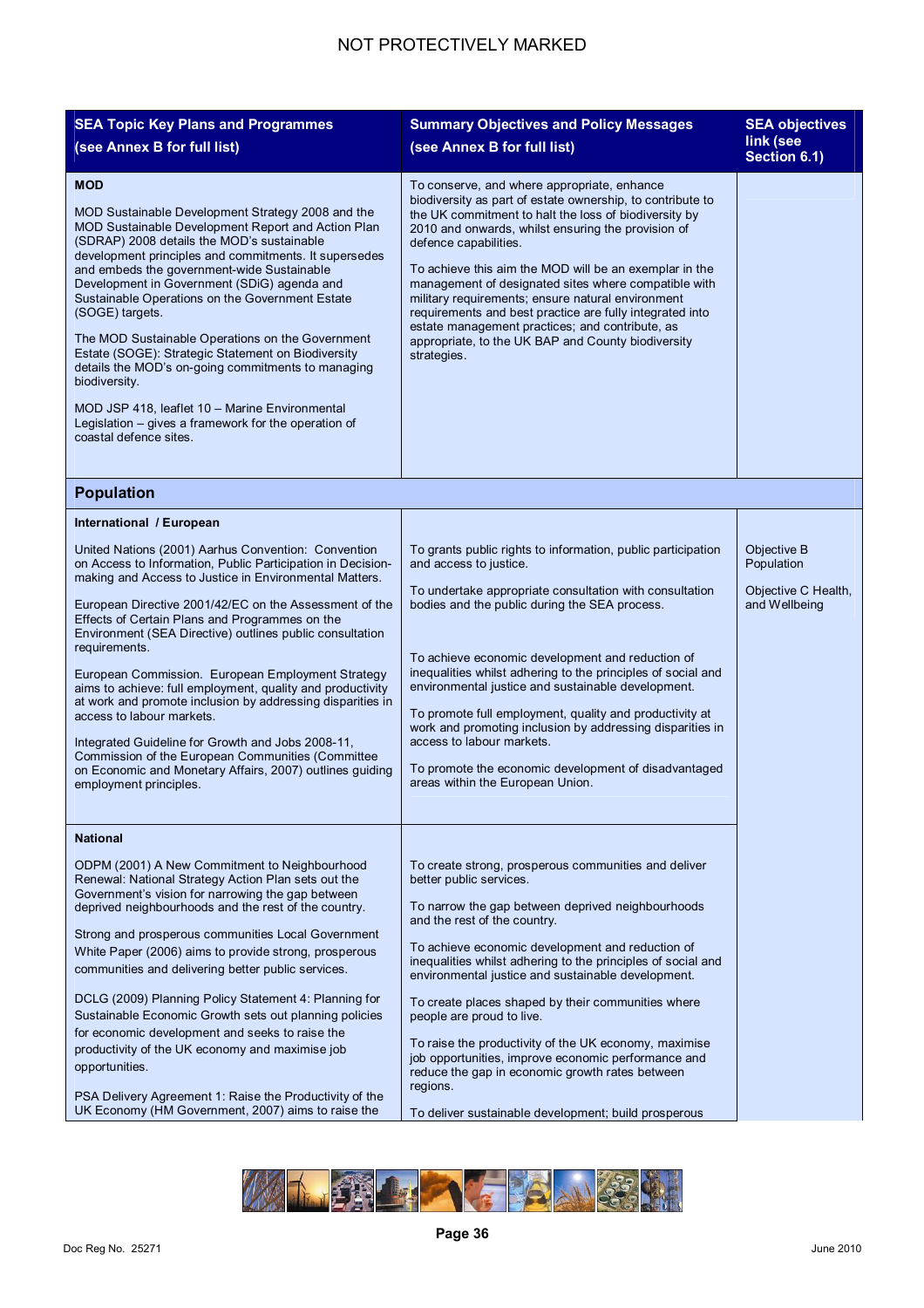| SEA Topic Key Plans and Programmes (see Annex B for full list) | Summary Objectives and Policy Messages (see Annex B for full list) | SEA objectives link (see Section 6.1) |
|---|---|---|
| **MOD**<br><br>MOD Sustainable Development Strategy 2008 and the MOD Sustainable Development Report and Action Plan (SDRAP) 2008 details the MOD's sustainable development principles and commitments. It supersedes and embeds the government-wide Sustainable Development in Government (SDiG) agenda and Sustainable Operations on the Government Estate (SOGE) targets.<br><br>The MOD Sustainable Operations on the Government Estate (SOGE): Strategic Statement on Biodiversity details the MOD's on-going commitments to managing biodiversity.<br><br>MOD JSP 418, leaflet 10 – Marine Environmental Legislation – gives a framework for the operation of coastal defence sites. | To conserve, and where appropriate, enhance biodiversity as part of estate ownership, to contribute to the UK commitment to halt the loss of biodiversity by 2010 and onwards, whilst ensuring the provision of defence capabilities.<br><br>To achieve this aim the MOD will be an exemplar in the management of designated sites where compatible with military requirements; ensure natural environment requirements and best practice are fully integrated into estate management practices; and contribute, as appropriate, to the UK BAP and County biodiversity strategies. | |
| **Population** | | |
| **International / European**<br><br>United Nations (2001) Aarhus Convention: Convention on Access to Information, Public Participation in Decision-making and Access to Justice in Environmental Matters.<br><br>European Directive 2001/42/EC on the Assessment of the Effects of Certain Plans and Programmes on the Environment (SEA Directive) outlines public consultation requirements.<br><br>European Commission. European Employment Strategy aims to achieve: full employment, quality and productivity at work and promote inclusion by addressing disparities in access to labour markets.<br><br>Integrated Guideline for Growth and Jobs 2008-11, Commission of the European Communities (Committee on Economic and Monetary Affairs, 2007) outlines guiding employment principles. | To grants public rights to information, public participation and access to justice.<br><br>To undertake appropriate consultation with consultation bodies and the public during the SEA process.<br><br>To achieve economic development and reduction of inequalities whilst adhering to the principles of social and environmental justice and sustainable development.<br><br>To promote full employment, quality and productivity at work and promoting inclusion by addressing disparities in access to labour markets.<br><br>To promote the economic development of disadvantaged areas within the European Union. | Objective B Population<br><br>Objective C Health, and Wellbeing |
| **National**<br><br>ODPM (2001) A New Commitment to Neighbourhood Renewal: National Strategy Action Plan sets out the Government's vision for narrowing the gap between deprived neighbourhoods and the rest of the country.<br><br>Strong and prosperous communities Local Government White Paper (2006) aims to provide strong, prosperous communities and delivering better public services.<br><br>DCLG (2009) Planning Policy Statement 4: Planning for Sustainable Economic Growth sets out planning policies for economic development and seeks to raise the productivity of the UK economy and maximise job opportunities.<br><br>PSA Delivery Agreement 1: Raise the Productivity of the UK Economy (HM Government, 2007) aims to raise the | To create strong, prosperous communities and deliver better public services.<br><br>To narrow the gap between deprived neighbourhoods and the rest of the country.<br><br>To achieve economic development and reduction of inequalities whilst adhering to the principles of social and environmental justice and sustainable development.<br><br>To create places shaped by their communities where people are proud to live.<br><br>To raise the productivity of the UK economy, maximise job opportunities, improve economic performance and reduce the gap in economic growth rates between regions.<br><br>To deliver sustainable development; build prosperous | |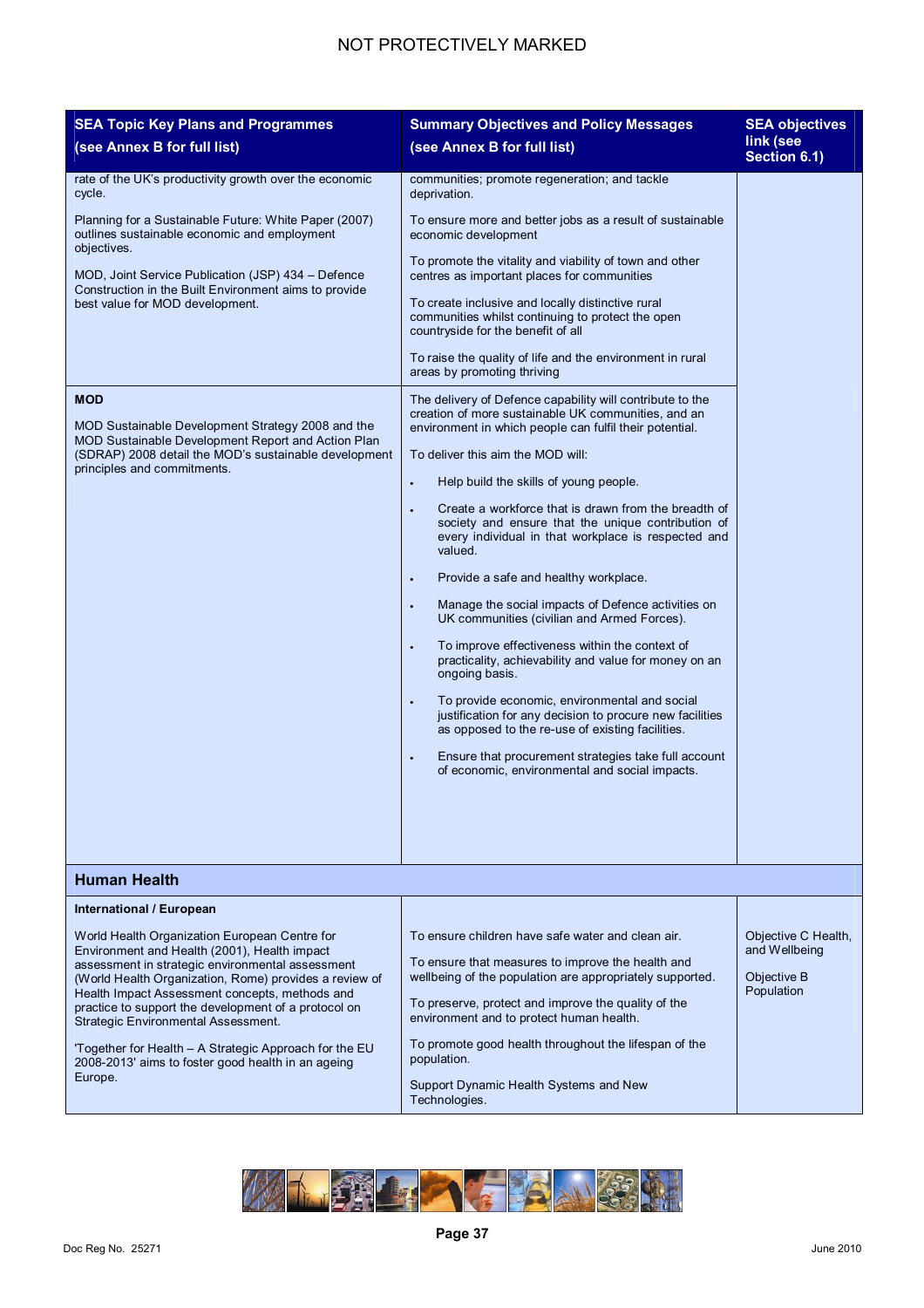| SEA Topic Key Plans and Programmes (see Annex B for full list) | Summary Objectives and Policy Messages (see Annex B for full list) | SEA objectives link (see Section 6.1) |
|---|---|---|
| rate of the UK's productivity growth over the economic cycle.<br><br>Planning for a Sustainable Future: White Paper (2007) outlines sustainable economic and employment objectives.<br><br>MOD, Joint Service Publication (JSP) 434 – Defence Construction in the Built Environment aims to provide best value for MOD development. | communities; promote regeneration; and tackle deprivation.<br><br>To ensure more and better jobs as a result of sustainable economic development<br><br>To promote the vitality and viability of town and other centres as important places for communities<br><br>To create inclusive and locally distinctive rural communities whilst continuing to protect the open countryside for the benefit of all<br><br>To raise the quality of life and the environment in rural areas by promoting thriving | |
| **MOD**<br><br>MOD Sustainable Development Strategy 2008 and the MOD Sustainable Development Report and Action Plan (SDRAP) 2008 detail the MOD's sustainable development principles and commitments. | The delivery of Defence capability will contribute to the creation of more sustainable UK communities, and an environment in which people can fulfil their potential.<br><br>To deliver this aim the MOD will:<br><br>• Help build the skills of young people.<br><br>• Create a workforce that is drawn from the breadth of society and ensure that the unique contribution of every individual in that workplace is respected and valued.<br><br>• Provide a safe and healthy workplace.<br><br>• Manage the social impacts of Defence activities on UK communities (civilian and Armed Forces).<br><br>• To improve effectiveness within the context of practicality, achievability and value for money on an ongoing basis.<br><br>• To provide economic, environmental and social justification for any decision to procure new facilities as opposed to the re-use of existing facilities.<br><br>• Ensure that procurement strategies take full account of economic, environmental and social impacts. | |
| **Human Health** | | |
| **International / European**<br><br>World Health Organization European Centre for Environment and Health (2001), Health impact assessment in strategic environmental assessment (World Health Organization, Rome) provides a review of Health Impact Assessment concepts, methods and practice to support the development of a protocol on Strategic Environmental Assessment.<br><br>'Together for Health – A Strategic Approach for the EU 2008-2013' aims to foster good health in an ageing Europe. | To ensure children have safe water and clean air.<br><br>To ensure that measures to improve the health and wellbeing of the population are appropriately supported.<br><br>To preserve, protect and improve the quality of the environment and to protect human health.<br><br>To promote good health throughout the lifespan of the population.<br><br>Support Dynamic Health Systems and New Technologies. | Objective C Health, and Wellbeing<br><br>Objective B Population |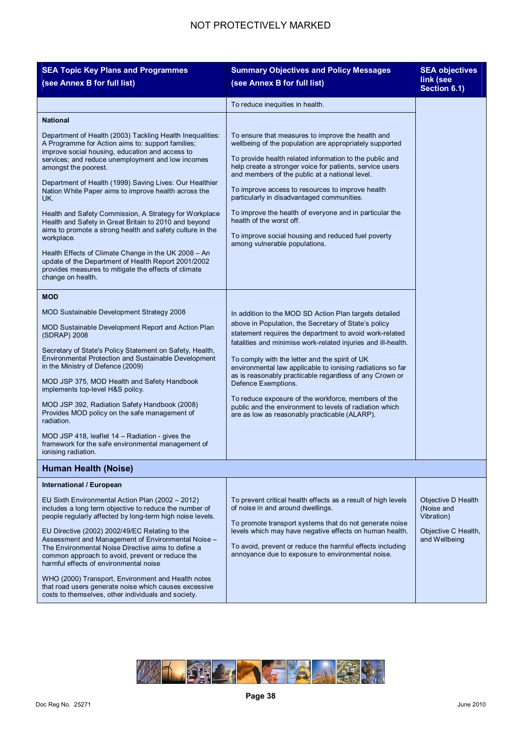| SEA Topic Key Plans and Programmes (see Annex B for full list) | Summary Objectives and Policy Messages (see Annex B for full list) | SEA objectives link (see Section 6.1) |
|---|---|---|
| | To reduce inequities in health. | |
| **National**<br><br>Department of Health (2003) Tackling Health Inequalities: A Programme for Action aims to: support families; improve social housing, education and access to services; and reduce unemployment and low incomes amongst the poorest.<br><br>Department of Health (1999) Saving Lives: Our Healthier Nation White Paper aims to improve health across the UK.<br><br>Health and Safety Commission, A Strategy for Workplace Health and Safety in Great Britain to 2010 and beyond aims to promote a strong health and safety culture in the workplace.<br><br>Health Effects of Climate Change in the UK 2008 – An update of the Department of Health Report 2001/2002 provides measures to mitigate the effects of climate change on health. | To ensure that measures to improve the health and wellbeing of the population are appropriately supported<br><br>To provide health related information to the public and help create a stronger voice for patients, service users and members of the public at a national level.<br><br>To improve access to resources to improve health particularly in disadvantaged communities.<br><br>To improve the health of everyone and in particular the health of the worst off.<br><br>To improve social housing and reduced fuel poverty among vulnerable populations. | |
| **MOD**<br><br>MOD Sustainable Development Strategy 2008<br><br>MOD Sustainable Development Report and Action Plan (SDRAP) 2008<br><br>Secretary of State's Policy Statement on Safety, Health, Environmental Protection and Sustainable Development in the Ministry of Defence (2009)<br><br>MOD JSP 375, MOD Health and Safety Handbook implements top-level H&S policy.<br><br>MOD JSP 392, Radiation Safety Handbook (2008) Provides MOD policy on the safe management of radiation.<br><br>MOD JSP 418, leaflet 14 – Radiation - gives the framework for the safe environmental management of ionising radiation. | In addition to the MOD SD Action Plan targets detailed above in Population, the Secretary of State's policy statement requires the department to avoid work-related fatalities and minimise work-related injuries and ill-health.<br><br>To comply with the letter and the spirit of UK environmental law applicable to ionising radiations so far as is reasonably practicable regardless of any Crown or Defence Exemptions.<br><br>To reduce exposure of the workforce, members of the public and the environment to levels of radiation which are as low as reasonably practicable (ALARP). | |
| **Human Health (Noise)** | | |
| **International / European**<br><br>EU Sixth Environmental Action Plan (2002 – 2012) includes a long term objective to reduce the number of people regularly affected by long-term high noise levels.<br><br>EU Directive (2002) 2002/49/EC Relating to the Assessment and Management of Environmental Noise – The Environmental Noise Directive aims to define a common approach to avoid, prevent or reduce the harmful effects of environmental noise<br><br>WHO (2000) Transport, Environment and Health notes that road users generate noise which causes excessive costs to themselves, other individuals and society. | To prevent critical health effects as a result of high levels of noise in and around dwellings.<br><br>To promote transport systems that do not generate noise levels which may have negative effects on human health.<br><br>To avoid, prevent or reduce the harmful effects including annoyance due to exposure to environmental noise. | Objective D Health (Noise and Vibration)<br><br>Objective C Health, and Wellbeing |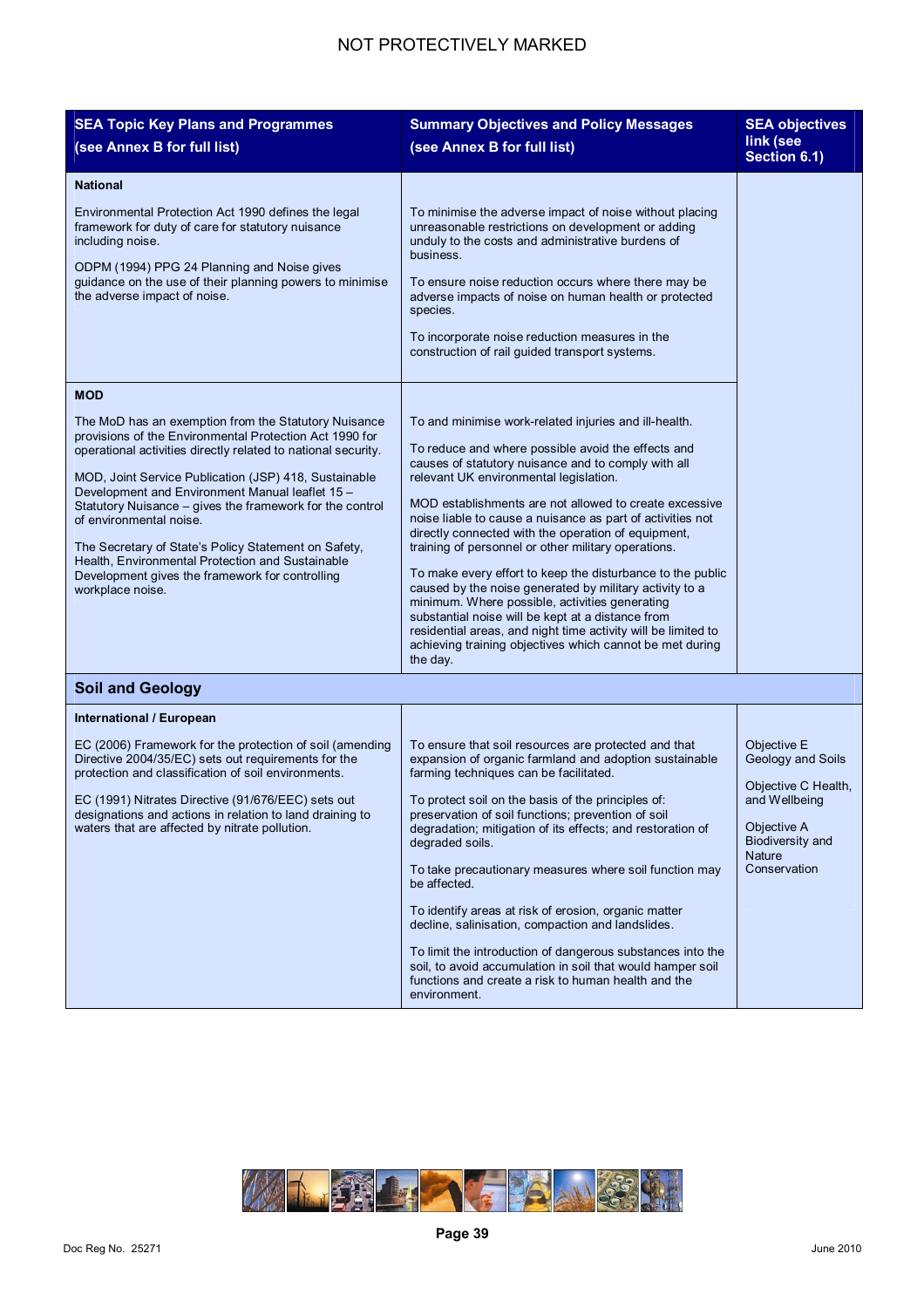| SEA Topic Key Plans and Programmes (see Annex B for full list) | Summary Objectives and Policy Messages (see Annex B for full list) | SEA objectives link (see Section 6.1) |
|---|---|---|
| **National**<br><br>Environmental Protection Act 1990 defines the legal framework for duty of care for statutory nuisance including noise.<br><br>ODPM (1994) PPG 24 Planning and Noise gives guidance on the use of their planning powers to minimise the adverse impact of noise. | To minimise the adverse impact of noise without placing unreasonable restrictions on development or adding unduly to the costs and administrative burdens of business.<br><br>To ensure noise reduction occurs where there may be adverse impacts of noise on human health or protected species.<br><br>To incorporate noise reduction measures in the construction of rail guided transport systems. | |
| **MOD**<br><br>The MoD has an exemption from the Statutory Nuisance provisions of the Environmental Protection Act 1990 for operational activities directly related to national security.<br><br>MOD, Joint Service Publication (JSP) 418, Sustainable Development and Environment Manual leaflet 15 – Statutory Nuisance – gives the framework for the control of environmental noise.<br><br>The Secretary of State's Policy Statement on Safety, Health, Environmental Protection and Sustainable Development gives the framework for controlling workplace noise. | To and minimise work-related injuries and ill-health.<br><br>To reduce and where possible avoid the effects and causes of statutory nuisance and to comply with all relevant UK environmental legislation.<br><br>MOD establishments are not allowed to create excessive noise liable to cause a nuisance as part of activities not directly connected with the operation of equipment, training of personnel or other military operations.<br><br>To make every effort to keep the disturbance to the public caused by the noise generated by military activity to a minimum. Where possible, activities generating substantial noise will be kept at a distance from residential areas, and night time activity will be limited to achieving training objectives which cannot be met during the day. | |
| **Soil and Geology** | | |
| **International / European**<br><br>EC (2006) Framework for the protection of soil (amending Directive 2004/35/EC) sets out requirements for the protection and classification of soil environments.<br><br>EC (1991) Nitrates Directive (91/676/EEC) sets out designations and actions in relation to land draining to waters that are affected by nitrate pollution. | To ensure that soil resources are protected and that expansion of organic farmland and adoption sustainable farming techniques can be facilitated.<br><br>To protect soil on the basis of the principles of: preservation of soil functions; prevention of soil degradation; mitigation of its effects; and restoration of degraded soils.<br><br>To take precautionary measures where soil function may be affected.<br><br>To identify areas at risk of erosion, organic matter decline, salinisation, compaction and landslides.<br><br>To limit the introduction of dangerous substances into the soil, to avoid accumulation in soil that would hamper soil functions and create a risk to human health and the environment. | Objective E Geology and Soils<br><br>Objective C Health, and Wellbeing<br><br>Objective A Biodiversity and Nature Conservation |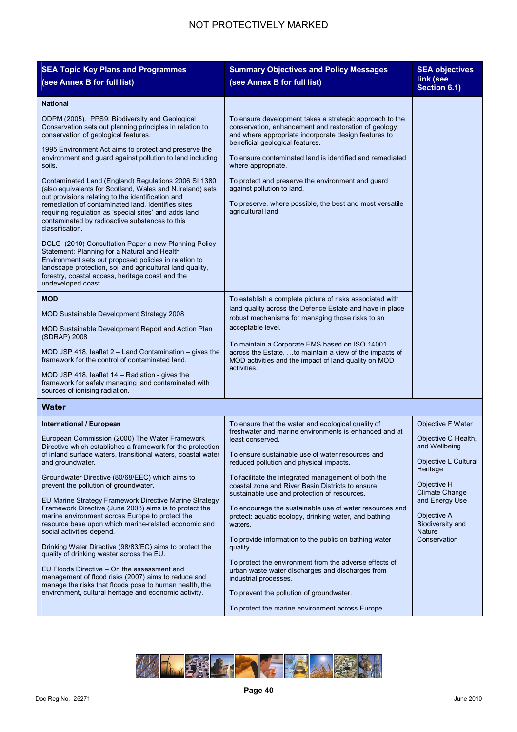| SEA Topic Key Plans and Programmes (see Annex B for full list) | Summary Objectives and Policy Messages (see Annex B for full list) | SEA objectives link (see Section 6.1) |
|---|---|---|
| **National**<br><br>ODPM (2005). PPS9: Biodiversity and Geological Conservation sets out planning principles in relation to conservation of geological features.<br><br>1995 Environment Act aims to protect and preserve the environment and guard against pollution to land including soils.<br><br>Contaminated Land (England) Regulations 2006 SI 1380 (also equivalents for Scotland, Wales and N.Ireland) sets out provisions relating to the identification and remediation of contaminated land. Identifies sites requiring regulation as 'special sites' and adds land contaminated by radioactive substances to this classification.<br><br>DCLG (2010) Consultation Paper a new Planning Policy Statement: Planning for a Natural and Health Environment sets out proposed policies in relation to landscape protection, soil and agricultural land quality, forestry, coastal access, heritage coast and the undeveloped coast. | To ensure development takes a strategic approach to the conservation, enhancement and restoration of geology; and where appropriate incorporate design features to beneficial geological features.<br><br>To ensure contaminated land is identified and remediated where appropriate.<br><br>To protect and preserve the environment and guard against pollution to land.<br><br>To preserve, where possible, the best and most versatile agricultural land | |
| **MOD**<br><br>MOD Sustainable Development Strategy 2008<br><br>MOD Sustainable Development Report and Action Plan (SDRAP) 2008<br><br>MOD JSP 418, leaflet 2 – Land Contamination – gives the framework for the control of contaminated land.<br><br>MOD JSP 418, leaflet 14 – Radiation - gives the framework for safely managing land contaminated with sources of ionising radiation. | To establish a complete picture of risks associated with land quality across the Defence Estate and have in place robust mechanisms for managing those risks to an acceptable level.<br><br>To maintain a Corporate EMS based on ISO 14001 across the Estate. …to maintain a view of the impacts of MOD activities and the impact of land quality on MOD activities. | |
| **Water** | | |
| **International / European**<br><br>European Commission (2000) The Water Framework Directive which establishes a framework for the protection of inland surface waters, transitional waters, coastal water and groundwater.<br><br>Groundwater Directive (80/68/EEC) which aims to prevent the pollution of groundwater.<br><br>EU Marine Strategy Framework Directive Marine Strategy Framework Directive (June 2008) aims is to protect the marine environment across Europe to protect the resource base upon which marine-related economic and social activities depend.<br><br>Drinking Water Directive (98/83/EC) aims to protect the quality of drinking waster across the EU.<br><br>EU Floods Directive – On the assessment and management of flood risks (2007) aims to reduce and manage the risks that floods pose to human health, the environment, cultural heritage and economic activity. | To ensure that the water and ecological quality of freshwater and marine environments is enhanced and at least conserved.<br><br>To ensure sustainable use of water resources and reduced pollution and physical impacts.<br><br>To facilitate the integrated management of both the coastal zone and River Basin Districts to ensure sustainable use and protection of resources.<br><br>To encourage the sustainable use of water resources and protect: aquatic ecology, drinking water, and bathing waters.<br><br>To provide information to the public on bathing water quality.<br><br>To protect the environment from the adverse effects of urban waste water discharges and discharges from industrial processes.<br><br>To prevent the pollution of groundwater.<br><br>To protect the marine environment across Europe. | Objective F Water<br><br>Objective C Health, and Wellbeing<br><br>Objective L Cultural Heritage<br><br>Objective H Climate Change and Energy Use<br><br>Objective A Biodiversity and Nature Conservation |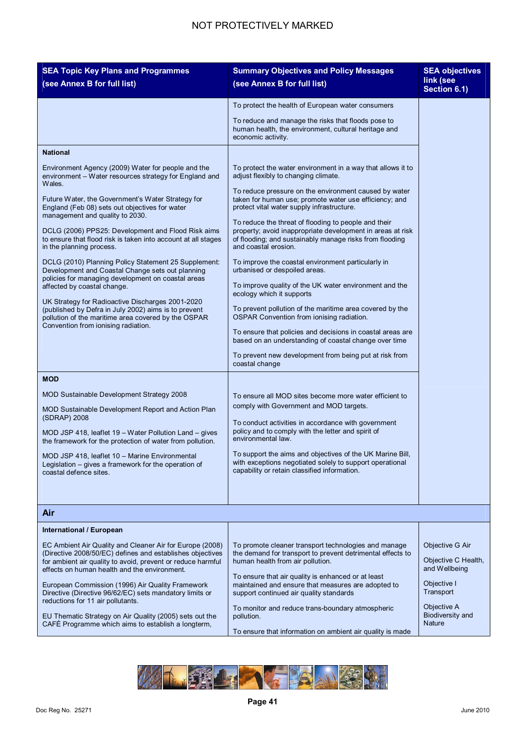NOT PROTECTIVELY MARKED

| SEA Topic Key Plans and Programmes (see Annex B for full list) | Summary Objectives and Policy Messages (see Annex B for full list) | SEA objectives link (see Section 6.1) |
|---|---|---|
| | To protect the health of European water consumers<br><br>To reduce and manage the risks that floods pose to human health, the environment, cultural heritage and economic activity. | |
| **National**<br><br>Environment Agency (2009) Water for people and the environment – Water resources strategy for England and Wales.<br><br>Future Water, the Government's Water Strategy for England (Feb 08) sets out objectives for water management and quality to 2030.<br><br>DCLG (2006) PPS25: Development and Flood Risk aims to ensure that flood risk is taken into account at all stages in the planning process.<br><br>DCLG (2010) Planning Policy Statement 25 Supplement: Development and Coastal Change sets out planning policies for managing development on coastal areas affected by coastal change.<br><br>UK Strategy for Radioactive Discharges 2001-2020 (published by Defra in July 2002) aims is to prevent pollution of the maritime area covered by the OSPAR Convention from ionising radiation. | To protect the water environment in a way that allows it to adjust flexibly to changing climate.<br><br>To reduce pressure on the environment caused by water taken for human use; promote water use efficiency; and protect vital water supply infrastructure.<br><br>To reduce the threat of flooding to people and their property; avoid inappropriate development in areas at risk of flooding; and sustainably manage risks from flooding and coastal erosion.<br><br>To improve the coastal environment particularly in urbanised or despoiled areas.<br><br>To improve quality of the UK water environment and the ecology which it supports<br><br>To prevent pollution of the maritime area covered by the OSPAR Convention from ionising radiation.<br><br>To ensure that policies and decisions in coastal areas are based on an understanding of coastal change over time<br><br>To prevent new development from being put at risk from coastal change | |
| **MOD**<br><br>MOD Sustainable Development Strategy 2008<br><br>MOD Sustainable Development Report and Action Plan (SDRAP) 2008<br><br>MOD JSP 418, leaflet 19 – Water Pollution Land – gives the framework for the protection of water from pollution.<br><br>MOD JSP 418, leaflet 10 – Marine Environmental Legislation – gives a framework for the operation of coastal defence sites. | To ensure all MOD sites become more water efficient to comply with Government and MOD targets.<br><br>To conduct activities in accordance with government policy and to comply with the letter and spirit of environmental law.<br><br>To support the aims and objectives of the UK Marine Bill, with exceptions negotiated solely to support operational capability or retain classified information. | |
| **Air** | | |
| **International / European**<br><br>EC Ambient Air Quality and Cleaner Air for Europe (2008) (Directive 2008/50/EC) defines and establishes objectives for ambient air quality to avoid, prevent or reduce harmful effects on human health and the environment.<br><br>European Commission (1996) Air Quality Framework Directive (Directive 96/62/EC) sets mandatory limits or reductions for 11 air pollutants.<br><br>EU Thematic Strategy on Air Quality (2005) sets out the CAFÉ Programme which aims to establish a longterm, | To promote cleaner transport technologies and manage the demand for transport to prevent detrimental effects to human health from air pollution.<br><br>To ensure that air quality is enhanced or at least maintained and ensure that measures are adopted to support continued air quality standards<br><br>To monitor and reduce trans-boundary atmospheric pollution.<br><br>To ensure that information on ambient air quality is made | Objective G Air<br><br>Objective C Health, and Wellbeing<br><br>Objective I Transport<br><br>Objective A Biodiversity and Nature |

Doc Reg No. 25271

June 2010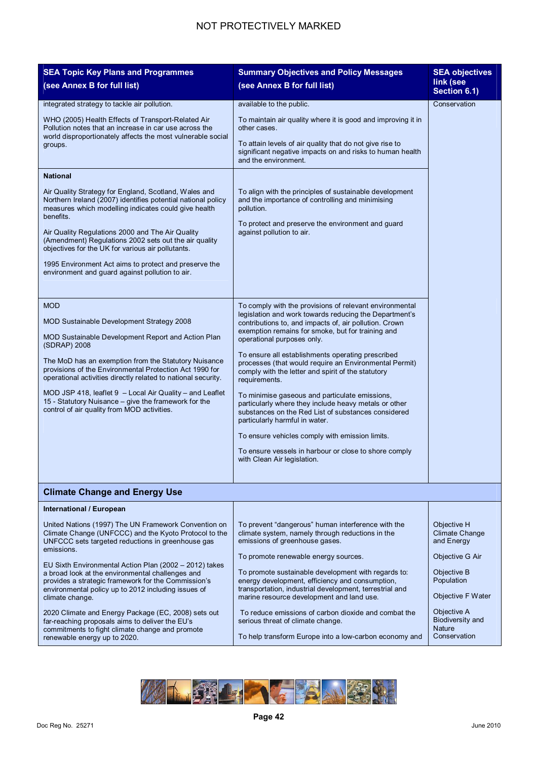| SEA Topic Key Plans and Programmes (see Annex B for full list) | Summary Objectives and Policy Messages (see Annex B for full list) | SEA objectives link (see Section 6.1) |
|---|---|---|
| integrated strategy to tackle air pollution.<br><br>WHO (2005) Health Effects of Transport-Related Air Pollution notes that an increase in car use across the world disproportionately affects the most vulnerable social groups. | available to the public.<br><br>To maintain air quality where it is good and improving it in other cases.<br><br>To attain levels of air quality that do not give rise to significant negative impacts on and risks to human health and the environment. | Conservation |
| **National**<br><br>Air Quality Strategy for England, Scotland, Wales and Northern Ireland (2007) identifies potential national policy measures which modelling indicates could give health benefits.<br><br>Air Quality Regulations 2000 and The Air Quality (Amendment) Regulations 2002 sets out the air quality objectives for the UK for various air pollutants.<br><br>1995 Environment Act aims to protect and preserve the environment and guard against pollution to air. | To align with the principles of sustainable development and the importance of controlling and minimising pollution.<br><br>To protect and preserve the environment and guard against pollution to air. | |
| MOD<br><br>MOD Sustainable Development Strategy 2008<br><br>MOD Sustainable Development Report and Action Plan (SDRAP) 2008<br><br>The MoD has an exemption from the Statutory Nuisance provisions of the Environmental Protection Act 1990 for operational activities directly related to national security.<br><br>MOD JSP 418, leaflet 9 – Local Air Quality – and Leaflet 15 - Statutory Nuisance – give the framework for the control of air quality from MOD activities. | To comply with the provisions of relevant environmental legislation and work towards reducing the Department's contributions to, and impacts of, air pollution. Crown exemption remains for smoke, but for training and operational purposes only.<br><br>To ensure all establishments operating prescribed processes (that would require an Environmental Permit) comply with the letter and spirit of the statutory requirements.<br><br>To minimise gaseous and particulate emissions, particularly where they include heavy metals or other substances on the Red List of substances considered particularly harmful in water.<br><br>To ensure vehicles comply with emission limits.<br><br>To ensure vessels in harbour or close to shore comply with Clean Air legislation. | |
| **Climate Change and Energy Use** | | |
| **International / European**<br><br>United Nations (1997) The UN Framework Convention on Climate Change (UNFCCC) and the Kyoto Protocol to the UNFCCC sets targeted reductions in greenhouse gas emissions.<br><br>EU Sixth Environmental Action Plan (2002 – 2012) takes a broad look at the environmental challenges and provides a strategic framework for the Commission's environmental policy up to 2012 including issues of climate change.<br><br>2020 Climate and Energy Package (EC, 2008) sets out far-reaching proposals aims to deliver the EU's commitments to fight climate change and promote renewable energy up to 2020. | To prevent "dangerous" human interference with the climate system, namely through reductions in the emissions of greenhouse gases.<br><br>To promote renewable energy sources.<br><br>To promote sustainable development with regards to: energy development, efficiency and consumption, transportation, industrial development, terrestrial and marine resource development and land use.<br><br>To reduce emissions of carbon dioxide and combat the serious threat of climate change.<br><br>To help transform Europe into a low-carbon economy and | Objective H Climate Change and Energy<br><br>Objective G Air<br><br>Objective B Population<br><br>Objective F Water<br><br>Objective A Biodiversity and Nature Conservation |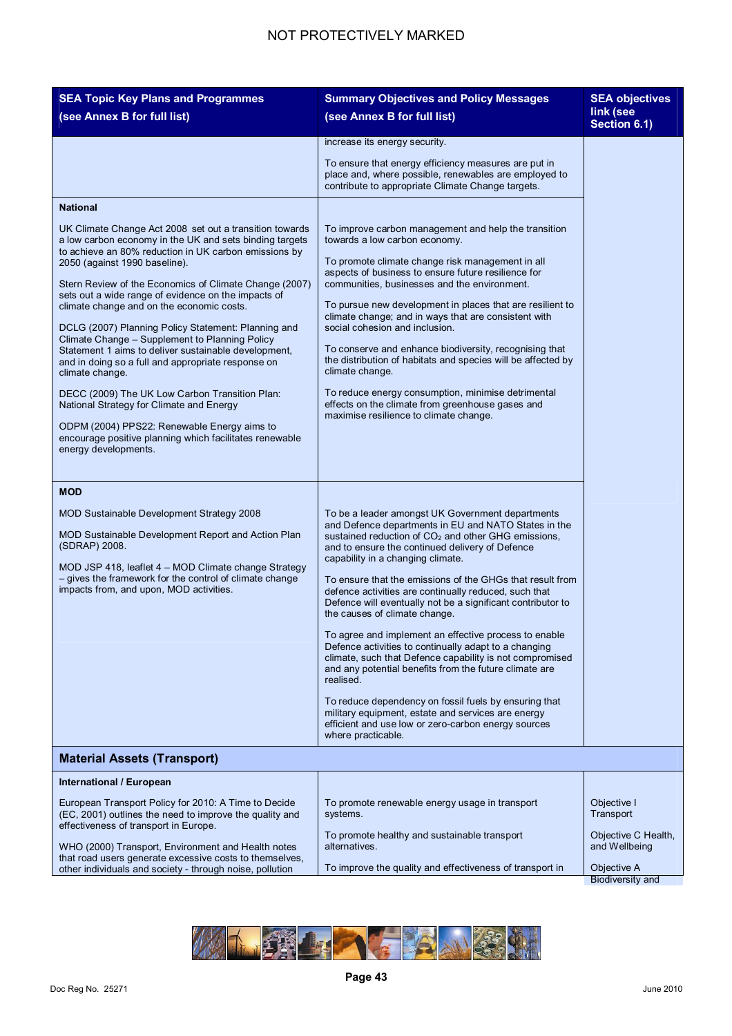| SEA Topic Key Plans and Programmes (see Annex B for full list) | Summary Objectives and Policy Messages (see Annex B for full list) | SEA objectives link (see Section 6.1) |
|---|---|---|
| | increase its energy security.<br><br>To ensure that energy efficiency measures are put in place and, where possible, renewables are employed to contribute to appropriate Climate Change targets. | |
| **National**<br><br>UK Climate Change Act 2008 set out a transition towards a low carbon economy in the UK and sets binding targets to achieve an 80% reduction in UK carbon emissions by 2050 (against 1990 baseline).<br><br>Stern Review of the Economics of Climate Change (2007) sets out a wide range of evidence on the impacts of climate change and on the economic costs.<br><br>DCLG (2007) Planning Policy Statement: Planning and Climate Change – Supplement to Planning Policy Statement 1 aims to deliver sustainable development, and in doing so a full and appropriate response on climate change.<br><br>DECC (2009) The UK Low Carbon Transition Plan: National Strategy for Climate and Energy<br><br>ODPM (2004) PPS22: Renewable Energy aims to encourage positive planning which facilitates renewable energy developments. | To improve carbon management and help the transition towards a low carbon economy.<br><br>To promote climate change risk management in all aspects of business to ensure future resilience for communities, businesses and the environment.<br><br>To pursue new development in places that are resilient to climate change; and in ways that are consistent with social cohesion and inclusion.<br><br>To conserve and enhance biodiversity, recognising that the distribution of habitats and species will be affected by climate change.<br><br>To reduce energy consumption, minimise detrimental effects on the climate from greenhouse gases and maximise resilience to climate change. | |
| **MOD**<br><br>MOD Sustainable Development Strategy 2008<br><br>MOD Sustainable Development Report and Action Plan (SDRAP) 2008.<br><br>MOD JSP 418, leaflet 4 – MOD Climate change Strategy – gives the framework for the control of climate change impacts from, and upon, MOD activities. | To be a leader amongst UK Government departments and Defence departments in EU and NATO States in the sustained reduction of $CO_2$ and other GHG emissions, and to ensure the continued delivery of Defence capability in a changing climate.<br><br>To ensure that the emissions of the GHGs that result from defence activities are continually reduced, such that Defence will eventually not be a significant contributor to the causes of climate change.<br><br>To agree and implement an effective process to enable Defence activities to continually adapt to a changing climate, such that Defence capability is not compromised and any potential benefits from the future climate are realised.<br><br>To reduce dependency on fossil fuels by ensuring that military equipment, estate and services are energy efficient and use low or zero-carbon energy sources where practicable. | |
| **Material Assets (Transport)** | | |
| **International / European**<br><br>European Transport Policy for 2010: A Time to Decide (EC, 2001) outlines the need to improve the quality and effectiveness of transport in Europe.<br><br>WHO (2000) Transport, Environment and Health notes that road users generate excessive costs to themselves, other individuals and society - through noise, pollution | To promote renewable energy usage in transport systems.<br><br>To promote healthy and sustainable transport alternatives.<br><br>To improve the quality and effectiveness of transport in | Objective I Transport<br><br>Objective C Health, and Wellbeing<br><br>Objective A Biodiversity and |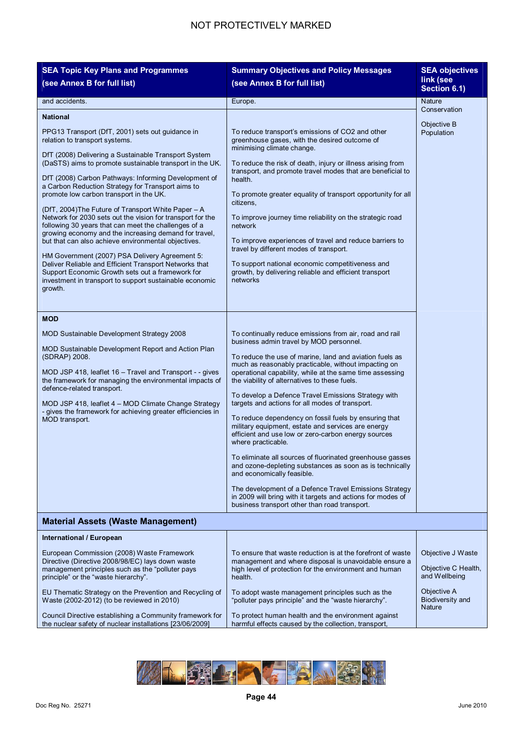NOT PROTECTIVELY MARKED

| SEA Topic Key Plans and Programmes (see Annex B for full list) | Summary Objectives and Policy Messages (see Annex B for full list) | SEA objectives link (see Section 6.1) |
|---|---|---|
| and accidents. | Europe. | Nature Conservation<br><br>Objective B Population |
| **National**<br><br>PPG13 Transport (DfT, 2001) sets out guidance in relation to transport systems.<br><br>DfT (2008) Delivering a Sustainable Transport System (DaSTS) aims to promote sustainable transport in the UK.<br><br>DfT (2008) Carbon Pathways: Informing Development of a Carbon Reduction Strategy for Transport aims to promote low carbon transport in the UK.<br><br>(DfT, 2004)The Future of Transport White Paper – A Network for 2030 sets out the vision for transport for the following 30 years that can meet the challenges of a growing economy and the increasing demand for travel, but that can also achieve environmental objectives.<br><br>HM Government (2007) PSA Delivery Agreement 5: Deliver Reliable and Efficient Transport Networks that Support Economic Growth sets out a framework for investment in transport to support sustainable economic growth. | To reduce transport's emissions of CO2 and other greenhouse gases, with the desired outcome of minimising climate change.<br><br>To reduce the risk of death, injury or illness arising from transport, and promote travel modes that are beneficial to health.<br><br>To promote greater equality of transport opportunity for all citizens,<br><br>To improve journey time reliability on the strategic road network<br><br>To improve experiences of travel and reduce barriers to travel by different modes of transport.<br><br>To support national economic competitiveness and growth, by delivering reliable and efficient transport networks | |
| **MOD**<br><br>MOD Sustainable Development Strategy 2008<br><br>MOD Sustainable Development Report and Action Plan (SDRAP) 2008.<br><br>MOD JSP 418, leaflet 16 – Travel and Transport - - gives the framework for managing the environmental impacts of defence-related transport.<br><br>MOD JSP 418, leaflet 4 – MOD Climate Change Strategy - gives the framework for achieving greater efficiencies in MOD transport. | To continually reduce emissions from air, road and rail business admin travel by MOD personnel.<br><br>To reduce the use of marine, land and aviation fuels as much as reasonably practicable, without impacting on operational capability, while at the same time assessing the viability of alternatives to these fuels.<br><br>To develop a Defence Travel Emissions Strategy with targets and actions for all modes of transport.<br><br>To reduce dependency on fossil fuels by ensuring that military equipment, estate and services are energy efficient and use low or zero-carbon energy sources where practicable.<br><br>To eliminate all sources of fluorinated greenhouse gasses and ozone-depleting substances as soon as is technically and economically feasible.<br><br>The development of a Defence Travel Emissions Strategy in 2009 will bring with it targets and actions for modes of business transport other than road transport. | |
| **Material Assets (Waste Management)** | | |
| **International / European**<br><br>European Commission (2008) Waste Framework Directive (Directive 2008/98/EC) lays down waste management principles such as the "polluter pays principle" or the "waste hierarchy".<br><br>EU Thematic Strategy on the Prevention and Recycling of Waste (2002-2012) (to be reviewed in 2010)<br><br>Council Directive establishing a Community framework for the nuclear safety of nuclear installations [23/06/2009] | To ensure that waste reduction is at the forefront of waste management and where disposal is unavoidable ensure a high level of protection for the environment and human health.<br><br>To adopt waste management principles such as the "polluter pays principle" and the "waste hierarchy".<br><br>To protect human health and the environment against harmful effects caused by the collection, transport, | Objective J Waste<br><br>Objective C Health, and Wellbeing<br><br>Objective A Biodiversity and Nature |

Doc Reg No. 25271

June 2010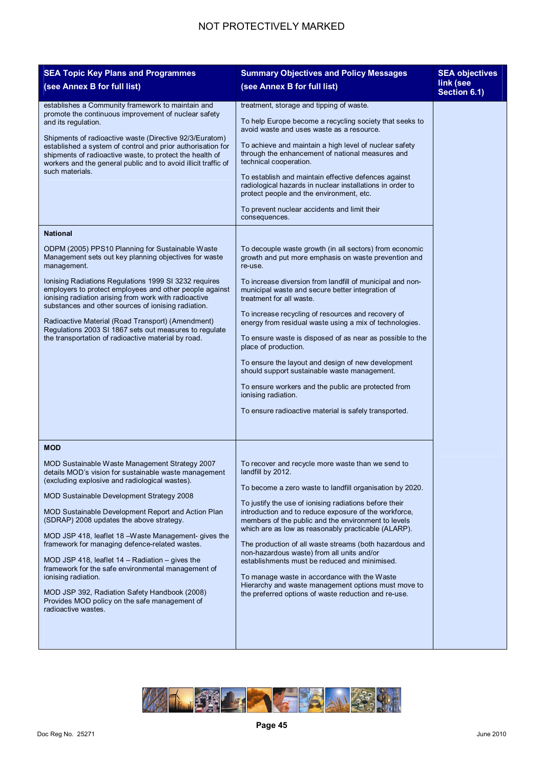| SEA Topic Key Plans and Programmes (see Annex B for full list) | Summary Objectives and Policy Messages (see Annex B for full list) | SEA objectives link (see Section 6.1) |
|---|---|---|
| establishes a Community framework to maintain and promote the continuous improvement of nuclear safety and its regulation.<br><br>Shipments of radioactive waste (Directive 92/3/Euratom) established a system of control and prior authorisation for shipments of radioactive waste, to protect the health of workers and the general public and to avoid illicit traffic of such materials. | treatment, storage and tipping of waste.<br><br>To help Europe become a recycling society that seeks to avoid waste and uses waste as a resource.<br><br>To achieve and maintain a high level of nuclear safety through the enhancement of national measures and technical cooperation.<br><br>To establish and maintain effective defences against radiological hazards in nuclear installations in order to protect people and the environment, etc.<br><br>To prevent nuclear accidents and limit their consequences. | |
| **National**<br><br>ODPM (2005) PPS10 Planning for Sustainable Waste Management sets out key planning objectives for waste management.<br><br>Ionising Radiations Regulations 1999 SI 3232 requires employers to protect employees and other people against ionising radiation arising from work with radioactive substances and other sources of ionising radiation.<br><br>Radioactive Material (Road Transport) (Amendment) Regulations 2003 SI 1867 sets out measures to regulate the transportation of radioactive material by road. | To decouple waste growth (in all sectors) from economic growth and put more emphasis on waste prevention and re-use.<br><br>To increase diversion from landfill of municipal and non-municipal waste and secure better integration of treatment for all waste.<br><br>To increase recycling of resources and recovery of energy from residual waste using a mix of technologies.<br><br>To ensure waste is disposed of as near as possible to the place of production.<br><br>To ensure the layout and design of new development should support sustainable waste management.<br><br>To ensure workers and the public are protected from ionising radiation.<br><br>To ensure radioactive material is safely transported. | |
| **MOD**<br><br>MOD Sustainable Waste Management Strategy 2007 details MOD's vision for sustainable waste management (excluding explosive and radiological wastes).<br><br>MOD Sustainable Development Strategy 2008<br><br>MOD Sustainable Development Report and Action Plan (SDRAP) 2008 updates the above strategy.<br><br>MOD JSP 418, leaflet 18 –Waste Management- gives the framework for managing defence-related wastes.<br><br>MOD JSP 418, leaflet 14 – Radiation – gives the framework for the safe environmental management of ionising radiation.<br><br>MOD JSP 392, Radiation Safety Handbook (2008) Provides MOD policy on the safe management of radioactive wastes. | To recover and recycle more waste than we send to landfill by 2012.<br><br>To become a zero waste to landfill organisation by 2020.<br><br>To justify the use of ionising radiations before their introduction and to reduce exposure of the workforce, members of the public and the environment to levels which are as low as reasonably practicable (ALARP).<br><br>The production of all waste streams (both hazardous and non-hazardous waste) from all units and/or establishments must be reduced and minimised.<br><br>To manage waste in accordance with the Waste Hierarchy and waste management options must move to the preferred options of waste reduction and re-use. | |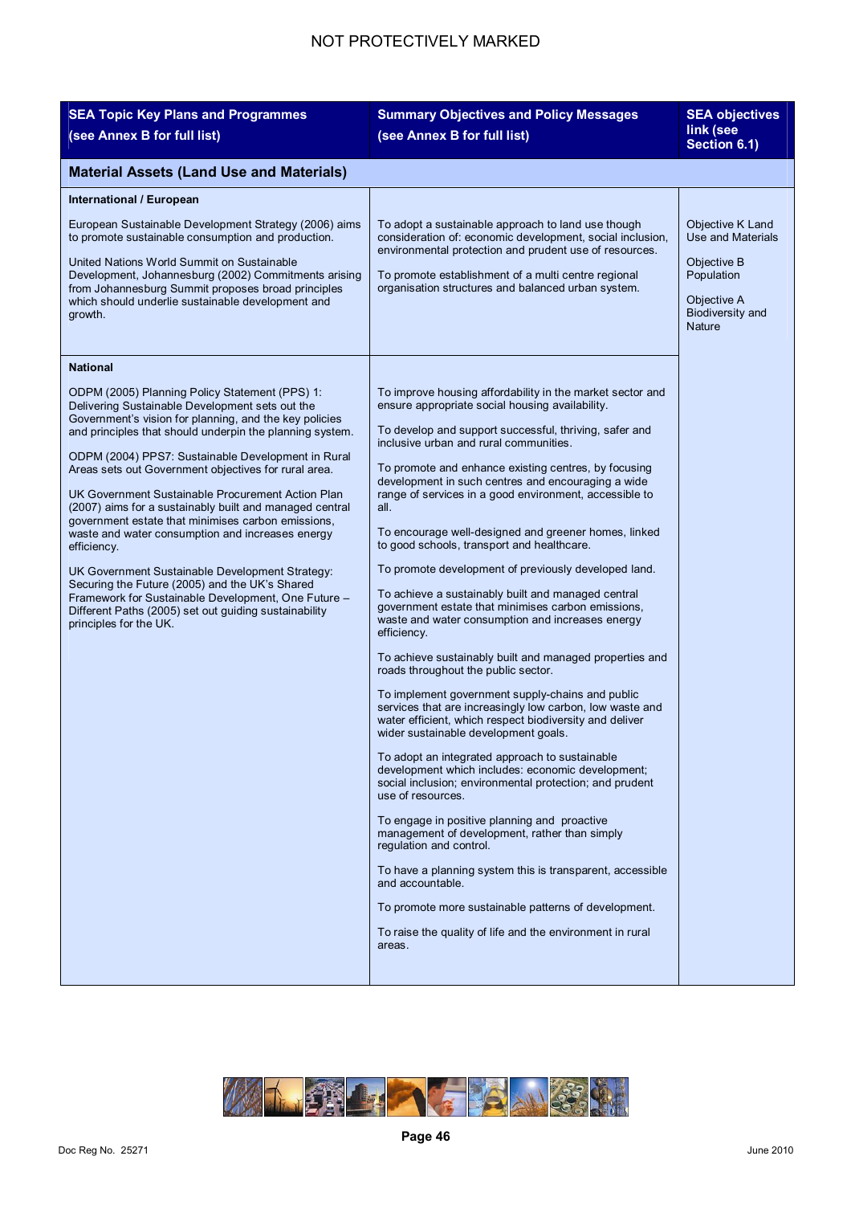| SEA Topic Key Plans and Programmes (see Annex B for full list) | Summary Objectives and Policy Messages (see Annex B for full list) | SEA objectives link (see Section 6.1) |
|---|---|---|
| **Material Assets (Land Use and Materials)** | | |
| **International / European**<br><br>European Sustainable Development Strategy (2006) aims to promote sustainable consumption and production.<br><br>United Nations World Summit on Sustainable Development, Johannesburg (2002) Commitments arising from Johannesburg Summit proposes broad principles which should underlie sustainable development and growth. | To adopt a sustainable approach to land use though consideration of: economic development, social inclusion, environmental protection and prudent use of resources.<br><br>To promote establishment of a multi centre regional organisation structures and balanced urban system. | Objective K Land Use and Materials<br><br>Objective B Population<br><br>Objective A Biodiversity and Nature |
| **National**<br><br>ODPM (2005) Planning Policy Statement (PPS) 1: Delivering Sustainable Development sets out the Government's vision for planning, and the key policies and principles that should underpin the planning system.<br><br>ODPM (2004) PPS7: Sustainable Development in Rural Areas sets out Government objectives for rural area.<br><br>UK Government Sustainable Procurement Action Plan (2007) aims for a sustainably built and managed central government estate that minimises carbon emissions, waste and water consumption and increases energy efficiency.<br><br>UK Government Sustainable Development Strategy: Securing the Future (2005) and the UK's Shared Framework for Sustainable Development, One Future – Different Paths (2005) set out guiding sustainability principles for the UK. | To improve housing affordability in the market sector and ensure appropriate social housing availability.<br><br>To develop and support successful, thriving, safer and inclusive urban and rural communities.<br><br>To promote and enhance existing centres, by focusing development in such centres and encouraging a wide range of services in a good environment, accessible to all.<br><br>To encourage well-designed and greener homes, linked to good schools, transport and healthcare.<br><br>To promote development of previously developed land.<br><br>To achieve a sustainably built and managed central government estate that minimises carbon emissions, waste and water consumption and increases energy efficiency.<br><br>To achieve sustainably built and managed properties and roads throughout the public sector.<br><br>To implement government supply-chains and public services that are increasingly low carbon, low waste and water efficient, which respect biodiversity and deliver wider sustainable development goals.<br><br>To adopt an integrated approach to sustainable development which includes: economic development; social inclusion; environmental protection; and prudent use of resources.<br><br>To engage in positive planning and proactive management of development, rather than simply regulation and control.<br><br>To have a planning system this is transparent, accessible and accountable.<br><br>To promote more sustainable patterns of development.<br><br>To raise the quality of life and the environment in rural areas. | |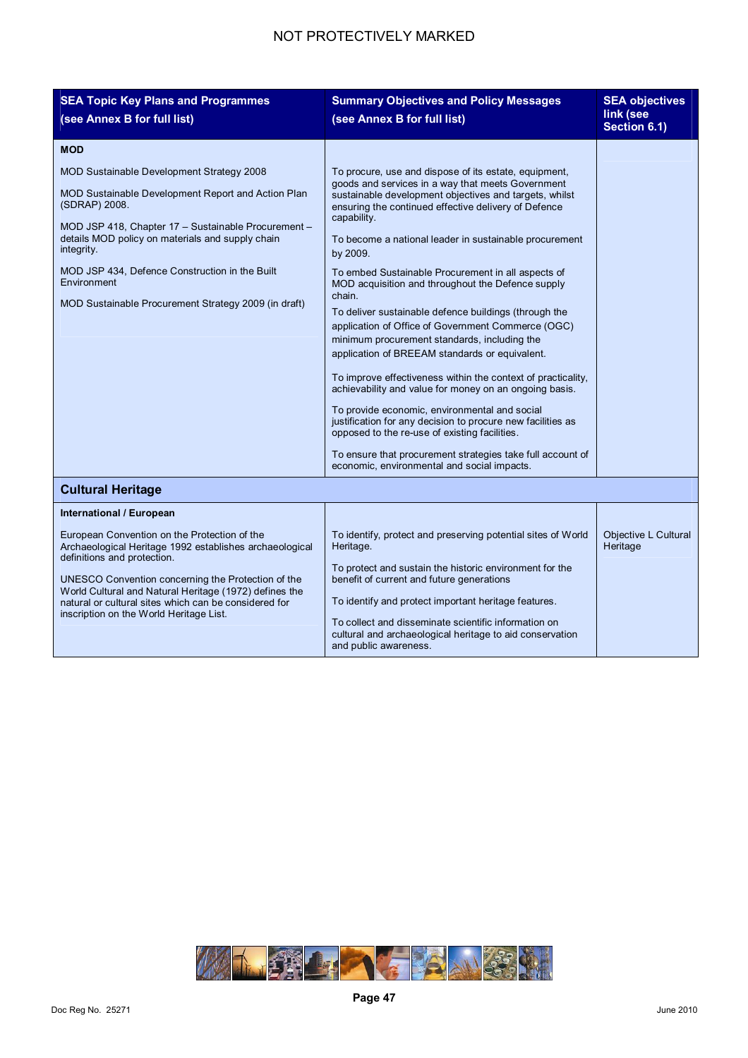| SEA Topic Key Plans and Programmes (see Annex B for full list) | Summary Objectives and Policy Messages (see Annex B for full list) | SEA objectives link (see Section 6.1) |
|---|---|---|
| **MOD** | | |
| MOD Sustainable Development Strategy 2008<br><br>MOD Sustainable Development Report and Action Plan (SDRAP) 2008.<br><br>MOD JSP 418, Chapter 17 – Sustainable Procurement – details MOD policy on materials and supply chain integrity.<br><br>MOD JSP 434, Defence Construction in the Built Environment<br><br>MOD Sustainable Procurement Strategy 2009 (in draft) | To procure, use and dispose of its estate, equipment, goods and services in a way that meets Government sustainable development objectives and targets, whilst ensuring the continued effective delivery of Defence capability.<br><br>To become a national leader in sustainable procurement by 2009.<br><br>To embed Sustainable Procurement in all aspects of MOD acquisition and throughout the Defence supply chain.<br><br>To deliver sustainable defence buildings (through the application of Office of Government Commerce (OGC) minimum procurement standards, including the application of BREEAM standards or equivalent.<br><br>To improve effectiveness within the context of practicality, achievability and value for money on an ongoing basis.<br><br>To provide economic, environmental and social justification for any decision to procure new facilities as opposed to the re-use of existing facilities.<br><br>To ensure that procurement strategies take full account of economic, environmental and social impacts. | |
| **Cultural Heritage** | | |
| **International / European** | | |
| European Convention on the Protection of the Archaeological Heritage 1992 establishes archaeological definitions and protection.<br><br>UNESCO Convention concerning the Protection of the World Cultural and Natural Heritage (1972) defines the natural or cultural sites which can be considered for inscription on the World Heritage List. | To identify, protect and preserving potential sites of World Heritage.<br><br>To protect and sustain the historic environment for the benefit of current and future generations<br><br>To identify and protect important heritage features.<br><br>To collect and disseminate scientific information on cultural and archaeological heritage to aid conservation and public awareness. | Objective L Cultural Heritage |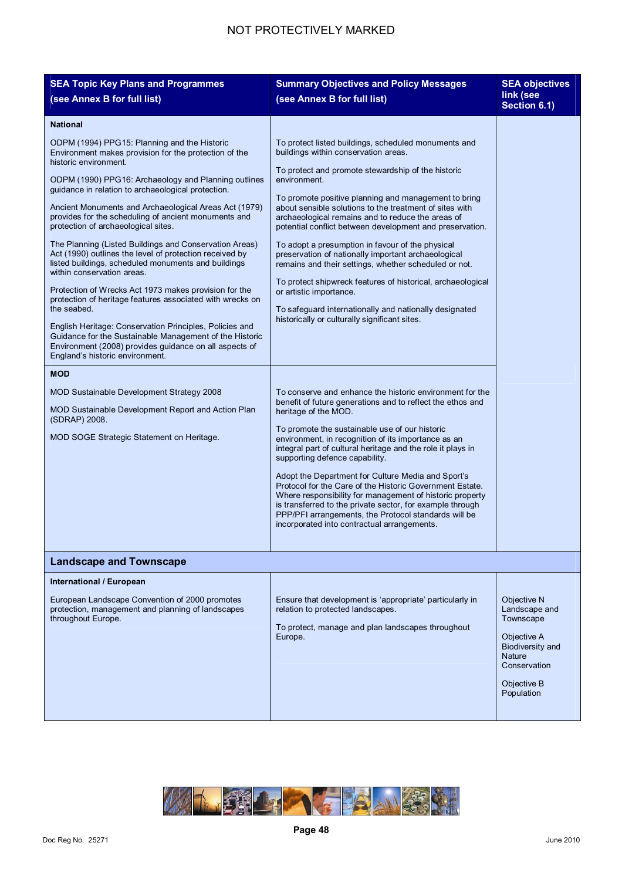| SEA Topic Key Plans and Programmes (see Annex B for full list) | Summary Objectives and Policy Messages (see Annex B for full list) | SEA objectives link (see Section 6.1) |
|---|---|---|
| **National** | | |
| ODPM (1994) PPG15: Planning and the Historic Environment makes provision for the protection of the historic environment.<br><br>ODPM (1990) PPG16: Archaeology and Planning outlines guidance in relation to archaeological protection.<br><br>Ancient Monuments and Archaeological Areas Act (1979) provides for the scheduling of ancient monuments and protection of archaeological sites.<br><br>The Planning (Listed Buildings and Conservation Areas) Act (1990) outlines the level of protection received by listed buildings, scheduled monuments and buildings within conservation areas.<br><br>Protection of Wrecks Act 1973 makes provision for the protection of heritage features associated with wrecks on the seabed.<br><br>English Heritage: Conservation Principles, Policies and Guidance for the Sustainable Management of the Historic Environment (2008) provides guidance on all aspects of England's historic environment. | To protect listed buildings, scheduled monuments and buildings within conservation areas.<br><br>To protect and promote stewardship of the historic environment.<br><br>To promote positive planning and management to bring about sensible solutions to the treatment of sites with archaeological remains and to reduce the areas of potential conflict between development and preservation.<br><br>To adopt a presumption in favour of the physical preservation of nationally important archaeological remains and their settings, whether scheduled or not.<br><br>To protect shipwreck features of historical, archaeological or artistic importance.<br><br>To safeguard internationally and nationally designated historically or culturally significant sites. | |
| **MOD** | | |
| MOD Sustainable Development Strategy 2008<br><br>MOD Sustainable Development Report and Action Plan (SDRAP) 2008.<br><br>MOD SOGE Strategic Statement on Heritage. | To conserve and enhance the historic environment for the benefit of future generations and to reflect the ethos and heritage of the MOD.<br><br>To promote the sustainable use of our historic environment, in recognition of its importance as an integral part of cultural heritage and the role it plays in supporting defence capability.<br><br>Adopt the Department for Culture Media and Sport's Protocol for the Care of the Historic Government Estate. Where responsibility for management of historic property is transferred to the private sector, for example through PPP/PFI arrangements, the Protocol standards will be incorporated into contractual arrangements. | |
| **Landscape and Townscape** | | |
| **International / European** | | |
| European Landscape Convention of 2000 promotes protection, management and planning of landscapes throughout Europe. | Ensure that development is 'appropriate' particularly in relation to protected landscapes.<br><br>To protect, manage and plan landscapes throughout Europe. | Objective N Landscape and Townscape<br><br>Objective A Biodiversity and Nature Conservation<br><br>Objective B Population |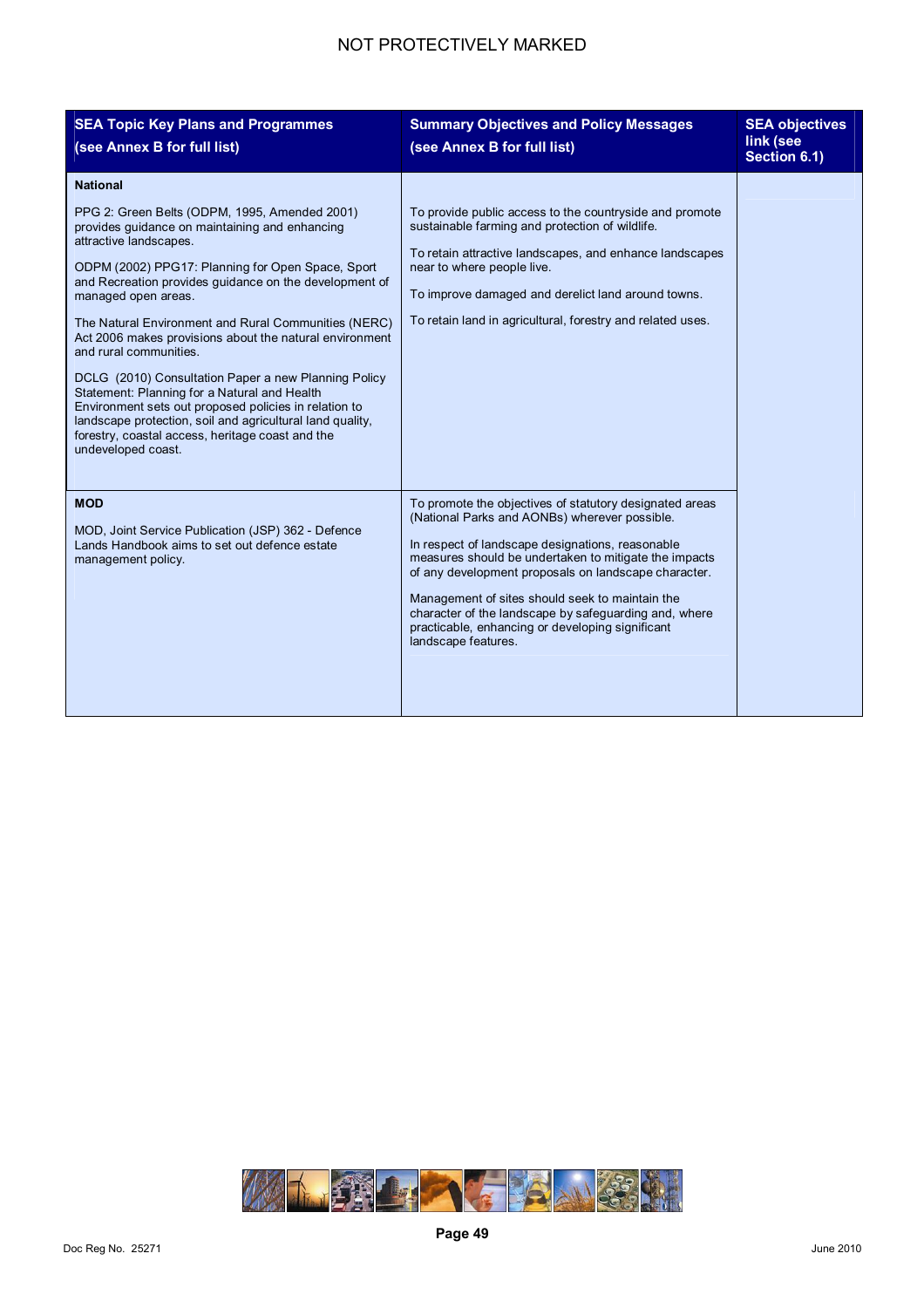NOT PROTECTIVELY MARKED

| SEA Topic Key Plans and Programmes (see Annex B for full list) | Summary Objectives and Policy Messages (see Annex B for full list) | SEA objectives link (see Section 6.1) |
|---|---|---|
| **National**<br><br>PPG 2: Green Belts (ODPM, 1995, Amended 2001) provides guidance on maintaining and enhancing attractive landscapes.<br><br>ODPM (2002) PPG17: Planning for Open Space, Sport and Recreation provides guidance on the development of managed open areas.<br><br>The Natural Environment and Rural Communities (NERC) Act 2006 makes provisions about the natural environment and rural communities.<br><br>DCLG (2010) Consultation Paper a new Planning Policy Statement: Planning for a Natural and Health Environment sets out proposed policies in relation to landscape protection, soil and agricultural land quality, forestry, coastal access, heritage coast and the undeveloped coast. | To provide public access to the countryside and promote sustainable farming and protection of wildlife.<br><br>To retain attractive landscapes, and enhance landscapes near to where people live.<br><br>To improve damaged and derelict land around towns.<br><br>To retain land in agricultural, forestry and related uses. | |
| **MOD**<br><br>MOD, Joint Service Publication (JSP) 362 - Defence Lands Handbook aims to set out defence estate management policy. | To promote the objectives of statutory designated areas (National Parks and AONBs) wherever possible.<br><br>In respect of landscape designations, reasonable measures should be undertaken to mitigate the impacts of any development proposals on landscape character.<br><br>Management of sites should seek to maintain the character of the landscape by safeguarding and, where practicable, enhancing or developing significant landscape features. | |

Doc Reg No. 25271

June 2010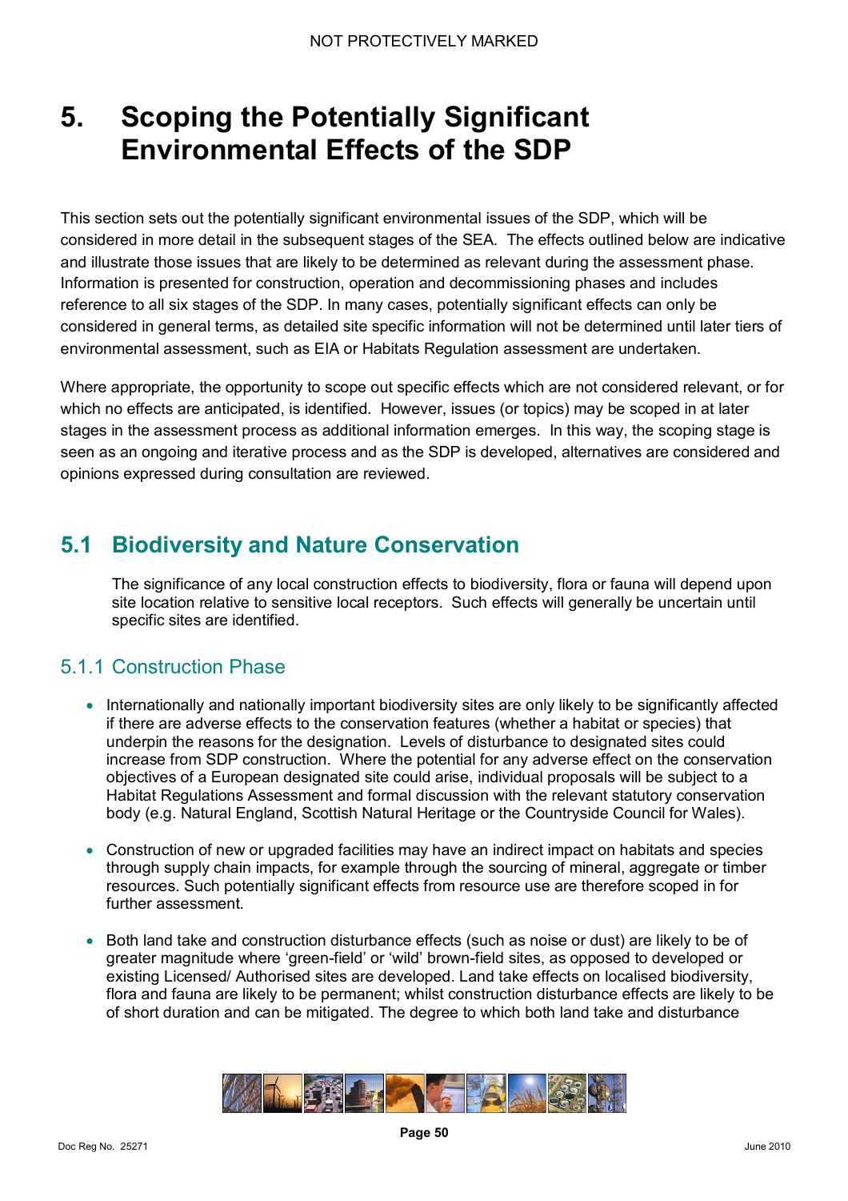# 5. Scoping the Potentially Significant Environmental Effects of the SDP

This section sets out the potentially significant environmental issues of the SDP, which will be considered in more detail in the subsequent stages of the SEA. The effects outlined below are indicative and illustrate those issues that are likely to be determined as relevant during the assessment phase. Information is presented for construction, operation and decommissioning phases and includes reference to all six stages of the SDP. In many cases, potentially significant effects can only be considered in general terms, as detailed site specific information will not be determined until later tiers of environmental assessment, such as EIA or Habitats Regulation assessment are undertaken.

Where appropriate, the opportunity to scope out specific effects which are not considered relevant, or for which no effects are anticipated, is identified. However, issues (or topics) may be scoped in at later stages in the assessment process as additional information emerges. In this way, the scoping stage is seen as an ongoing and iterative process and as the SDP is developed, alternatives are considered and opinions expressed during consultation are reviewed.

## 5.1 Biodiversity and Nature Conservation

The significance of any local construction effects to biodiversity, flora or fauna will depend upon site location relative to sensitive local receptors. Such effects will generally be uncertain until specific sites are identified.

### 5.1.1 Construction Phase

- Internationally and nationally important biodiversity sites are only likely to be significantly affected if there are adverse effects to the conservation features (whether a habitat or species) that underpin the reasons for the designation. Levels of disturbance to designated sites could increase from SDP construction. Where the potential for any adverse effect on the conservation objectives of a European designated site could arise, individual proposals will be subject to a Habitat Regulations Assessment and formal discussion with the relevant statutory conservation body (e.g. Natural England, Scottish Natural Heritage or the Countryside Council for Wales).

- Construction of new or upgraded facilities may have an indirect impact on habitats and species through supply chain impacts, for example through the sourcing of mineral, aggregate or timber resources. Such potentially significant effects from resource use are therefore scoped in for further assessment.

- Both land take and construction disturbance effects (such as noise or dust) are likely to be of greater magnitude where 'green-field' or 'wild' brown-field sites, as opposed to developed or existing Licensed/ Authorised sites are developed. Land take effects on localised biodiversity, flora and fauna are likely to be permanent; whilst construction disturbance effects are likely to be of short duration and can be mitigated. The degree to which both land take and disturbance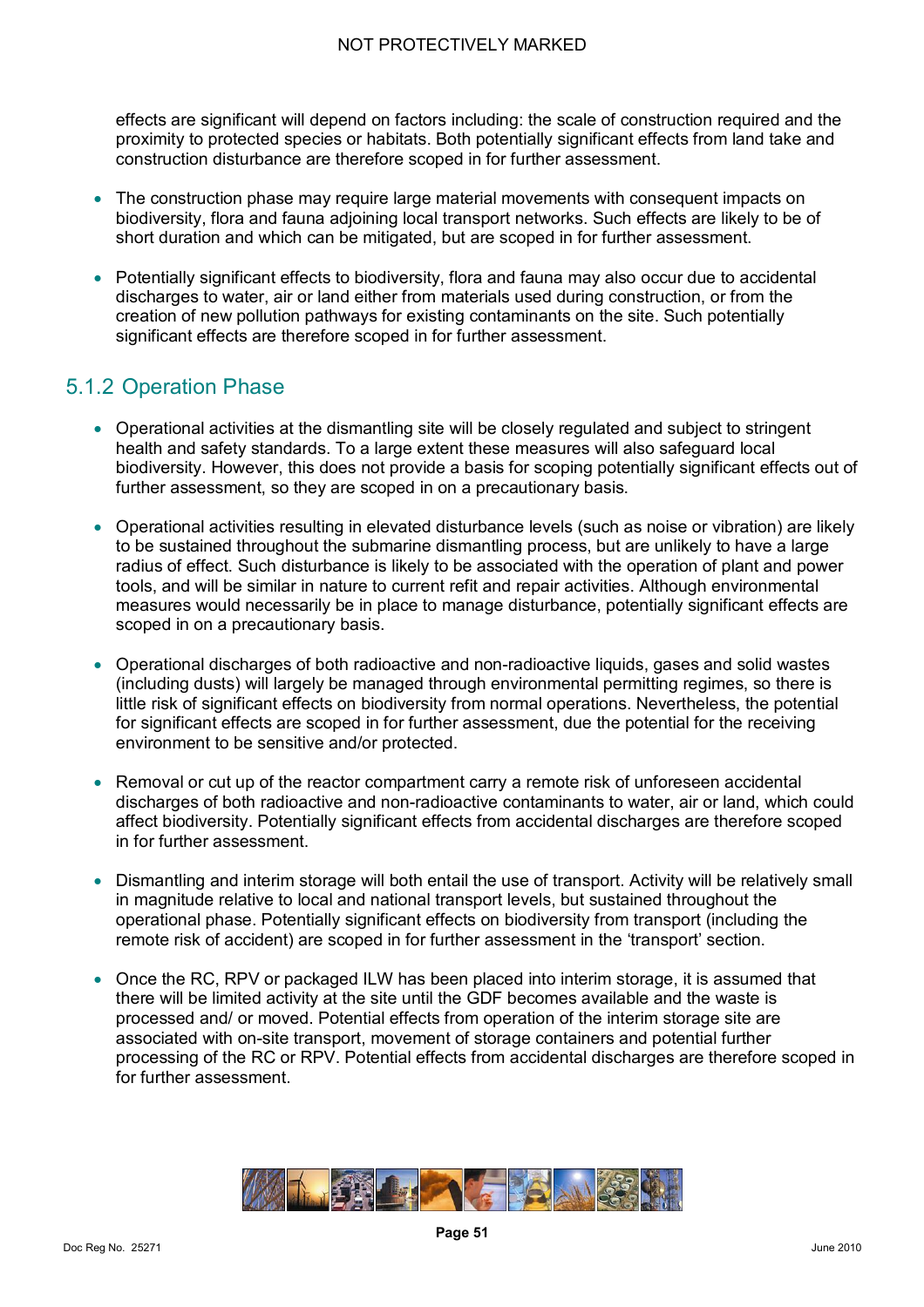effects are significant will depend on factors including: the scale of construction required and the proximity to protected species or habitats. Both potentially significant effects from land take and construction disturbance are therefore scoped in for further assessment.

- The construction phase may require large material movements with consequent impacts on biodiversity, flora and fauna adjoining local transport networks. Such effects are likely to be of short duration and which can be mitigated, but are scoped in for further assessment.
- Potentially significant effects to biodiversity, flora and fauna may also occur due to accidental discharges to water, air or land either from materials used during construction, or from the creation of new pollution pathways for existing contaminants on the site. Such potentially significant effects are therefore scoped in for further assessment.

## 5.1.2 Operation Phase

- Operational activities at the dismantling site will be closely regulated and subject to stringent health and safety standards. To a large extent these measures will also safeguard local biodiversity. However, this does not provide a basis for scoping potentially significant effects out of further assessment, so they are scoped in on a precautionary basis.
- Operational activities resulting in elevated disturbance levels (such as noise or vibration) are likely to be sustained throughout the submarine dismantling process, but are unlikely to have a large radius of effect. Such disturbance is likely to be associated with the operation of plant and power tools, and will be similar in nature to current refit and repair activities. Although environmental measures would necessarily be in place to manage disturbance, potentially significant effects are scoped in on a precautionary basis.
- Operational discharges of both radioactive and non-radioactive liquids, gases and solid wastes (including dusts) will largely be managed through environmental permitting regimes, so there is little risk of significant effects on biodiversity from normal operations. Nevertheless, the potential for significant effects are scoped in for further assessment, due the potential for the receiving environment to be sensitive and/or protected.
- Removal or cut up of the reactor compartment carry a remote risk of unforeseen accidental discharges of both radioactive and non-radioactive contaminants to water, air or land, which could affect biodiversity. Potentially significant effects from accidental discharges are therefore scoped in for further assessment.
- Dismantling and interim storage will both entail the use of transport. Activity will be relatively small in magnitude relative to local and national transport levels, but sustained throughout the operational phase. Potentially significant effects on biodiversity from transport (including the remote risk of accident) are scoped in for further assessment in the 'transport' section.
- Once the RC, RPV or packaged ILW has been placed into interim storage, it is assumed that there will be limited activity at the site until the GDF becomes available and the waste is processed and/ or moved. Potential effects from operation of the interim storage site are associated with on-site transport, movement of storage containers and potential further processing of the RC or RPV. Potential effects from accidental discharges are therefore scoped in for further assessment.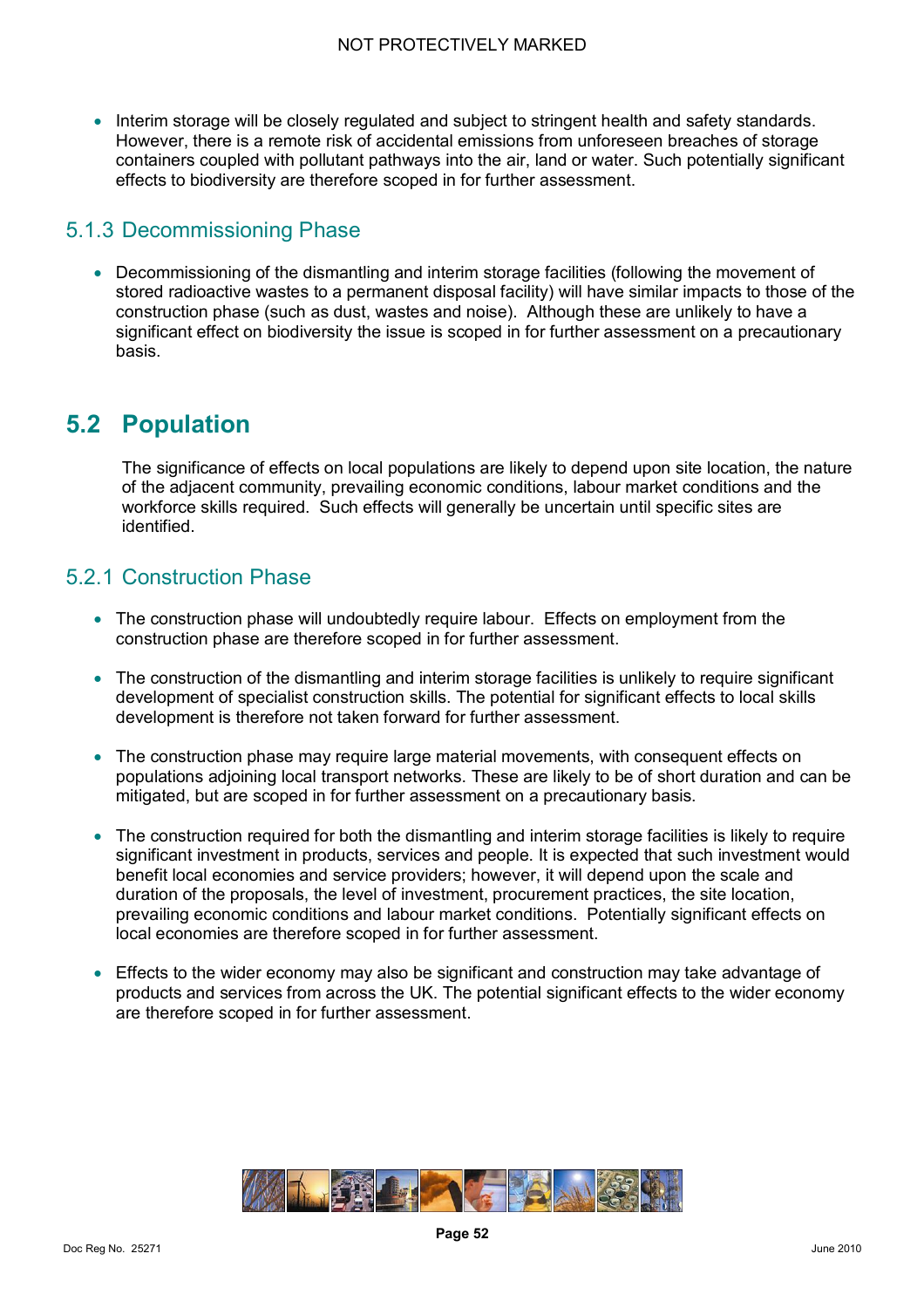- Interim storage will be closely regulated and subject to stringent health and safety standards. However, there is a remote risk of accidental emissions from unforeseen breaches of storage containers coupled with pollutant pathways into the air, land or water. Such potentially significant effects to biodiversity are therefore scoped in for further assessment.

### 5.1.3 Decommissioning Phase

- Decommissioning of the dismantling and interim storage facilities (following the movement of stored radioactive wastes to a permanent disposal facility) will have similar impacts to those of the construction phase (such as dust, wastes and noise). Although these are unlikely to have a significant effect on biodiversity the issue is scoped in for further assessment on a precautionary basis.

## 5.2 Population

The significance of effects on local populations are likely to depend upon site location, the nature of the adjacent community, prevailing economic conditions, labour market conditions and the workforce skills required. Such effects will generally be uncertain until specific sites are identified.

### 5.2.1 Construction Phase

- The construction phase will undoubtedly require labour. Effects on employment from the construction phase are therefore scoped in for further assessment.

- The construction of the dismantling and interim storage facilities is unlikely to require significant development of specialist construction skills. The potential for significant effects to local skills development is therefore not taken forward for further assessment.

- The construction phase may require large material movements, with consequent effects on populations adjoining local transport networks. These are likely to be of short duration and can be mitigated, but are scoped in for further assessment on a precautionary basis.

- The construction required for both the dismantling and interim storage facilities is likely to require significant investment in products, services and people. It is expected that such investment would benefit local economies and service providers; however, it will depend upon the scale and duration of the proposals, the level of investment, procurement practices, the site location, prevailing economic conditions and labour market conditions. Potentially significant effects on local economies are therefore scoped in for further assessment.

- Effects to the wider economy may also be significant and construction may take advantage of products and services from across the UK. The potential significant effects to the wider economy are therefore scoped in for further assessment.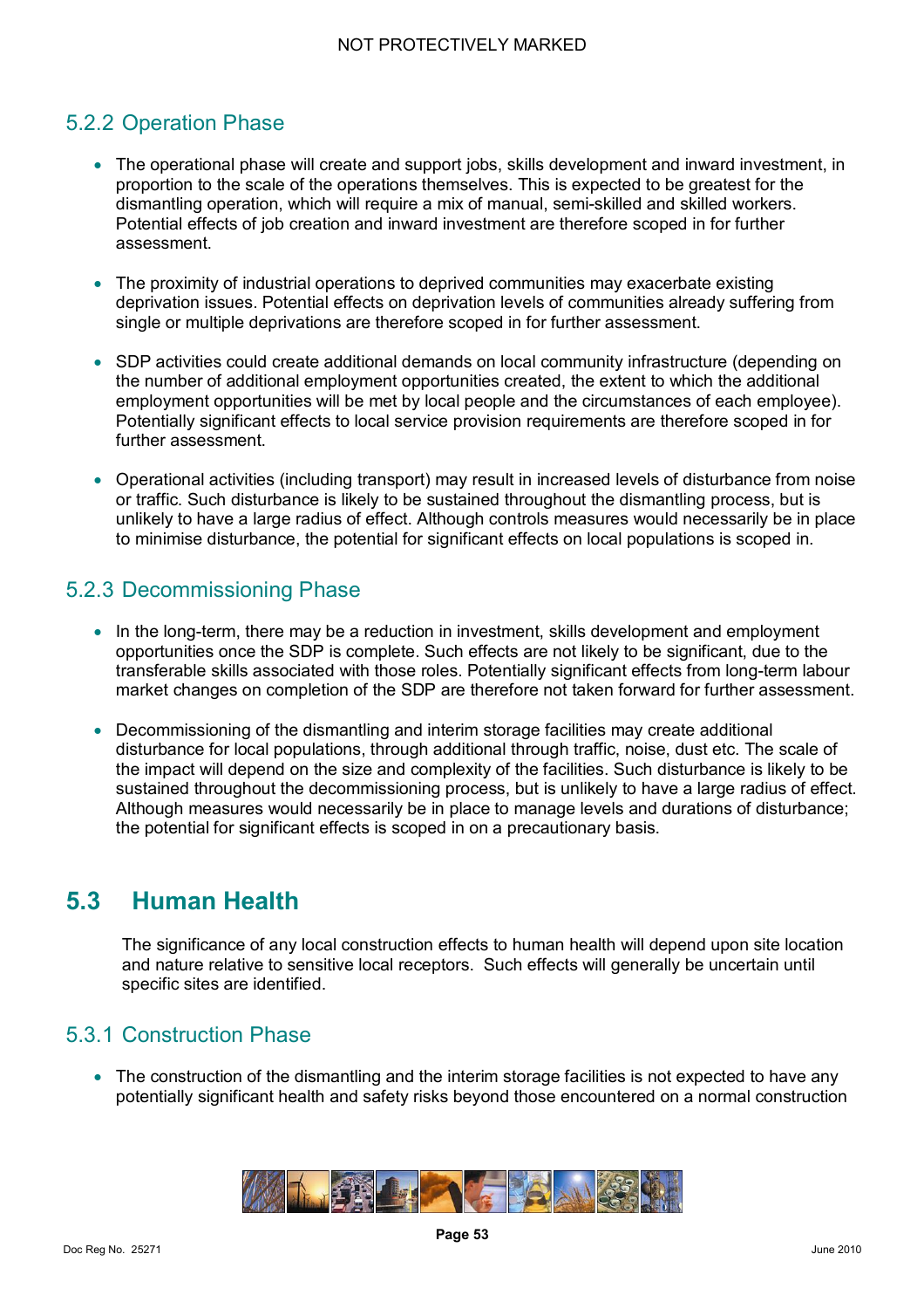### 5.2.2 Operation Phase

- The operational phase will create and support jobs, skills development and inward investment, in proportion to the scale of the operations themselves. This is expected to be greatest for the dismantling operation, which will require a mix of manual, semi-skilled and skilled workers. Potential effects of job creation and inward investment are therefore scoped in for further assessment.

- The proximity of industrial operations to deprived communities may exacerbate existing deprivation issues. Potential effects on deprivation levels of communities already suffering from single or multiple deprivations are therefore scoped in for further assessment.

- SDP activities could create additional demands on local community infrastructure (depending on the number of additional employment opportunities created, the extent to which the additional employment opportunities will be met by local people and the circumstances of each employee). Potentially significant effects to local service provision requirements are therefore scoped in for further assessment.

- Operational activities (including transport) may result in increased levels of disturbance from noise or traffic. Such disturbance is likely to be sustained throughout the dismantling process, but is unlikely to have a large radius of effect. Although controls measures would necessarily be in place to minimise disturbance, the potential for significant effects on local populations is scoped in.

### 5.2.3 Decommissioning Phase

- In the long-term, there may be a reduction in investment, skills development and employment opportunities once the SDP is complete. Such effects are not likely to be significant, due to the transferable skills associated with those roles. Potentially significant effects from long-term labour market changes on completion of the SDP are therefore not taken forward for further assessment.

- Decommissioning of the dismantling and interim storage facilities may create additional disturbance for local populations, through additional through traffic, noise, dust etc. The scale of the impact will depend on the size and complexity of the facilities. Such disturbance is likely to be sustained throughout the decommissioning process, but is unlikely to have a large radius of effect. Although measures would necessarily be in place to manage levels and durations of disturbance; the potential for significant effects is scoped in on a precautionary basis.

## 5.3 Human Health

The significance of any local construction effects to human health will depend upon site location and nature relative to sensitive local receptors. Such effects will generally be uncertain until specific sites are identified.

### 5.3.1 Construction Phase

- The construction of the dismantling and the interim storage facilities is not expected to have any potentially significant health and safety risks beyond those encountered on a normal construction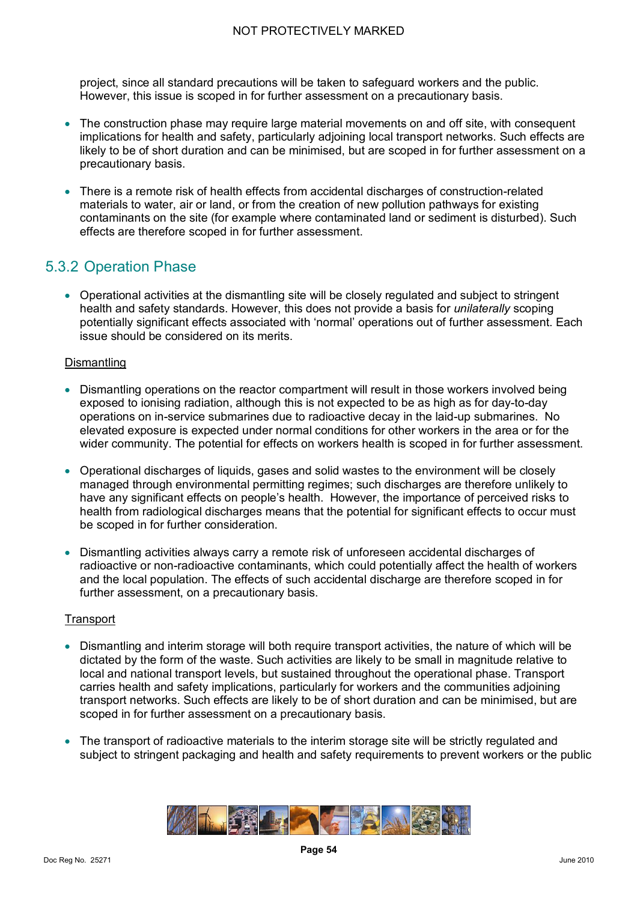project, since all standard precautions will be taken to safeguard workers and the public. However, this issue is scoped in for further assessment on a precautionary basis.

- The construction phase may require large material movements on and off site, with consequent implications for health and safety, particularly adjoining local transport networks. Such effects are likely to be of short duration and can be minimised, but are scoped in for further assessment on a precautionary basis.

- There is a remote risk of health effects from accidental discharges of construction-related materials to water, air or land, or from the creation of new pollution pathways for existing contaminants on the site (for example where contaminated land or sediment is disturbed). Such effects are therefore scoped in for further assessment.

## 5.3.2 Operation Phase

- Operational activities at the dismantling site will be closely regulated and subject to stringent health and safety standards. However, this does not provide a basis for *unilaterally* scoping potentially significant effects associated with 'normal' operations out of further assessment. Each issue should be considered on its merits.

Dismantling

- Dismantling operations on the reactor compartment will result in those workers involved being exposed to ionising radiation, although this is not expected to be as high as for day-to-day operations on in-service submarines due to radioactive decay in the laid-up submarines. No elevated exposure is expected under normal conditions for other workers in the area or for the wider community. The potential for effects on workers health is scoped in for further assessment.

- Operational discharges of liquids, gases and solid wastes to the environment will be closely managed through environmental permitting regimes; such discharges are therefore unlikely to have any significant effects on people's health. However, the importance of perceived risks to health from radiological discharges means that the potential for significant effects to occur must be scoped in for further consideration.

- Dismantling activities always carry a remote risk of unforeseen accidental discharges of radioactive or non-radioactive contaminants, which could potentially affect the health of workers and the local population. The effects of such accidental discharge are therefore scoped in for further assessment, on a precautionary basis.

Transport

- Dismantling and interim storage will both require transport activities, the nature of which will be dictated by the form of the waste. Such activities are likely to be small in magnitude relative to local and national transport levels, but sustained throughout the operational phase. Transport carries health and safety implications, particularly for workers and the communities adjoining transport networks. Such effects are likely to be of short duration and can be minimised, but are scoped in for further assessment on a precautionary basis.

- The transport of radioactive materials to the interim storage site will be strictly regulated and subject to stringent packaging and health and safety requirements to prevent workers or the public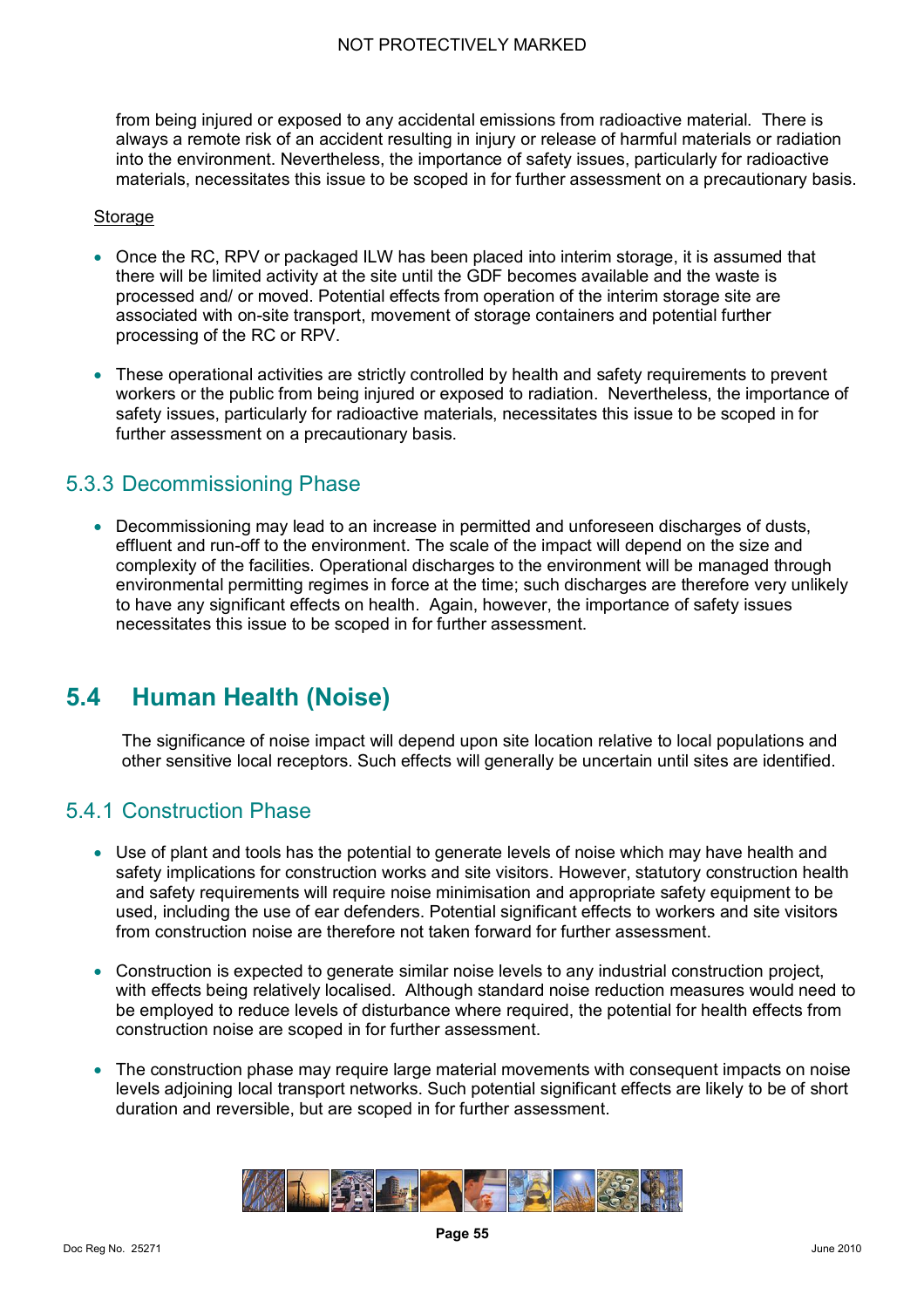from being injured or exposed to any accidental emissions from radioactive material. There is always a remote risk of an accident resulting in injury or release of harmful materials or radiation into the environment. Nevertheless, the importance of safety issues, particularly for radioactive materials, necessitates this issue to be scoped in for further assessment on a precautionary basis.

Storage

- Once the RC, RPV or packaged ILW has been placed into interim storage, it is assumed that there will be limited activity at the site until the GDF becomes available and the waste is processed and/ or moved. Potential effects from operation of the interim storage site are associated with on-site transport, movement of storage containers and potential further processing of the RC or RPV.

- These operational activities are strictly controlled by health and safety requirements to prevent workers or the public from being injured or exposed to radiation. Nevertheless, the importance of safety issues, particularly for radioactive materials, necessitates this issue to be scoped in for further assessment on a precautionary basis.

### 5.3.3 Decommissioning Phase

- Decommissioning may lead to an increase in permitted and unforeseen discharges of dusts, effluent and run-off to the environment. The scale of the impact will depend on the size and complexity of the facilities. Operational discharges to the environment will be managed through environmental permitting regimes in force at the time; such discharges are therefore very unlikely to have any significant effects on health. Again, however, the importance of safety issues necessitates this issue to be scoped in for further assessment.

## 5.4 Human Health (Noise)

The significance of noise impact will depend upon site location relative to local populations and other sensitive local receptors. Such effects will generally be uncertain until sites are identified.

### 5.4.1 Construction Phase

- Use of plant and tools has the potential to generate levels of noise which may have health and safety implications for construction works and site visitors. However, statutory construction health and safety requirements will require noise minimisation and appropriate safety equipment to be used, including the use of ear defenders. Potential significant effects to workers and site visitors from construction noise are therefore not taken forward for further assessment.

- Construction is expected to generate similar noise levels to any industrial construction project, with effects being relatively localised. Although standard noise reduction measures would need to be employed to reduce levels of disturbance where required, the potential for health effects from construction noise are scoped in for further assessment.

- The construction phase may require large material movements with consequent impacts on noise levels adjoining local transport networks. Such potential significant effects are likely to be of short duration and reversible, but are scoped in for further assessment.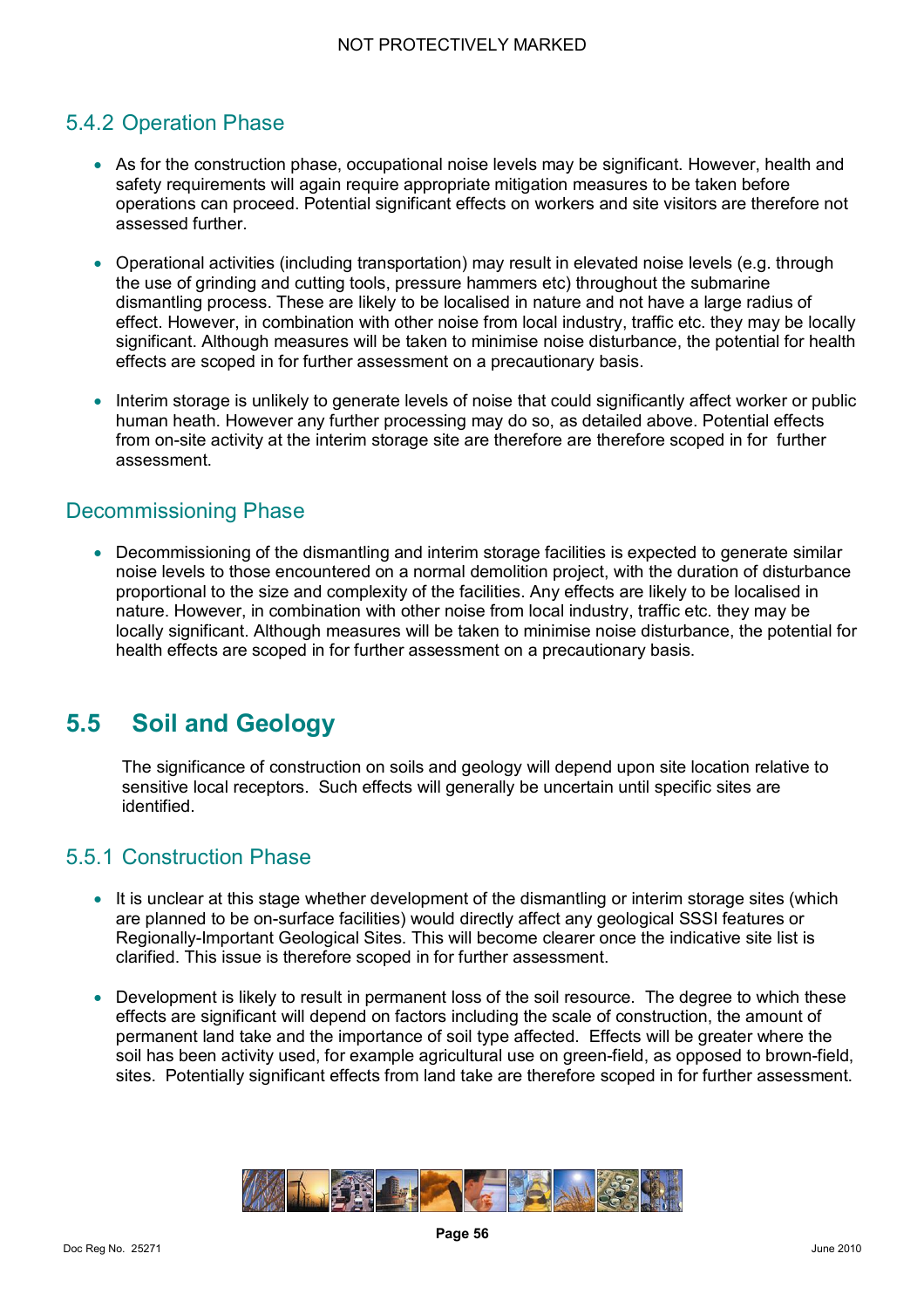### 5.4.2 Operation Phase

- As for the construction phase, occupational noise levels may be significant. However, health and safety requirements will again require appropriate mitigation measures to be taken before operations can proceed. Potential significant effects on workers and site visitors are therefore not assessed further.
- Operational activities (including transportation) may result in elevated noise levels (e.g. through the use of grinding and cutting tools, pressure hammers etc) throughout the submarine dismantling process. These are likely to be localised in nature and not have a large radius of effect. However, in combination with other noise from local industry, traffic etc. they may be locally significant. Although measures will be taken to minimise noise disturbance, the potential for health effects are scoped in for further assessment on a precautionary basis.
- Interim storage is unlikely to generate levels of noise that could significantly affect worker or public human heath. However any further processing may do so, as detailed above. Potential effects from on-site activity at the interim storage site are therefore are therefore scoped in for further assessment.

### Decommissioning Phase

- Decommissioning of the dismantling and interim storage facilities is expected to generate similar noise levels to those encountered on a normal demolition project, with the duration of disturbance proportional to the size and complexity of the facilities. Any effects are likely to be localised in nature. However, in combination with other noise from local industry, traffic etc. they may be locally significant. Although measures will be taken to minimise noise disturbance, the potential for health effects are scoped in for further assessment on a precautionary basis.

## 5.5 Soil and Geology

The significance of construction on soils and geology will depend upon site location relative to sensitive local receptors. Such effects will generally be uncertain until specific sites are identified.

### 5.5.1 Construction Phase

- It is unclear at this stage whether development of the dismantling or interim storage sites (which are planned to be on-surface facilities) would directly affect any geological SSSI features or Regionally-Important Geological Sites. This will become clearer once the indicative site list is clarified. This issue is therefore scoped in for further assessment.
- Development is likely to result in permanent loss of the soil resource. The degree to which these effects are significant will depend on factors including the scale of construction, the amount of permanent land take and the importance of soil type affected. Effects will be greater where the soil has been activity used, for example agricultural use on green-field, as opposed to brown-field, sites. Potentially significant effects from land take are therefore scoped in for further assessment.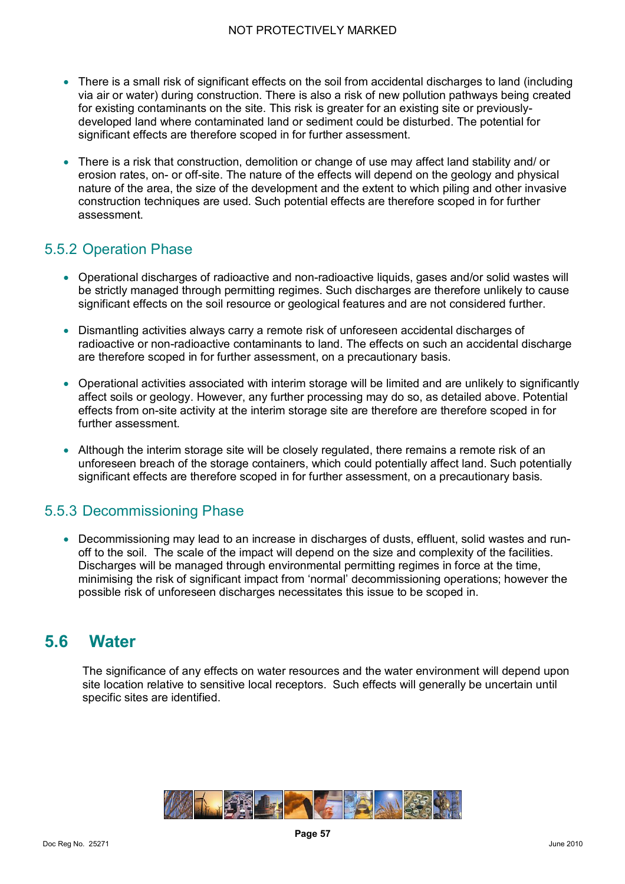- There is a small risk of significant effects on the soil from accidental discharges to land (including via air or water) during construction. There is also a risk of new pollution pathways being created for existing contaminants on the site. This risk is greater for an existing site or previously-developed land where contaminated land or sediment could be disturbed. The potential for significant effects are therefore scoped in for further assessment.

- There is a risk that construction, demolition or change of use may affect land stability and/ or erosion rates, on- or off-site. The nature of the effects will depend on the geology and physical nature of the area, the size of the development and the extent to which piling and other invasive construction techniques are used. Such potential effects are therefore scoped in for further assessment.

### 5.5.2 Operation Phase

- Operational discharges of radioactive and non-radioactive liquids, gases and/or solid wastes will be strictly managed through permitting regimes. Such discharges are therefore unlikely to cause significant effects on the soil resource or geological features and are not considered further.

- Dismantling activities always carry a remote risk of unforeseen accidental discharges of radioactive or non-radioactive contaminants to land. The effects on such an accidental discharge are therefore scoped in for further assessment, on a precautionary basis.

- Operational activities associated with interim storage will be limited and are unlikely to significantly affect soils or geology. However, any further processing may do so, as detailed above. Potential effects from on-site activity at the interim storage site are therefore are therefore scoped in for further assessment.

- Although the interim storage site will be closely regulated, there remains a remote risk of an unforeseen breach of the storage containers, which could potentially affect land. Such potentially significant effects are therefore scoped in for further assessment, on a precautionary basis.

### 5.5.3 Decommissioning Phase

- Decommissioning may lead to an increase in discharges of dusts, effluent, solid wastes and run-off to the soil. The scale of the impact will depend on the size and complexity of the facilities. Discharges will be managed through environmental permitting regimes in force at the time, minimising the risk of significant impact from 'normal' decommissioning operations; however the possible risk of unforeseen discharges necessitates this issue to be scoped in.

## 5.6 Water

The significance of any effects on water resources and the water environment will depend upon site location relative to sensitive local receptors. Such effects will generally be uncertain until specific sites are identified.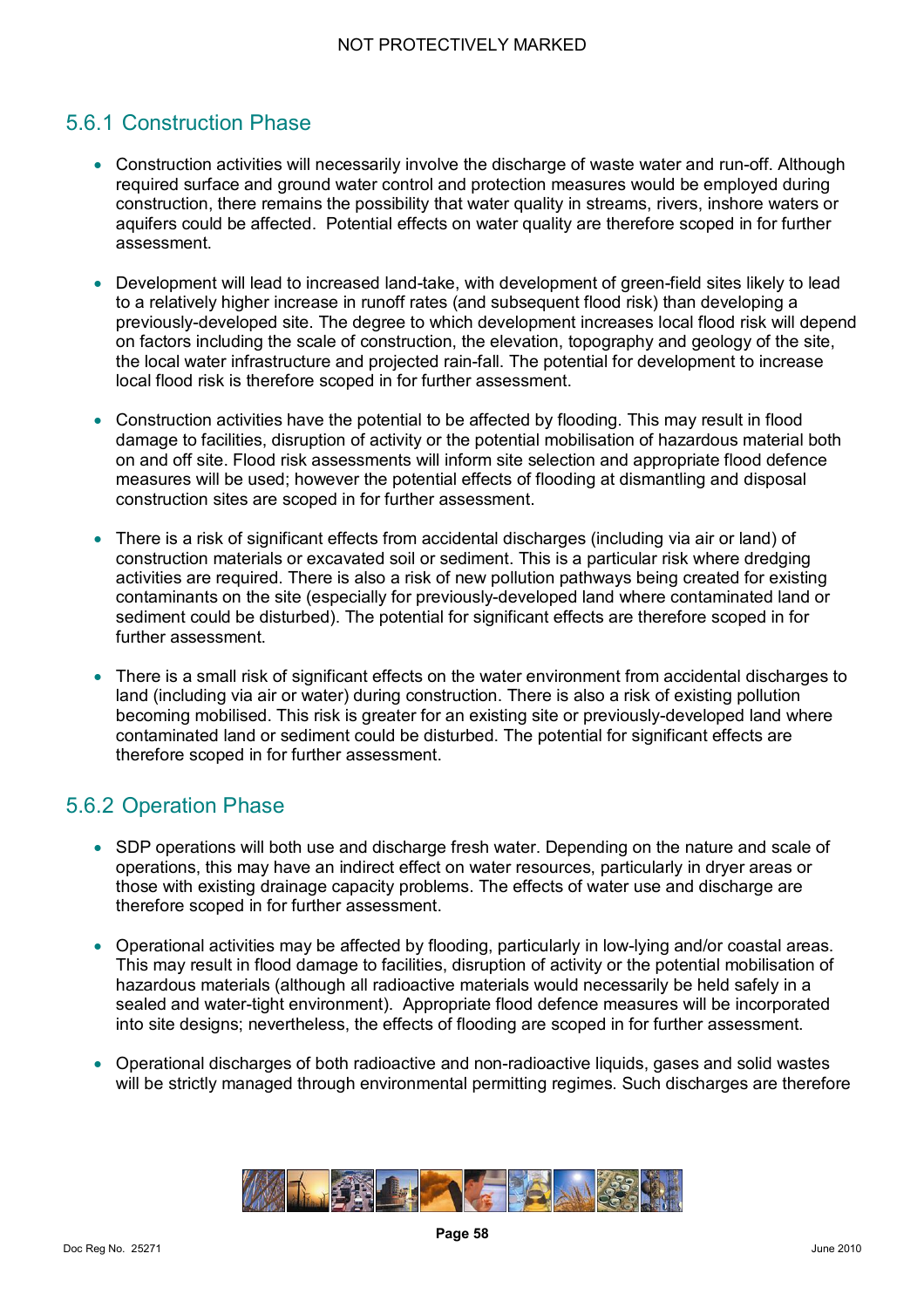## 5.6.1 Construction Phase

- Construction activities will necessarily involve the discharge of waste water and run-off. Although required surface and ground water control and protection measures would be employed during construction, there remains the possibility that water quality in streams, rivers, inshore waters or aquifers could be affected. Potential effects on water quality are therefore scoped in for further assessment.

- Development will lead to increased land-take, with development of green-field sites likely to lead to a relatively higher increase in runoff rates (and subsequent flood risk) than developing a previously-developed site. The degree to which development increases local flood risk will depend on factors including the scale of construction, the elevation, topography and geology of the site, the local water infrastructure and projected rain-fall. The potential for development to increase local flood risk is therefore scoped in for further assessment.

- Construction activities have the potential to be affected by flooding. This may result in flood damage to facilities, disruption of activity or the potential mobilisation of hazardous material both on and off site. Flood risk assessments will inform site selection and appropriate flood defence measures will be used; however the potential effects of flooding at dismantling and disposal construction sites are scoped in for further assessment.

- There is a risk of significant effects from accidental discharges (including via air or land) of construction materials or excavated soil or sediment. This is a particular risk where dredging activities are required. There is also a risk of new pollution pathways being created for existing contaminants on the site (especially for previously-developed land where contaminated land or sediment could be disturbed). The potential for significant effects are therefore scoped in for further assessment.

- There is a small risk of significant effects on the water environment from accidental discharges to land (including via air or water) during construction. There is also a risk of existing pollution becoming mobilised. This risk is greater for an existing site or previously-developed land where contaminated land or sediment could be disturbed. The potential for significant effects are therefore scoped in for further assessment.

## 5.6.2 Operation Phase

- SDP operations will both use and discharge fresh water. Depending on the nature and scale of operations, this may have an indirect effect on water resources, particularly in dryer areas or those with existing drainage capacity problems. The effects of water use and discharge are therefore scoped in for further assessment.

- Operational activities may be affected by flooding, particularly in low-lying and/or coastal areas. This may result in flood damage to facilities, disruption of activity or the potential mobilisation of hazardous materials (although all radioactive materials would necessarily be held safely in a sealed and water-tight environment). Appropriate flood defence measures will be incorporated into site designs; nevertheless, the effects of flooding are scoped in for further assessment.

- Operational discharges of both radioactive and non-radioactive liquids, gases and solid wastes will be strictly managed through environmental permitting regimes. Such discharges are therefore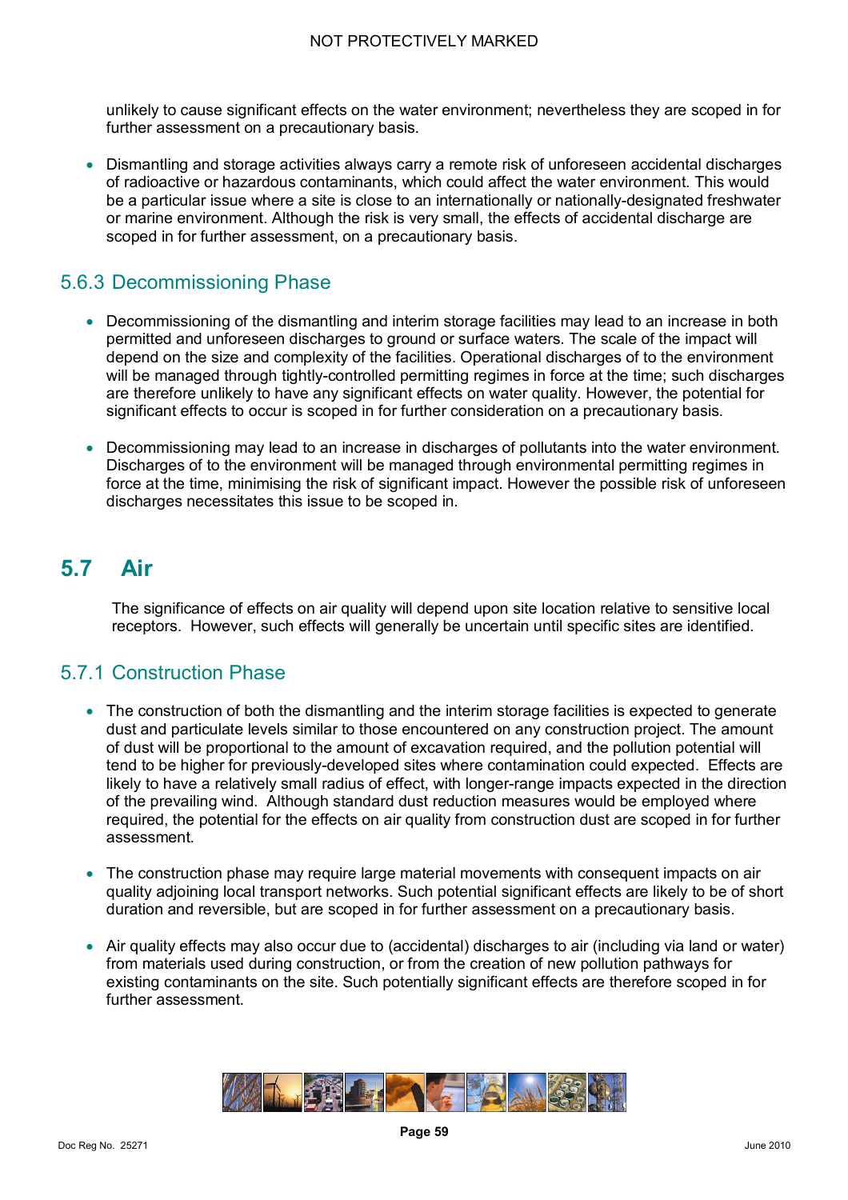unlikely to cause significant effects on the water environment; nevertheless they are scoped in for further assessment on a precautionary basis.

- Dismantling and storage activities always carry a remote risk of unforeseen accidental discharges of radioactive or hazardous contaminants, which could affect the water environment. This would be a particular issue where a site is close to an internationally or nationally-designated freshwater or marine environment. Although the risk is very small, the effects of accidental discharge are scoped in for further assessment, on a precautionary basis.

### 5.6.3 Decommissioning Phase

- Decommissioning of the dismantling and interim storage facilities may lead to an increase in both permitted and unforeseen discharges to ground or surface waters. The scale of the impact will depend on the size and complexity of the facilities. Operational discharges of to the environment will be managed through tightly-controlled permitting regimes in force at the time; such discharges are therefore unlikely to have any significant effects on water quality. However, the potential for significant effects to occur is scoped in for further consideration on a precautionary basis.

- Decommissioning may lead to an increase in discharges of pollutants into the water environment. Discharges of to the environment will be managed through environmental permitting regimes in force at the time, minimising the risk of significant impact. However the possible risk of unforeseen discharges necessitates this issue to be scoped in.

## 5.7 Air

The significance of effects on air quality will depend upon site location relative to sensitive local receptors. However, such effects will generally be uncertain until specific sites are identified.

### 5.7.1 Construction Phase

- The construction of both the dismantling and the interim storage facilities is expected to generate dust and particulate levels similar to those encountered on any construction project. The amount of dust will be proportional to the amount of excavation required, and the pollution potential will tend to be higher for previously-developed sites where contamination could expected. Effects are likely to have a relatively small radius of effect, with longer-range impacts expected in the direction of the prevailing wind. Although standard dust reduction measures would be employed where required, the potential for the effects on air quality from construction dust are scoped in for further assessment.

- The construction phase may require large material movements with consequent impacts on air quality adjoining local transport networks. Such potential significant effects are likely to be of short duration and reversible, but are scoped in for further assessment on a precautionary basis.

- Air quality effects may also occur due to (accidental) discharges to air (including via land or water) from materials used during construction, or from the creation of new pollution pathways for existing contaminants on the site. Such potentially significant effects are therefore scoped in for further assessment.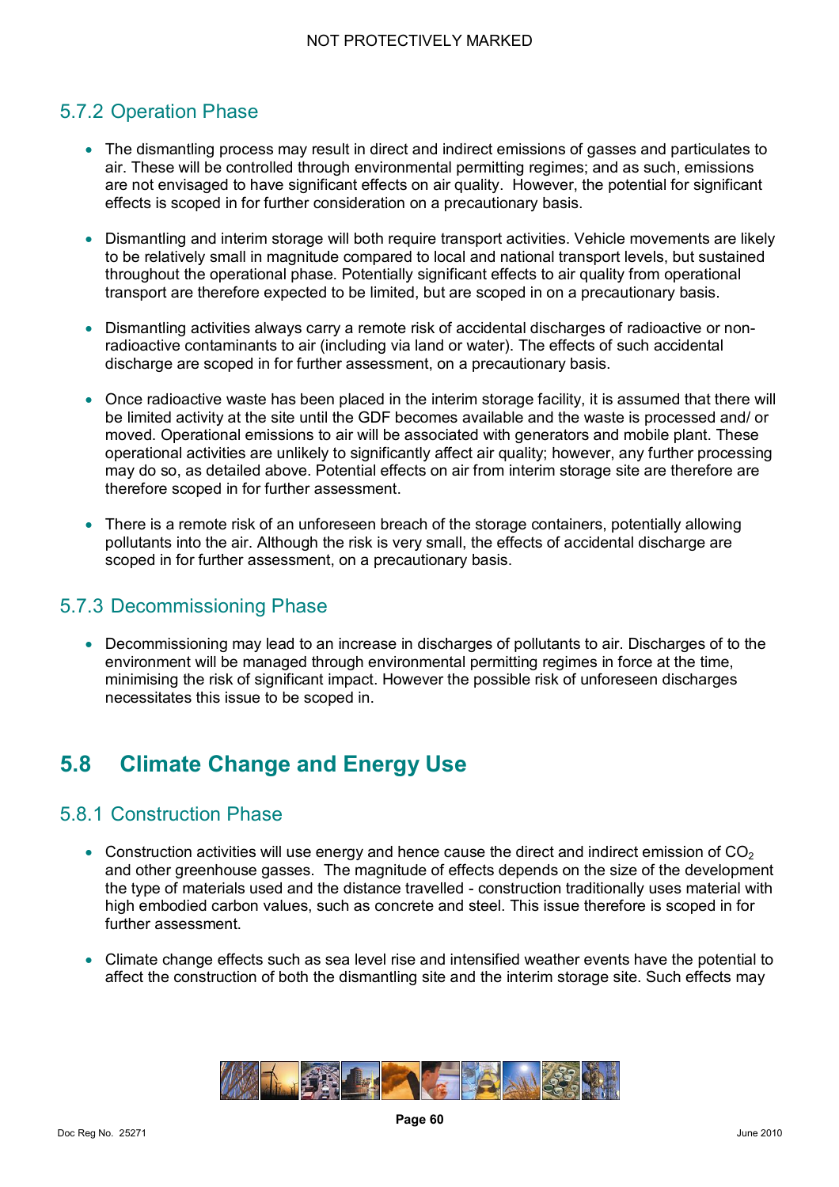### 5.7.2 Operation Phase

- The dismantling process may result in direct and indirect emissions of gasses and particulates to air. These will be controlled through environmental permitting regimes; and as such, emissions are not envisaged to have significant effects on air quality. However, the potential for significant effects is scoped in for further consideration on a precautionary basis.
- Dismantling and interim storage will both require transport activities. Vehicle movements are likely to be relatively small in magnitude compared to local and national transport levels, but sustained throughout the operational phase. Potentially significant effects to air quality from operational transport are therefore expected to be limited, but are scoped in on a precautionary basis.
- Dismantling activities always carry a remote risk of accidental discharges of radioactive or non-radioactive contaminants to air (including via land or water). The effects of such accidental discharge are scoped in for further assessment, on a precautionary basis.
- Once radioactive waste has been placed in the interim storage facility, it is assumed that there will be limited activity at the site until the GDF becomes available and the waste is processed and/ or moved. Operational emissions to air will be associated with generators and mobile plant. These operational activities are unlikely to significantly affect air quality; however, any further processing may do so, as detailed above. Potential effects on air from interim storage site are therefore are therefore scoped in for further assessment.
- There is a remote risk of an unforeseen breach of the storage containers, potentially allowing pollutants into the air. Although the risk is very small, the effects of accidental discharge are scoped in for further assessment, on a precautionary basis.

### 5.7.3 Decommissioning Phase

- Decommissioning may lead to an increase in discharges of pollutants to air. Discharges of to the environment will be managed through environmental permitting regimes in force at the time, minimising the risk of significant impact. However the possible risk of unforeseen discharges necessitates this issue to be scoped in.

## 5.8 Climate Change and Energy Use

### 5.8.1 Construction Phase

- Construction activities will use energy and hence cause the direct and indirect emission of $CO_2$ and other greenhouse gasses. The magnitude of effects depends on the size of the development the type of materials used and the distance travelled - construction traditionally uses material with high embodied carbon values, such as concrete and steel. This issue therefore is scoped in for further assessment.
- Climate change effects such as sea level rise and intensified weather events have the potential to affect the construction of both the dismantling site and the interim storage site. Such effects may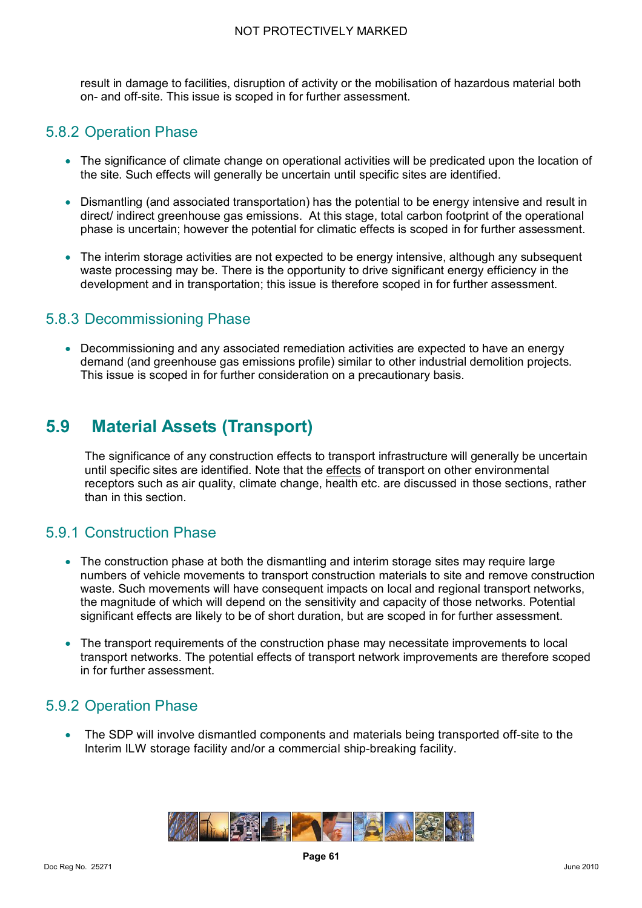result in damage to facilities, disruption of activity or the mobilisation of hazardous material both on- and off-site. This issue is scoped in for further assessment.

### 5.8.2 Operation Phase

- The significance of climate change on operational activities will be predicated upon the location of the site. Such effects will generally be uncertain until specific sites are identified.
- Dismantling (and associated transportation) has the potential to be energy intensive and result in direct/ indirect greenhouse gas emissions. At this stage, total carbon footprint of the operational phase is uncertain; however the potential for climatic effects is scoped in for further assessment.
- The interim storage activities are not expected to be energy intensive, although any subsequent waste processing may be. There is the opportunity to drive significant energy efficiency in the development and in transportation; this issue is therefore scoped in for further assessment.

### 5.8.3 Decommissioning Phase

- Decommissioning and any associated remediation activities are expected to have an energy demand (and greenhouse gas emissions profile) similar to other industrial demolition projects. This issue is scoped in for further consideration on a precautionary basis.

## 5.9 Material Assets (Transport)

The significance of any construction effects to transport infrastructure will generally be uncertain until specific sites are identified. Note that the effects of transport on other environmental receptors such as air quality, climate change, health etc. are discussed in those sections, rather than in this section.

### 5.9.1 Construction Phase

- The construction phase at both the dismantling and interim storage sites may require large numbers of vehicle movements to transport construction materials to site and remove construction waste. Such movements will have consequent impacts on local and regional transport networks, the magnitude of which will depend on the sensitivity and capacity of those networks. Potential significant effects are likely to be of short duration, but are scoped in for further assessment.
- The transport requirements of the construction phase may necessitate improvements to local transport networks. The potential effects of transport network improvements are therefore scoped in for further assessment.

### 5.9.2 Operation Phase

- The SDP will involve dismantled components and materials being transported off-site to the Interim ILW storage facility and/or a commercial ship-breaking facility.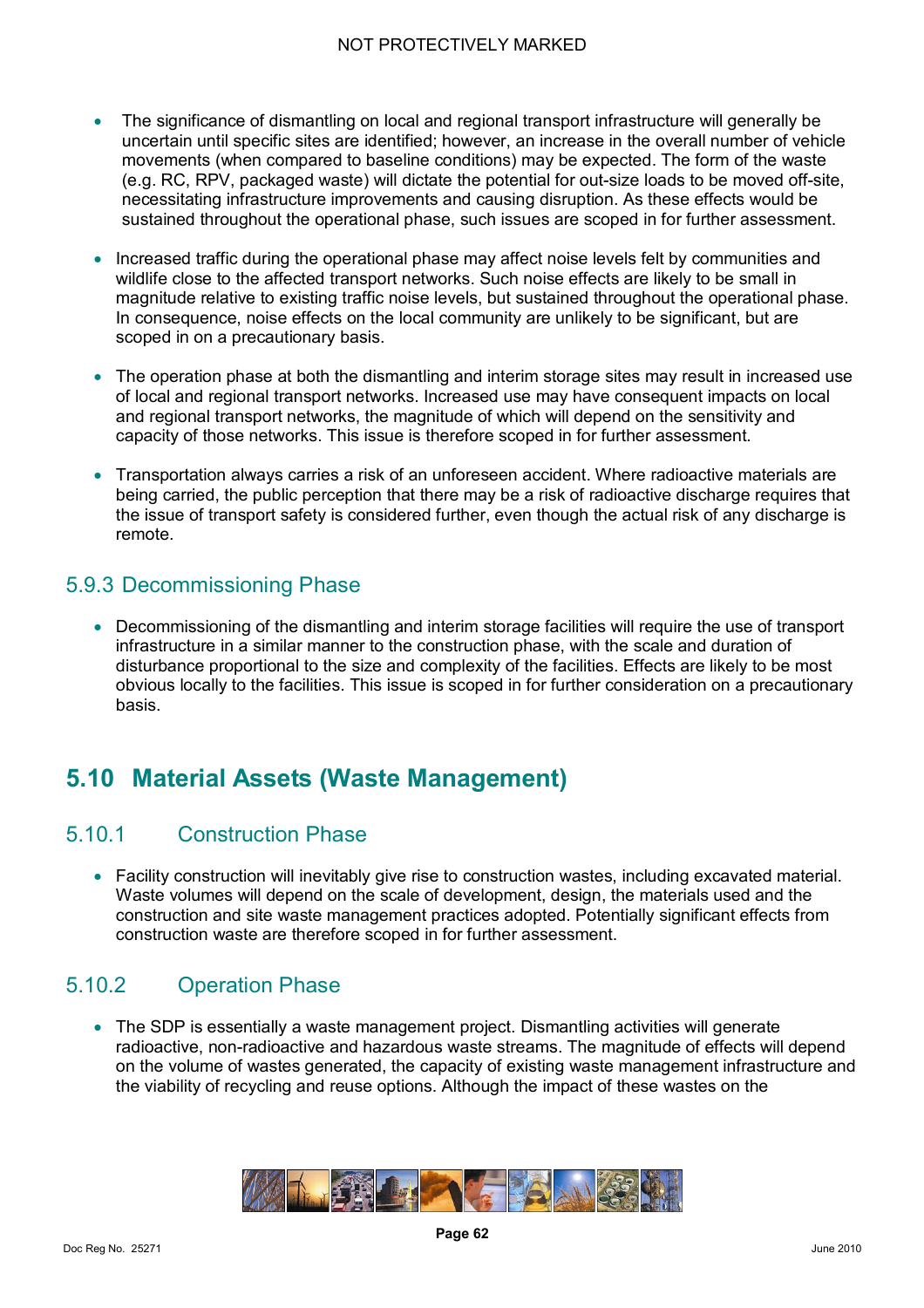- The significance of dismantling on local and regional transport infrastructure will generally be uncertain until specific sites are identified; however, an increase in the overall number of vehicle movements (when compared to baseline conditions) may be expected. The form of the waste (e.g. RC, RPV, packaged waste) will dictate the potential for out-size loads to be moved off-site, necessitating infrastructure improvements and causing disruption. As these effects would be sustained throughout the operational phase, such issues are scoped in for further assessment.

- Increased traffic during the operational phase may affect noise levels felt by communities and wildlife close to the affected transport networks. Such noise effects are likely to be small in magnitude relative to existing traffic noise levels, but sustained throughout the operational phase. In consequence, noise effects on the local community are unlikely to be significant, but are scoped in on a precautionary basis.

- The operation phase at both the dismantling and interim storage sites may result in increased use of local and regional transport networks. Increased use may have consequent impacts on local and regional transport networks, the magnitude of which will depend on the sensitivity and capacity of those networks. This issue is therefore scoped in for further assessment.

- Transportation always carries a risk of an unforeseen accident. Where radioactive materials are being carried, the public perception that there may be a risk of radioactive discharge requires that the issue of transport safety is considered further, even though the actual risk of any discharge is remote.

### 5.9.3 Decommissioning Phase

- Decommissioning of the dismantling and interim storage facilities will require the use of transport infrastructure in a similar manner to the construction phase, with the scale and duration of disturbance proportional to the size and complexity of the facilities. Effects are likely to be most obvious locally to the facilities. This issue is scoped in for further consideration on a precautionary basis.

## 5.10 Material Assets (Waste Management)

### 5.10.1 Construction Phase

- Facility construction will inevitably give rise to construction wastes, including excavated material. Waste volumes will depend on the scale of development, design, the materials used and the construction and site waste management practices adopted. Potentially significant effects from construction waste are therefore scoped in for further assessment.

### 5.10.2 Operation Phase

- The SDP is essentially a waste management project. Dismantling activities will generate radioactive, non-radioactive and hazardous waste streams. The magnitude of effects will depend on the volume of wastes generated, the capacity of existing waste management infrastructure and the viability of recycling and reuse options. Although the impact of these wastes on the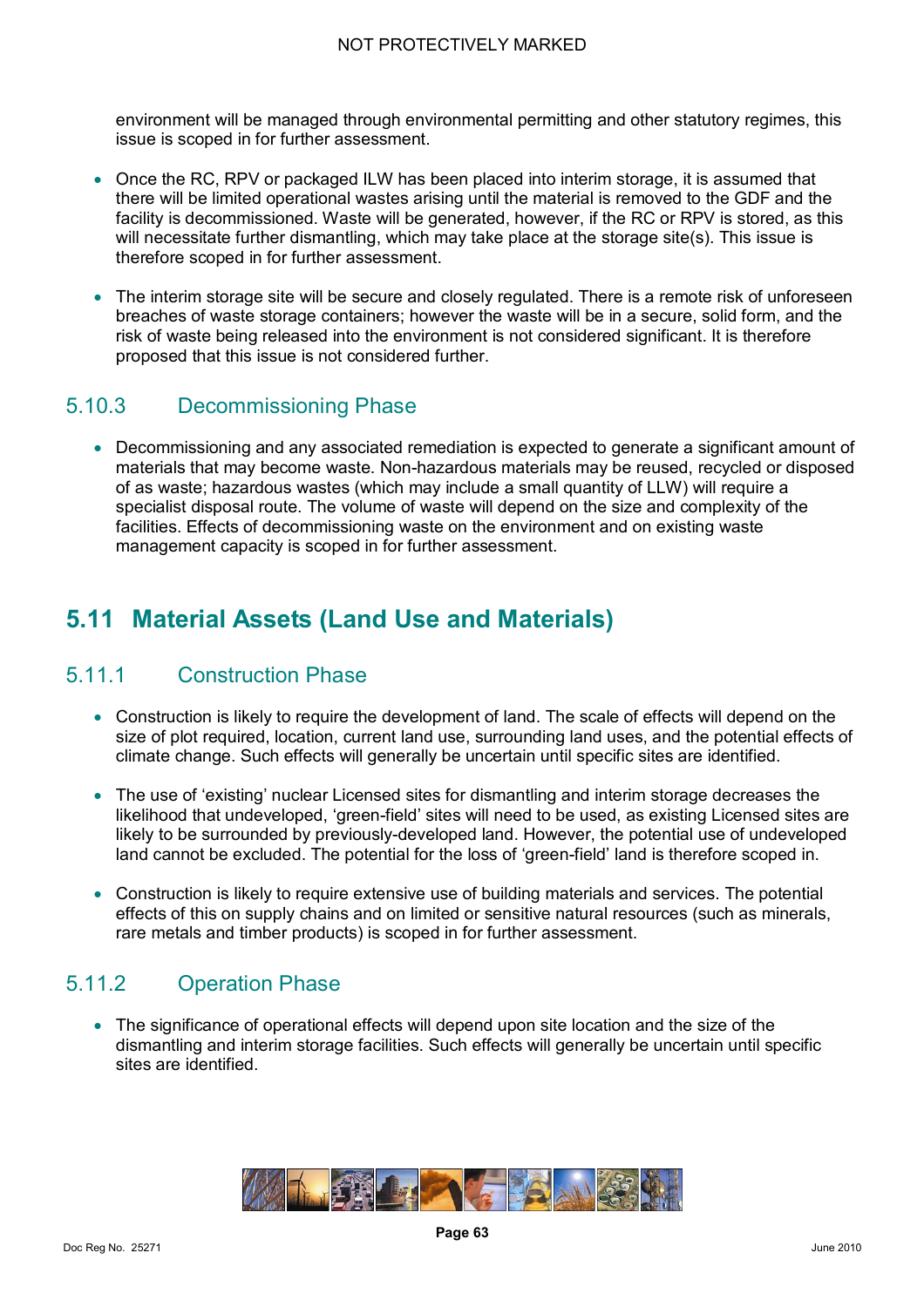environment will be managed through environmental permitting and other statutory regimes, this issue is scoped in for further assessment.

- Once the RC, RPV or packaged ILW has been placed into interim storage, it is assumed that there will be limited operational wastes arising until the material is removed to the GDF and the facility is decommissioned. Waste will be generated, however, if the RC or RPV is stored, as this will necessitate further dismantling, which may take place at the storage site(s). This issue is therefore scoped in for further assessment.

- The interim storage site will be secure and closely regulated. There is a remote risk of unforeseen breaches of waste storage containers; however the waste will be in a secure, solid form, and the risk of waste being released into the environment is not considered significant. It is therefore proposed that this issue is not considered further.

### 5.10.3 Decommissioning Phase

- Decommissioning and any associated remediation is expected to generate a significant amount of materials that may become waste. Non-hazardous materials may be reused, recycled or disposed of as waste; hazardous wastes (which may include a small quantity of LLW) will require a specialist disposal route. The volume of waste will depend on the size and complexity of the facilities. Effects of decommissioning waste on the environment and on existing waste management capacity is scoped in for further assessment.

## 5.11 Material Assets (Land Use and Materials)

### 5.11.1 Construction Phase

- Construction is likely to require the development of land. The scale of effects will depend on the size of plot required, location, current land use, surrounding land uses, and the potential effects of climate change. Such effects will generally be uncertain until specific sites are identified.

- The use of 'existing' nuclear Licensed sites for dismantling and interim storage decreases the likelihood that undeveloped, 'green-field' sites will need to be used, as existing Licensed sites are likely to be surrounded by previously-developed land. However, the potential use of undeveloped land cannot be excluded. The potential for the loss of 'green-field' land is therefore scoped in.

- Construction is likely to require extensive use of building materials and services. The potential effects of this on supply chains and on limited or sensitive natural resources (such as minerals, rare metals and timber products) is scoped in for further assessment.

### 5.11.2 Operation Phase

- The significance of operational effects will depend upon site location and the size of the dismantling and interim storage facilities. Such effects will generally be uncertain until specific sites are identified.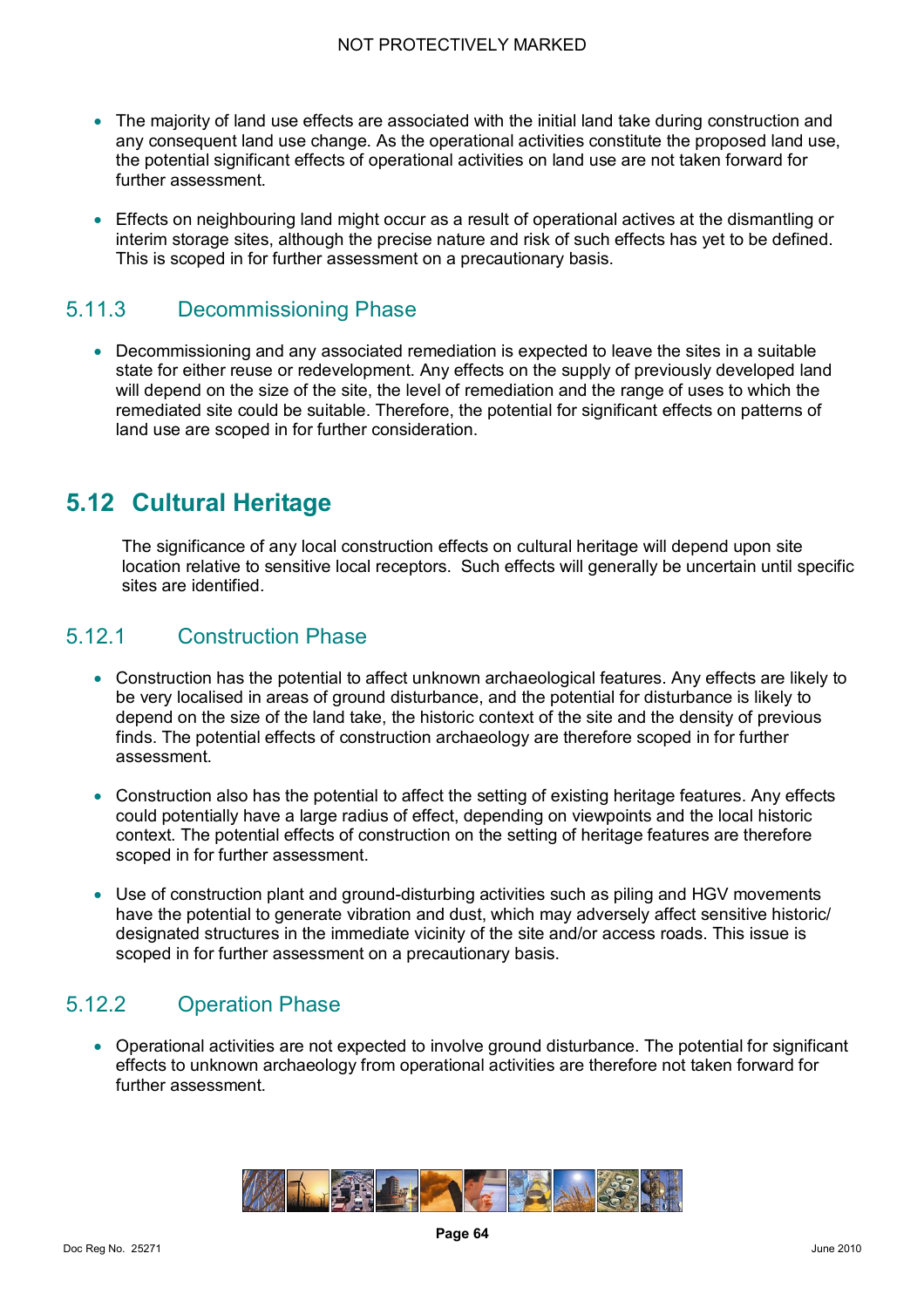- The majority of land use effects are associated with the initial land take during construction and any consequent land use change. As the operational activities constitute the proposed land use, the potential significant effects of operational activities on land use are not taken forward for further assessment.

- Effects on neighbouring land might occur as a result of operational actives at the dismantling or interim storage sites, although the precise nature and risk of such effects has yet to be defined. This is scoped in for further assessment on a precautionary basis.

### 5.11.3 Decommissioning Phase

- Decommissioning and any associated remediation is expected to leave the sites in a suitable state for either reuse or redevelopment. Any effects on the supply of previously developed land will depend on the size of the site, the level of remediation and the range of uses to which the remediated site could be suitable. Therefore, the potential for significant effects on patterns of land use are scoped in for further consideration.

## 5.12 Cultural Heritage

The significance of any local construction effects on cultural heritage will depend upon site location relative to sensitive local receptors. Such effects will generally be uncertain until specific sites are identified.

### 5.12.1 Construction Phase

- Construction has the potential to affect unknown archaeological features. Any effects are likely to be very localised in areas of ground disturbance, and the potential for disturbance is likely to depend on the size of the land take, the historic context of the site and the density of previous finds. The potential effects of construction archaeology are therefore scoped in for further assessment.

- Construction also has the potential to affect the setting of existing heritage features. Any effects could potentially have a large radius of effect, depending on viewpoints and the local historic context. The potential effects of construction on the setting of heritage features are therefore scoped in for further assessment.

- Use of construction plant and ground-disturbing activities such as piling and HGV movements have the potential to generate vibration and dust, which may adversely affect sensitive historic/ designated structures in the immediate vicinity of the site and/or access roads. This issue is scoped in for further assessment on a precautionary basis.

### 5.12.2 Operation Phase

- Operational activities are not expected to involve ground disturbance. The potential for significant effects to unknown archaeology from operational activities are therefore not taken forward for further assessment.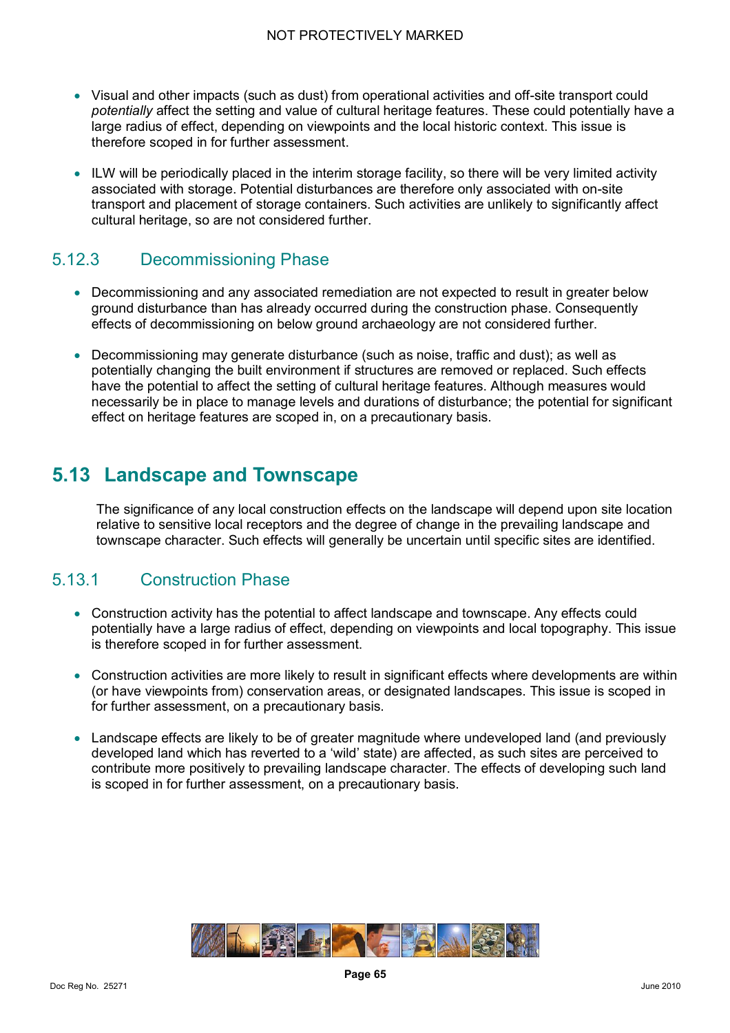- Visual and other impacts (such as dust) from operational activities and off-site transport could *potentially* affect the setting and value of cultural heritage features. These could potentially have a large radius of effect, depending on viewpoints and the local historic context. This issue is therefore scoped in for further assessment.

- ILW will be periodically placed in the interim storage facility, so there will be very limited activity associated with storage. Potential disturbances are therefore only associated with on-site transport and placement of storage containers. Such activities are unlikely to significantly affect cultural heritage, so are not considered further.

### 5.12.3 Decommissioning Phase

- Decommissioning and any associated remediation are not expected to result in greater below ground disturbance than has already occurred during the construction phase. Consequently effects of decommissioning on below ground archaeology are not considered further.

- Decommissioning may generate disturbance (such as noise, traffic and dust); as well as potentially changing the built environment if structures are removed or replaced. Such effects have the potential to affect the setting of cultural heritage features. Although measures would necessarily be in place to manage levels and durations of disturbance; the potential for significant effect on heritage features are scoped in, on a precautionary basis.

## 5.13 Landscape and Townscape

The significance of any local construction effects on the landscape will depend upon site location relative to sensitive local receptors and the degree of change in the prevailing landscape and townscape character. Such effects will generally be uncertain until specific sites are identified.

### 5.13.1 Construction Phase

- Construction activity has the potential to affect landscape and townscape. Any effects could potentially have a large radius of effect, depending on viewpoints and local topography. This issue is therefore scoped in for further assessment.

- Construction activities are more likely to result in significant effects where developments are within (or have viewpoints from) conservation areas, or designated landscapes. This issue is scoped in for further assessment, on a precautionary basis.

- Landscape effects are likely to be of greater magnitude where undeveloped land (and previously developed land which has reverted to a 'wild' state) are affected, as such sites are perceived to contribute more positively to prevailing landscape character. The effects of developing such land is scoped in for further assessment, on a precautionary basis.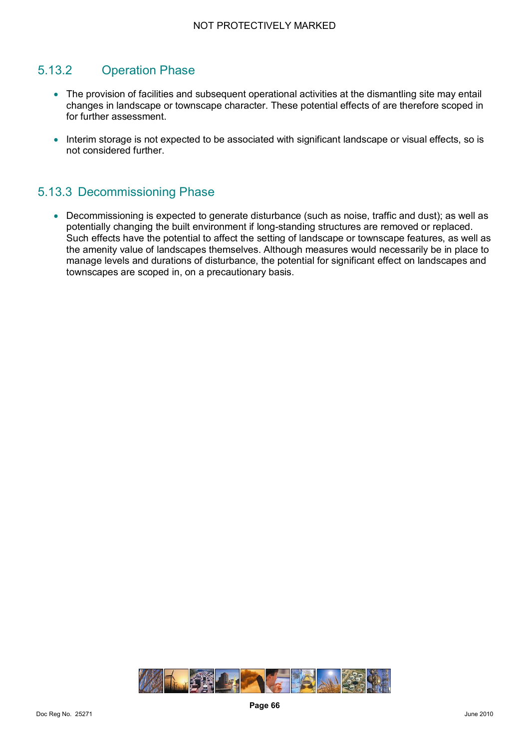### 5.13.2 Operation Phase

- The provision of facilities and subsequent operational activities at the dismantling site may entail changes in landscape or townscape character. These potential effects of are therefore scoped in for further assessment.
- Interim storage is not expected to be associated with significant landscape or visual effects, so is not considered further.

### 5.13.3 Decommissioning Phase

- Decommissioning is expected to generate disturbance (such as noise, traffic and dust); as well as potentially changing the built environment if long-standing structures are removed or replaced. Such effects have the potential to affect the setting of landscape or townscape features, as well as the amenity value of landscapes themselves. Although measures would necessarily be in place to manage levels and durations of disturbance, the potential for significant effect on landscapes and townscapes are scoped in, on a precautionary basis.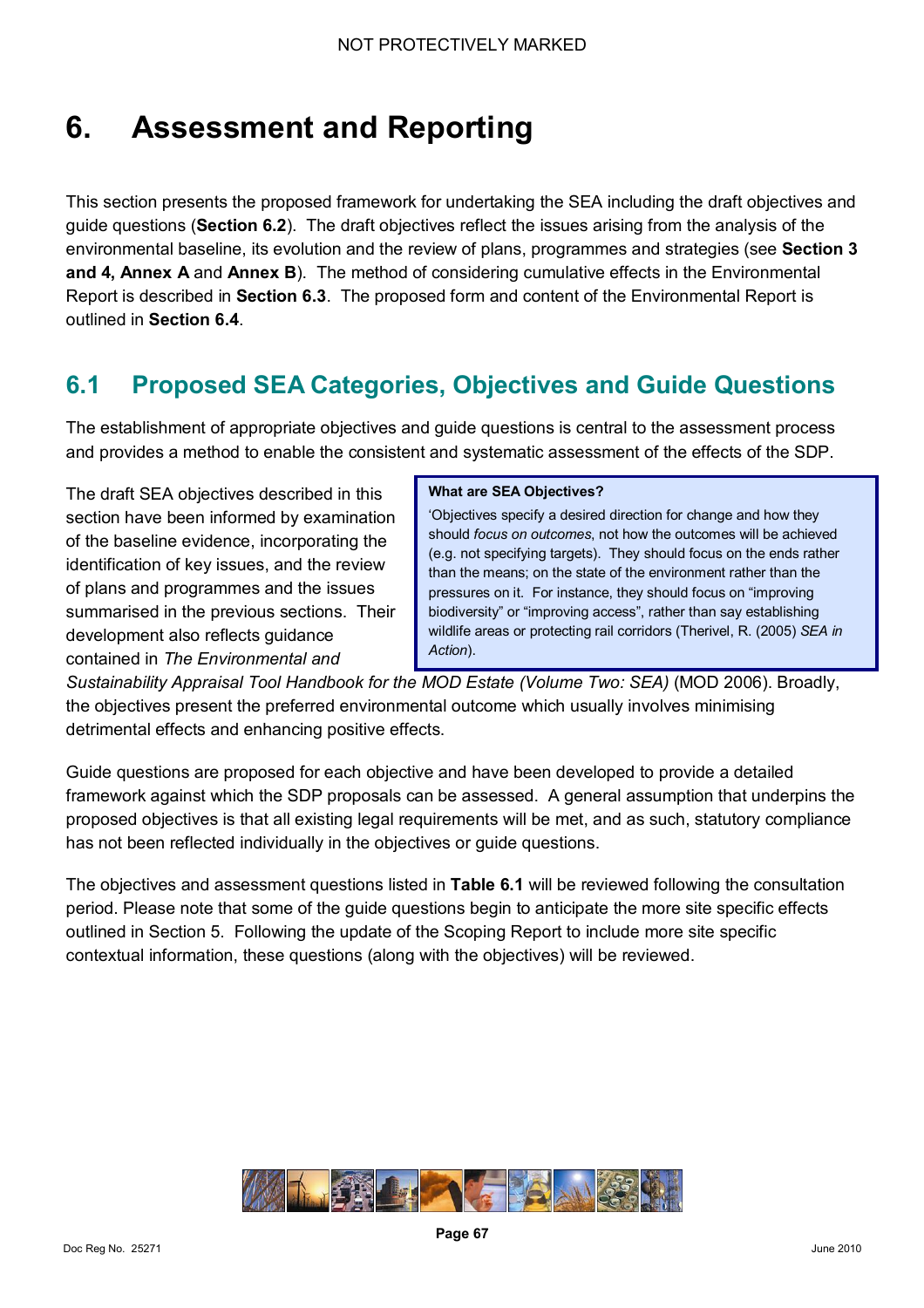# 6. Assessment and Reporting

This section presents the proposed framework for undertaking the SEA including the draft objectives and guide questions (**Section 6.2**). The draft objectives reflect the issues arising from the analysis of the environmental baseline, its evolution and the review of plans, programmes and strategies (see **Section 3 and 4, Annex A** and **Annex B**). The method of considering cumulative effects in the Environmental Report is described in **Section 6.3**. The proposed form and content of the Environmental Report is outlined in **Section 6.4**.

## 6.1 Proposed SEA Categories, Objectives and Guide Questions

The establishment of appropriate objectives and guide questions is central to the assessment process and provides a method to enable the consistent and systematic assessment of the effects of the SDP.

> **What are SEA Objectives?**
>
> 'Objectives specify a desired direction for change and how they should *focus on outcomes*, not how the outcomes will be achieved (e.g. not specifying targets). They should focus on the ends rather than the means; on the state of the environment rather than the pressures on it. For instance, they should focus on "improving biodiversity" or "improving access", rather than say establishing wildlife areas or protecting rail corridors (Therivel, R. (2005) *SEA in Action*).

The draft SEA objectives described in this section have been informed by examination of the baseline evidence, incorporating the identification of key issues, and the review of plans and programmes and the issues summarised in the previous sections. Their development also reflects guidance contained in *The Environmental and Sustainability Appraisal Tool Handbook for the MOD Estate (Volume Two: SEA)* (MOD 2006). Broadly, the objectives present the preferred environmental outcome which usually involves minimising detrimental effects and enhancing positive effects.

Guide questions are proposed for each objective and have been developed to provide a detailed framework against which the SDP proposals can be assessed. A general assumption that underpins the proposed objectives is that all existing legal requirements will be met, and as such, statutory compliance has not been reflected individually in the objectives or guide questions.

The objectives and assessment questions listed in **Table 6.1** will be reviewed following the consultation period. Please note that some of the guide questions begin to anticipate the more site specific effects outlined in Section 5. Following the update of the Scoping Report to include more site specific contextual information, these questions (along with the objectives) will be reviewed.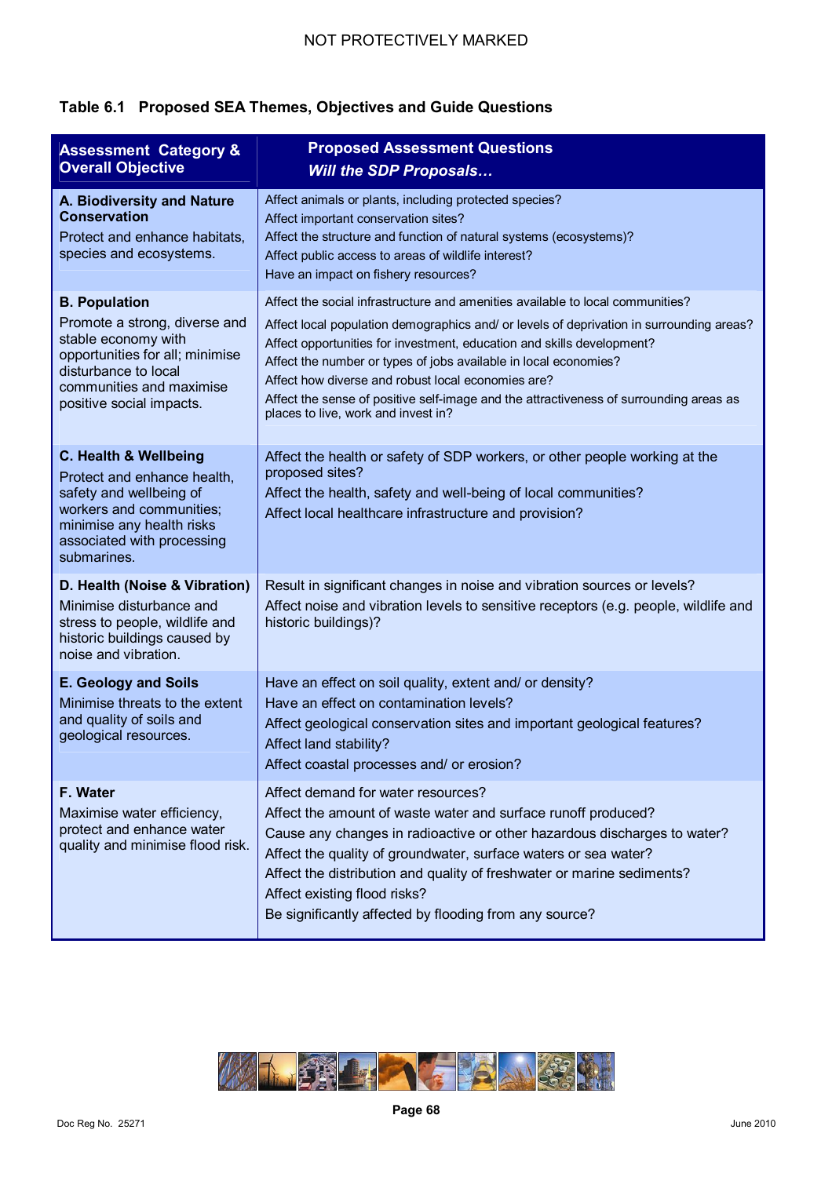**Table 6.1 Proposed SEA Themes, Objectives and Guide Questions**

| Assessment Category & Overall Objective | Proposed Assessment Questions *Will the SDP Proposals…* |
|---|---|
| **A. Biodiversity and Nature Conservation**<br>Protect and enhance habitats, species and ecosystems. | Affect animals or plants, including protected species?<br>Affect important conservation sites?<br>Affect the structure and function of natural systems (ecosystems)?<br>Affect public access to areas of wildlife interest?<br>Have an impact on fishery resources? |
| **B. Population**<br>Promote a strong, diverse and stable economy with opportunities for all; minimise disturbance to local communities and maximise positive social impacts. | Affect the social infrastructure and amenities available to local communities?<br>Affect local population demographics and/ or levels of deprivation in surrounding areas?<br>Affect opportunities for investment, education and skills development?<br>Affect the number or types of jobs available in local economies?<br>Affect how diverse and robust local economies are?<br>Affect the sense of positive self-image and the attractiveness of surrounding areas as places to live, work and invest in? |
| **C. Health & Wellbeing**<br>Protect and enhance health, safety and wellbeing of workers and communities; minimise any health risks associated with processing submarines. | Affect the health or safety of SDP workers, or other people working at the proposed sites?<br>Affect the health, safety and well-being of local communities?<br>Affect local healthcare infrastructure and provision? |
| **D. Health (Noise & Vibration)**<br>Minimise disturbance and stress to people, wildlife and historic buildings caused by noise and vibration. | Result in significant changes in noise and vibration sources or levels?<br>Affect noise and vibration levels to sensitive receptors (e.g. people, wildlife and historic buildings)? |
| **E. Geology and Soils**<br>Minimise threats to the extent and quality of soils and geological resources. | Have an effect on soil quality, extent and/ or density?<br>Have an effect on contamination levels?<br>Affect geological conservation sites and important geological features?<br>Affect land stability?<br>Affect coastal processes and/ or erosion? |
| **F. Water**<br>Maximise water efficiency, protect and enhance water quality and minimise flood risk. | Affect demand for water resources?<br>Affect the amount of waste water and surface runoff produced?<br>Cause any changes in radioactive or other hazardous discharges to water?<br>Affect the quality of groundwater, surface waters or sea water?<br>Affect the distribution and quality of freshwater or marine sediments?<br>Affect existing flood risks?<br>Be significantly affected by flooding from any source? |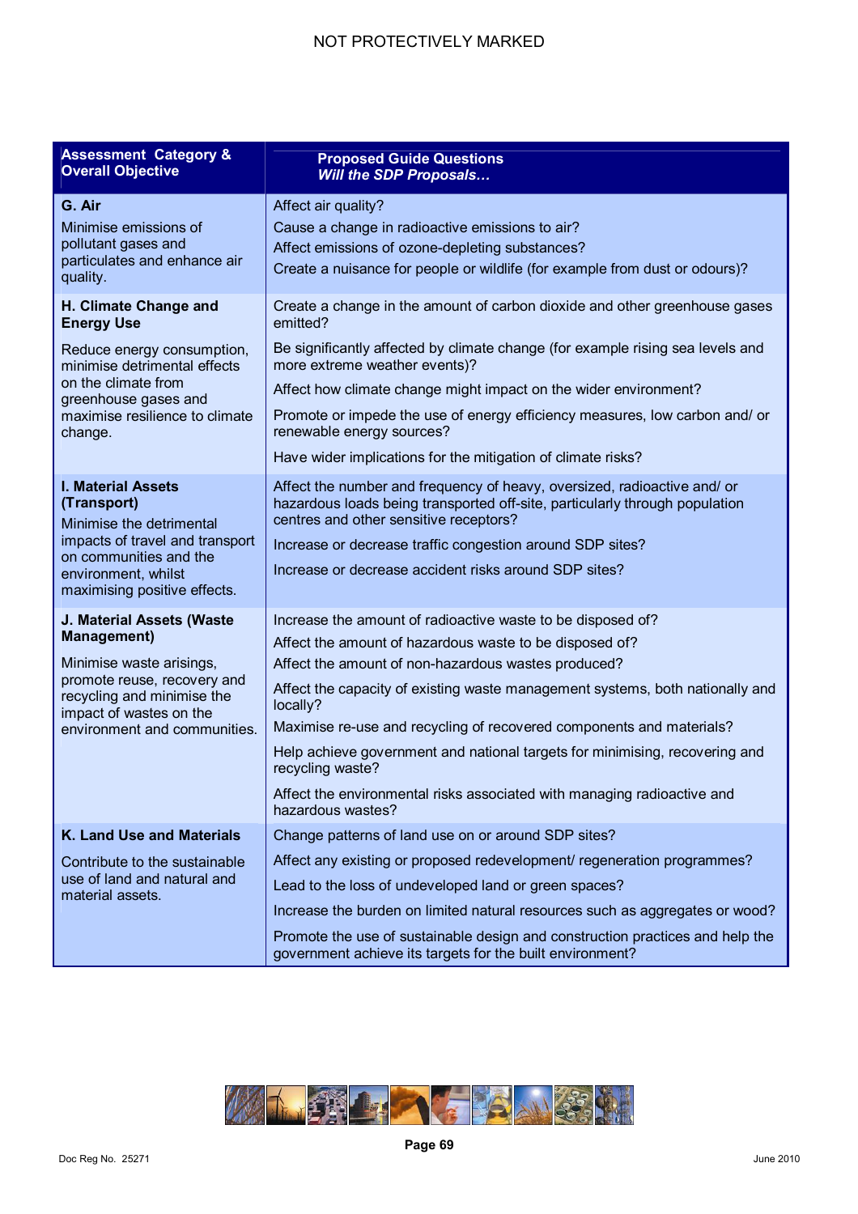| Assessment Category & Overall Objective | Proposed Guide Questions *Will the SDP Proposals…* |
|---|---|
| **G. Air**<br>Minimise emissions of pollutant gases and particulates and enhance air quality. | Affect air quality?<br>Cause a change in radioactive emissions to air?<br>Affect emissions of ozone-depleting substances?<br>Create a nuisance for people or wildlife (for example from dust or odours)? |
| **H. Climate Change and Energy Use**<br>Reduce energy consumption, minimise detrimental effects on the climate from greenhouse gases and maximise resilience to climate change. | Create a change in the amount of carbon dioxide and other greenhouse gases emitted?<br>Be significantly affected by climate change (for example rising sea levels and more extreme weather events)?<br>Affect how climate change might impact on the wider environment?<br>Promote or impede the use of energy efficiency measures, low carbon and/ or renewable energy sources?<br>Have wider implications for the mitigation of climate risks? |
| **I. Material Assets (Transport)**<br>Minimise the detrimental impacts of travel and transport on communities and the environment, whilst maximising positive effects. | Affect the number and frequency of heavy, oversized, radioactive and/ or hazardous loads being transported off-site, particularly through population centres and other sensitive receptors?<br>Increase or decrease traffic congestion around SDP sites?<br>Increase or decrease accident risks around SDP sites? |
| **J. Material Assets (Waste Management)**<br>Minimise waste arisings, promote reuse, recovery and recycling and minimise the impact of wastes on the environment and communities. | Increase the amount of radioactive waste to be disposed of?<br>Affect the amount of hazardous waste to be disposed of?<br>Affect the amount of non-hazardous wastes produced?<br>Affect the capacity of existing waste management systems, both nationally and locally?<br>Maximise re-use and recycling of recovered components and materials?<br>Help achieve government and national targets for minimising, recovering and recycling waste?<br>Affect the environmental risks associated with managing radioactive and hazardous wastes? |
| **K. Land Use and Materials**<br>Contribute to the sustainable use of land and natural and material assets. | Change patterns of land use on or around SDP sites?<br>Affect any existing or proposed redevelopment/ regeneration programmes?<br>Lead to the loss of undeveloped land or green spaces?<br>Increase the burden on limited natural resources such as aggregates or wood?<br>Promote the use of sustainable design and construction practices and help the government achieve its targets for the built environment? |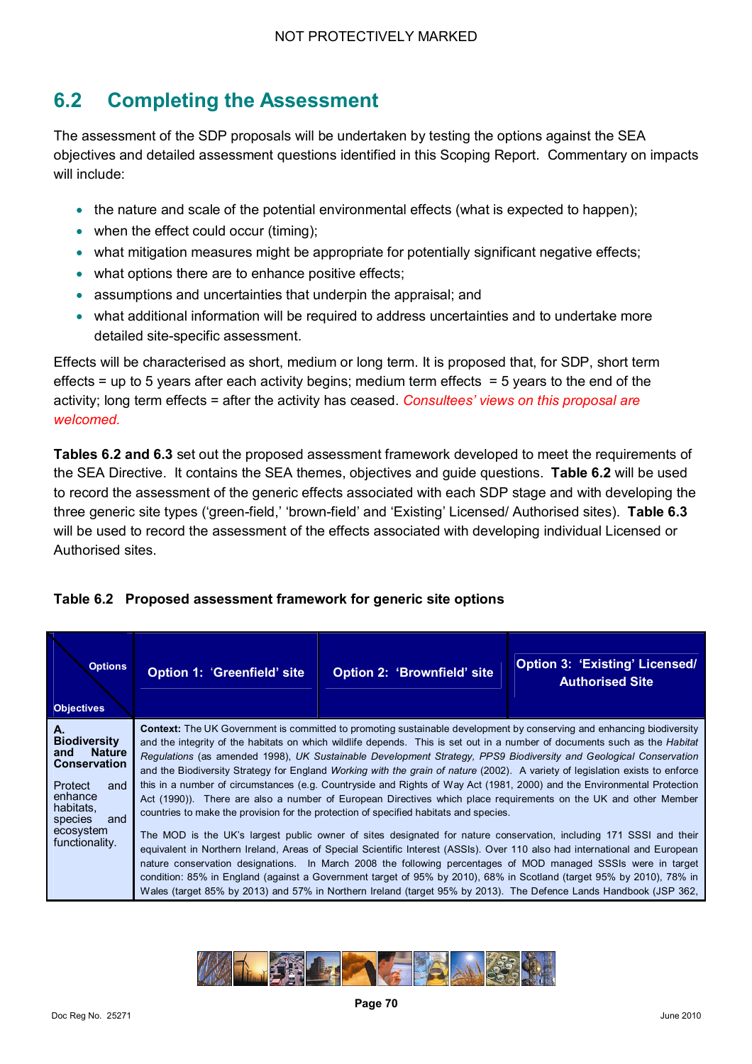## 6.2 Completing the Assessment

The assessment of the SDP proposals will be undertaken by testing the options against the SEA objectives and detailed assessment questions identified in this Scoping Report. Commentary on impacts will include:

- the nature and scale of the potential environmental effects (what is expected to happen);
- when the effect could occur (timing);
- what mitigation measures might be appropriate for potentially significant negative effects;
- what options there are to enhance positive effects;
- assumptions and uncertainties that underpin the appraisal; and
- what additional information will be required to address uncertainties and to undertake more detailed site-specific assessment.

Effects will be characterised as short, medium or long term. It is proposed that, for SDP, short term effects = up to 5 years after each activity begins; medium term effects = 5 years to the end of the activity; long term effects = after the activity has ceased. *Consultees' views on this proposal are welcomed.*

**Tables 6.2 and 6.3** set out the proposed assessment framework developed to meet the requirements of the SEA Directive. It contains the SEA themes, objectives and guide questions. **Table 6.2** will be used to record the assessment of the generic effects associated with each SDP stage and with developing the three generic site types ('green-field,' 'brown-field' and 'Existing' Licensed/ Authorised sites). **Table 6.3** will be used to record the assessment of the effects associated with developing individual Licensed or Authorised sites.

**Table 6.2 Proposed assessment framework for generic site options**

| Options / Objectives | Option 1: 'Greenfield' site | Option 2: 'Brownfield' site | Option 3: 'Existing' Licensed/ Authorised Site |
|---|---|---|---|
| **A. Biodiversity and Nature Conservation**<br><br>Protect and enhance habitats, species and ecosystem functionality. | **Context:** The UK Government is committed to promoting sustainable development by conserving and enhancing biodiversity and the integrity of the habitats on which wildlife depends. This is set out in a number of documents such as the *Habitat Regulations* (as amended 1998), *UK Sustainable Development Strategy, PPS9 Biodiversity and Geological Conservation* and the Biodiversity Strategy for England *Working with the grain of nature* (2002). A variety of legislation exists to enforce this in a number of circumstances (e.g. Countryside and Rights of Way Act (1981, 2000) and the Environmental Protection Act (1990)). There are also a number of European Directives which place requirements on the UK and other Member countries to make the provision for the protection of specified habitats and species.<br><br>The MOD is the UK's largest public owner of sites designated for nature conservation, including 171 SSSI and their equivalent in Northern Ireland, Areas of Special Scientific Interest (ASSIs). Over 110 also had international and European nature conservation designations. In March 2008 the following percentages of MOD managed SSSIs were in target condition: 85% in England (against a Government target of 95% by 2010), 68% in Scotland (target 95% by 2010), 78% in Wales (target 85% by 2013) and 57% in Northern Ireland (target 95% by 2013). The Defence Lands Handbook (JSP 362, | | |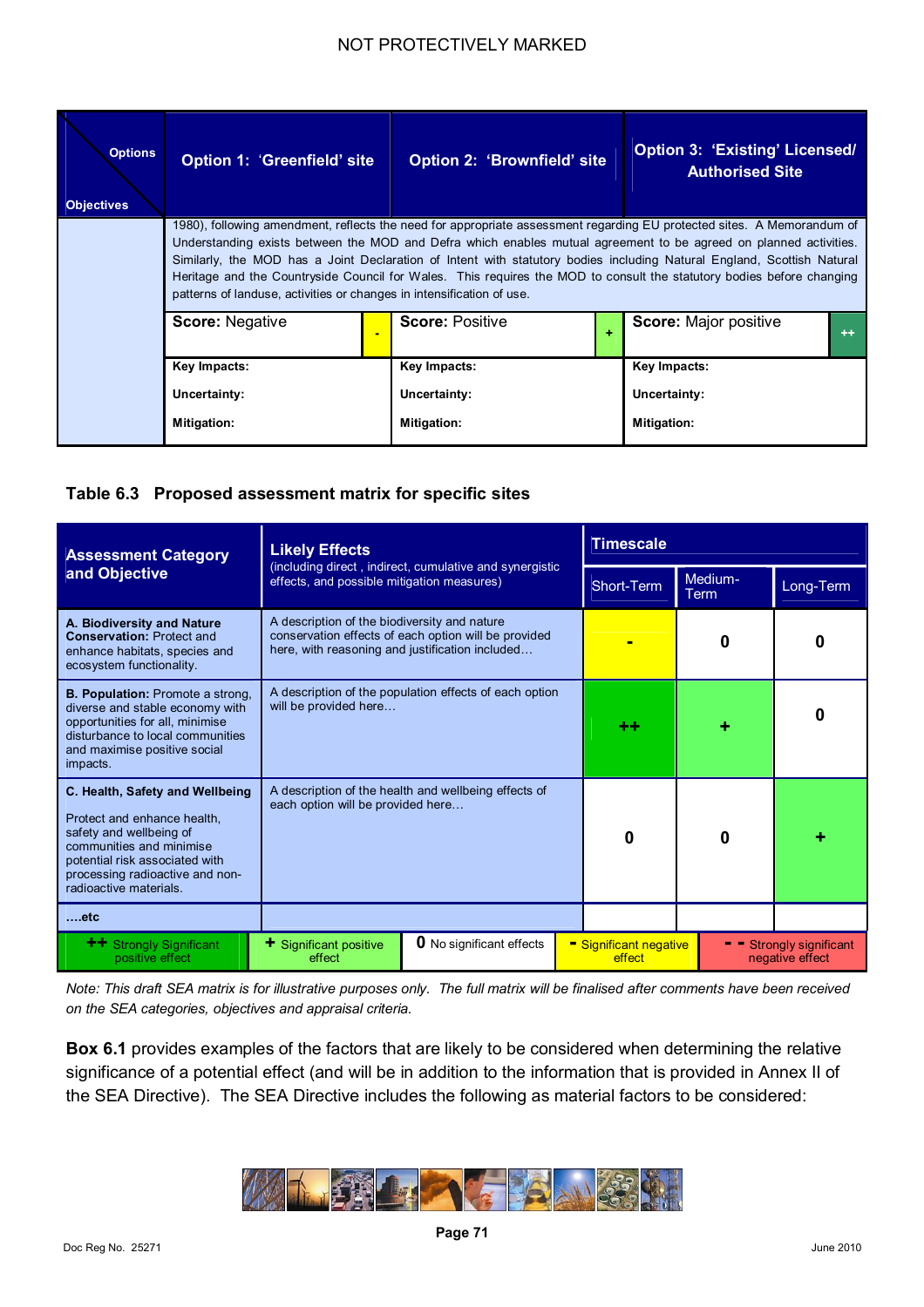| Options / Objectives | Option 1: 'Greenfield' site | | Option 2: 'Brownfield' site | | Option 3: 'Existing' Licensed/ Authorised Site | |
|---|---|---|---|---|---|---|
| | 1980), following amendment, reflects the need for appropriate assessment regarding EU protected sites. A Memorandum of Understanding exists between the MOD and Defra which enables mutual agreement to be agreed on planned activities. Similarly, the MOD has a Joint Declaration of Intent with statutory bodies including Natural England, Scottish Natural Heritage and the Countryside Council for Wales. This requires the MOD to consult the statutory bodies before changing patterns of landuse, activities or changes in intensification of use. | | | | | |
| | **Score:** Negative | - | **Score:** Positive | + | **Score:** Major positive | ++ |
| | **Key Impacts:**<br><br>**Uncertainty:**<br><br>**Mitigation:** | | **Key Impacts:**<br><br>**Uncertainty:**<br><br>**Mitigation:** | | **Key Impacts:**<br><br>**Uncertainty:**<br><br>**Mitigation:** | |

**Table 6.3 Proposed assessment matrix for specific sites**

| Assessment Category and Objective | Likely Effects (including direct, indirect, cumulative and synergistic effects, and possible mitigation measures) | Timescale | | |
|---|---|---|---|---|
| | | Short-Term | Medium-Term | Long-Term |
| **A. Biodiversity and Nature Conservation:** Protect and enhance habitats, species and ecosystem functionality. | A description of the biodiversity and nature conservation effects of each option will be provided here, with reasoning and justification included… | - | 0 | 0 |
| **B. Population:** Promote a strong, diverse and stable economy with opportunities for all, minimise disturbance to local communities and maximise positive social impacts. | A description of the population effects of each option will be provided here… | ++ | + | 0 |
| **C. Health, Safety and Wellbeing**<br><br>Protect and enhance health, safety and wellbeing of communities and minimise potential risk associated with processing radioactive and non-radioactive materials. | A description of the health and wellbeing effects of each option will be provided here… | 0 | 0 | + |
| **….etc** | | | | |

**++** Strongly Significant positive effect | **+** Significant positive effect | **0** No significant effects | **-** Significant negative effect | **- -** Strongly significant negative effect

*Note: This draft SEA matrix is for illustrative purposes only. The full matrix will be finalised after comments have been received on the SEA categories, objectives and appraisal criteria.*

**Box 6.1** provides examples of the factors that are likely to be considered when determining the relative significance of a potential effect (and will be in addition to the information that is provided in Annex II of the SEA Directive). The SEA Directive includes the following as material factors to be considered: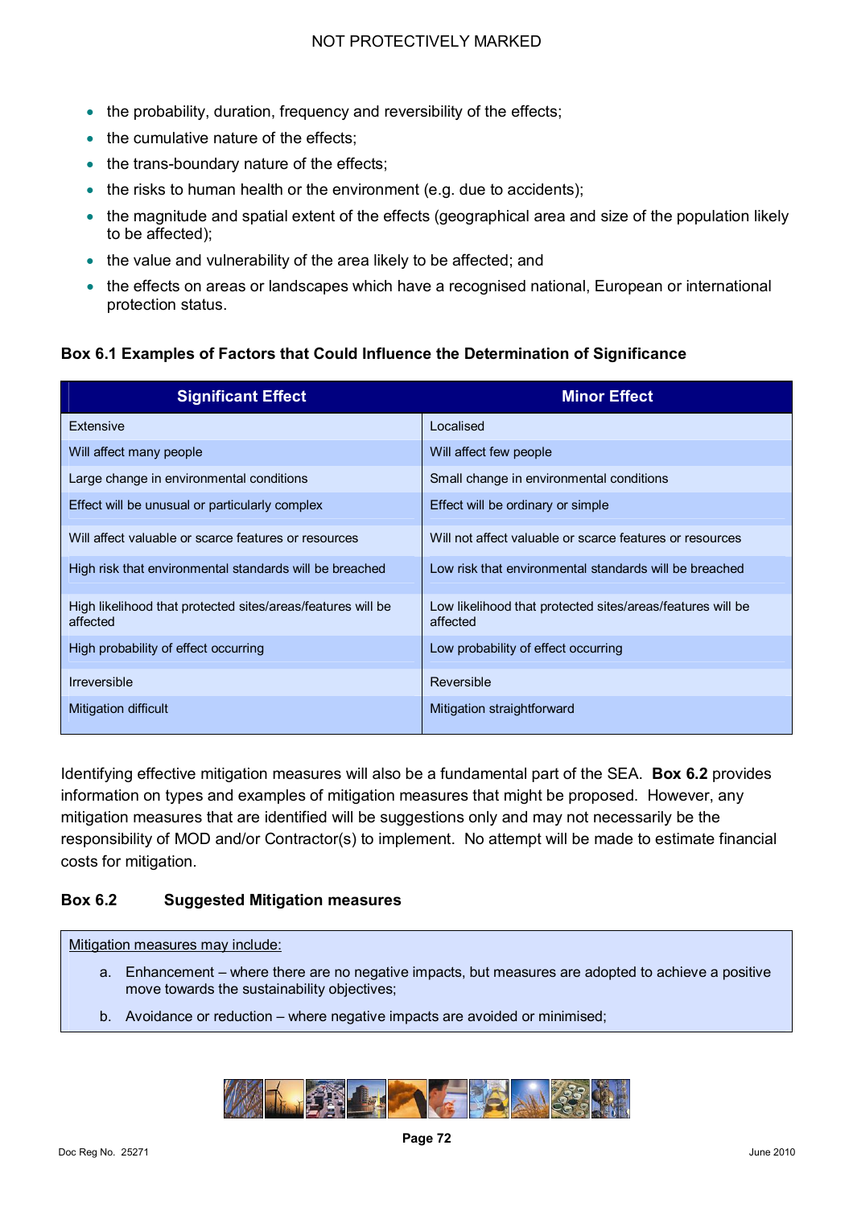- the probability, duration, frequency and reversibility of the effects;
- the cumulative nature of the effects;
- the trans-boundary nature of the effects;
- the risks to human health or the environment (e.g. due to accidents);
- the magnitude and spatial extent of the effects (geographical area and size of the population likely to be affected);
- the value and vulnerability of the area likely to be affected; and
- the effects on areas or landscapes which have a recognised national, European or international protection status.

**Box 6.1 Examples of Factors that Could Influence the Determination of Significance**

| Significant Effect | Minor Effect |
|---|---|
| Extensive | Localised |
| Will affect many people | Will affect few people |
| Large change in environmental conditions | Small change in environmental conditions |
| Effect will be unusual or particularly complex | Effect will be ordinary or simple |
| Will affect valuable or scarce features or resources | Will not affect valuable or scarce features or resources |
| High risk that environmental standards will be breached | Low risk that environmental standards will be breached |
| High likelihood that protected sites/areas/features will be affected | Low likelihood that protected sites/areas/features will be affected |
| High probability of effect occurring | Low probability of effect occurring |
| Irreversible | Reversible |
| Mitigation difficult | Mitigation straightforward |

Identifying effective mitigation measures will also be a fundamental part of the SEA. **Box 6.2** provides information on types and examples of mitigation measures that might be proposed. However, any mitigation measures that are identified will be suggestions only and may not necessarily be the responsibility of MOD and/or Contractor(s) to implement. No attempt will be made to estimate financial costs for mitigation.

**Box 6.2 Suggested Mitigation measures**

Mitigation measures may include:

a. Enhancement – where there are no negative impacts, but measures are adopted to achieve a positive move towards the sustainability objectives;

b. Avoidance or reduction – where negative impacts are avoided or minimised;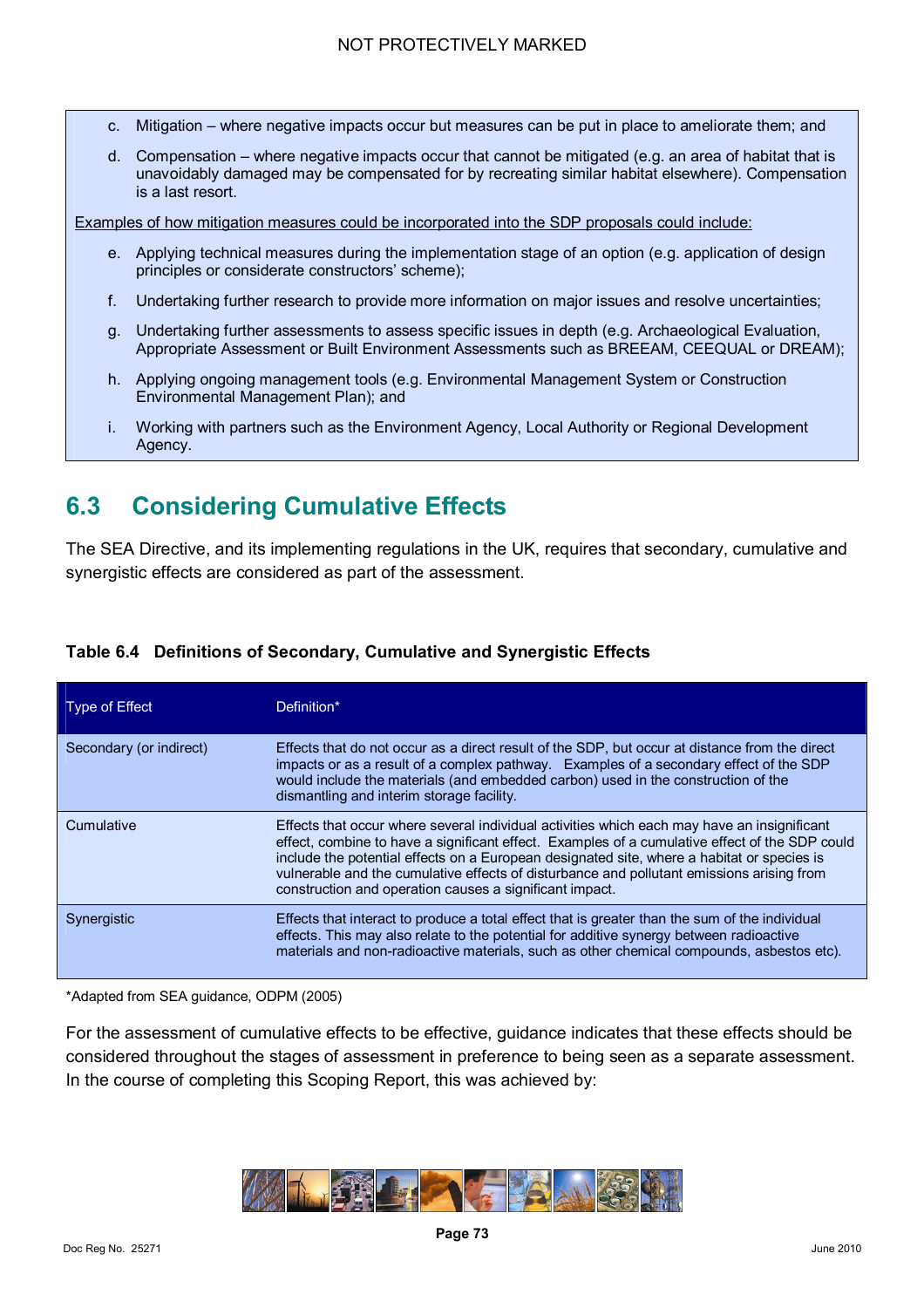c. Mitigation – where negative impacts occur but measures can be put in place to ameliorate them; and

d. Compensation – where negative impacts occur that cannot be mitigated (e.g. an area of habitat that is unavoidably damaged may be compensated for by recreating similar habitat elsewhere). Compensation is a last resort.

Examples of how mitigation measures could be incorporated into the SDP proposals could include:

e. Applying technical measures during the implementation stage of an option (e.g. application of design principles or considerate constructors' scheme);

f. Undertaking further research to provide more information on major issues and resolve uncertainties;

g. Undertaking further assessments to assess specific issues in depth (e.g. Archaeological Evaluation, Appropriate Assessment or Built Environment Assessments such as BREEAM, CEEQUAL or DREAM);

h. Applying ongoing management tools (e.g. Environmental Management System or Construction Environmental Management Plan); and

i. Working with partners such as the Environment Agency, Local Authority or Regional Development Agency.

## 6.3 Considering Cumulative Effects

The SEA Directive, and its implementing regulations in the UK, requires that secondary, cumulative and synergistic effects are considered as part of the assessment.

**Table 6.4 Definitions of Secondary, Cumulative and Synergistic Effects**

| Type of Effect | Definition* |
|---|---|
| Secondary (or indirect) | Effects that do not occur as a direct result of the SDP, but occur at distance from the direct impacts or as a result of a complex pathway. Examples of a secondary effect of the SDP would include the materials (and embedded carbon) used in the construction of the dismantling and interim storage facility. |
| Cumulative | Effects that occur where several individual activities which each may have an insignificant effect, combine to have a significant effect. Examples of a cumulative effect of the SDP could include the potential effects on a European designated site, where a habitat or species is vulnerable and the cumulative effects of disturbance and pollutant emissions arising from construction and operation causes a significant impact. |
| Synergistic | Effects that interact to produce a total effect that is greater than the sum of the individual effects. This may also relate to the potential for additive synergy between radioactive materials and non-radioactive materials, such as other chemical compounds, asbestos etc). |

*Adapted from SEA guidance, ODPM (2005)

For the assessment of cumulative effects to be effective, guidance indicates that these effects should be considered throughout the stages of assessment in preference to being seen as a separate assessment. In the course of completing this Scoping Report, this was achieved by: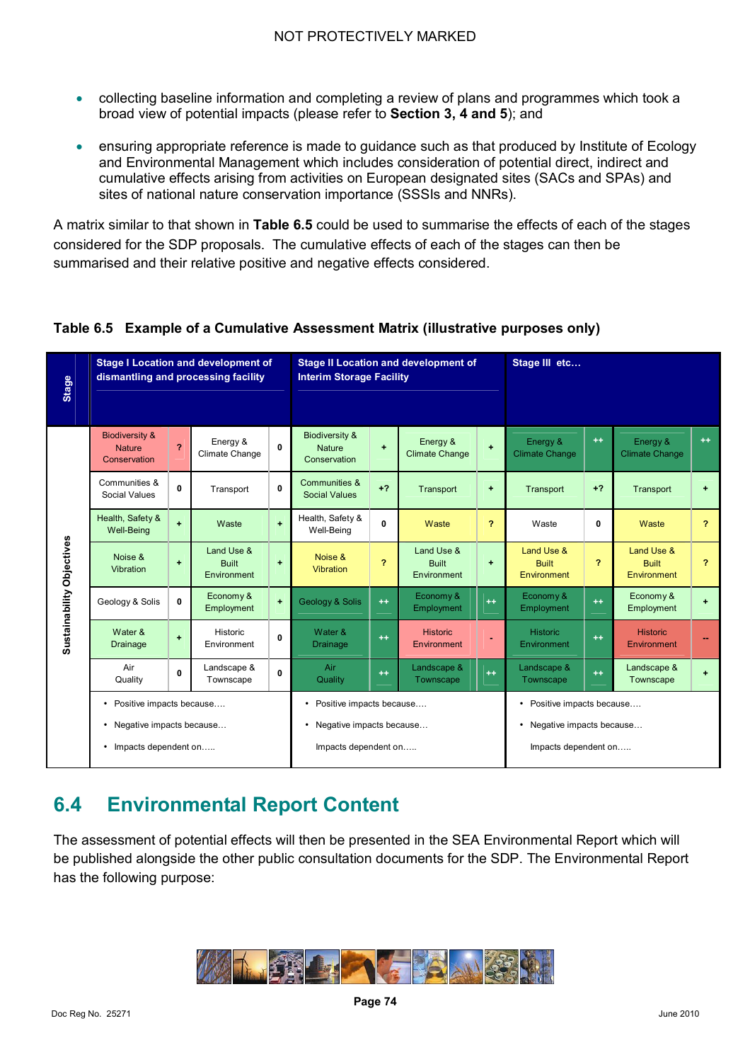- collecting baseline information and completing a review of plans and programmes which took a broad view of potential impacts (please refer to **Section 3, 4 and 5**); and

- ensuring appropriate reference is made to guidance such as that produced by Institute of Ecology and Environmental Management which includes consideration of potential direct, indirect and cumulative effects arising from activities on European designated sites (SACs and SPAs) and sites of national nature conservation importance (SSSIs and NNRs).

A matrix similar to that shown in **Table 6.5** could be used to summarise the effects of each of the stages considered for the SDP proposals. The cumulative effects of each of the stages can then be summarised and their relative positive and negative effects considered.

**Table 6.5 Example of a Cumulative Assessment Matrix (illustrative purposes only)**

| Stage | Stage I Location and development of dismantling and processing facility | | | | Stage II Location and development of Interim Storage Facility | | | | Stage III etc… | | | |
|---|---|---|---|---|---|---|---|---|---|---|---|---|
| Sustainability Objectives | Biodiversity & Nature Conservation | ? | Energy & Climate Change | 0 | Biodiversity & Nature Conservation | + | Energy & Climate Change | + | Energy & Climate Change | ++ | Energy & Climate Change | ++ |
| | Communities & Social Values | 0 | Transport | 0 | Communities & Social Values | +? | Transport | + | Transport | +? | Transport | + |
| | Health, Safety & Well-Being | + | Waste | + | Health, Safety & Well-Being | 0 | Waste | ? | Waste | 0 | Waste | ? |
| | Noise & Vibration | + | Land Use & Built Environment | + | Noise & Vibration | ? | Land Use & Built Environment | + | Land Use & Built Environment | ? | Land Use & Built Environment | ? |
| | Geology & Solis | 0 | Economy & Employment | + | Geology & Solis | ++ | Economy & Employment | ++ | Economy & Employment | ++ | Economy & Employment | + |
| | Water & Drainage | + | Historic Environment | 0 | Water & Drainage | ++ | Historic Environment | - | Historic Environment | ++ | Historic Environment | -- |
| | Air Quality | 0 | Landscape & Townscape | 0 | Air Quality | ++ | Landscape & Townscape | ++ | Landscape & Townscape | ++ | Landscape & Townscape | + |
| | • Positive impacts because….<br>• Negative impacts because…<br>• Impacts dependent on….. | | | | • Positive impacts because….<br>• Negative impacts because…<br>Impacts dependent on….. | | | | • Positive impacts because….<br>• Negative impacts because…<br>Impacts dependent on….. | | | |

## 6.4 Environmental Report Content

The assessment of potential effects will then be presented in the SEA Environmental Report which will be published alongside the other public consultation documents for the SDP. The Environmental Report has the following purpose: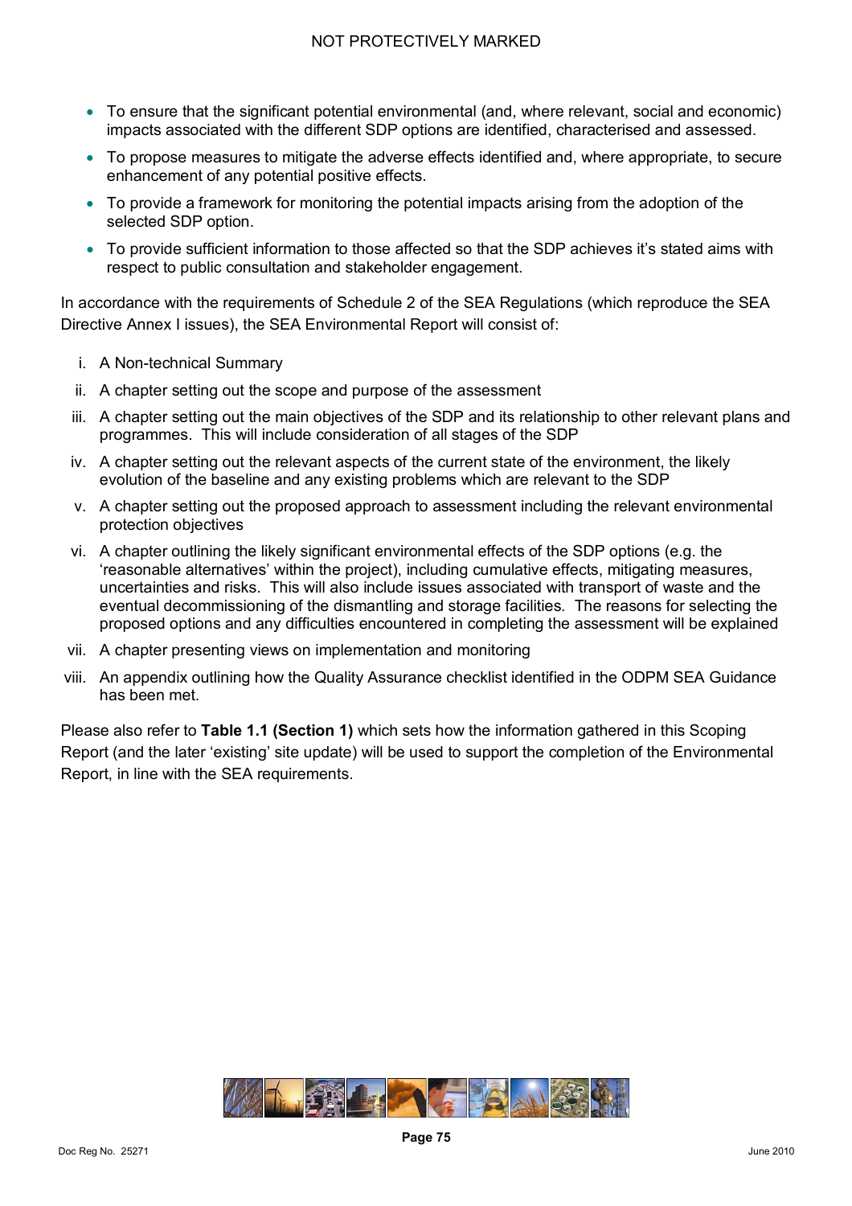- To ensure that the significant potential environmental (and, where relevant, social and economic) impacts associated with the different SDP options are identified, characterised and assessed.
- To propose measures to mitigate the adverse effects identified and, where appropriate, to secure enhancement of any potential positive effects.
- To provide a framework for monitoring the potential impacts arising from the adoption of the selected SDP option.
- To provide sufficient information to those affected so that the SDP achieves it's stated aims with respect to public consultation and stakeholder engagement.

In accordance with the requirements of Schedule 2 of the SEA Regulations (which reproduce the SEA Directive Annex I issues), the SEA Environmental Report will consist of:

i. A Non-technical Summary
ii. A chapter setting out the scope and purpose of the assessment
iii. A chapter setting out the main objectives of the SDP and its relationship to other relevant plans and programmes. This will include consideration of all stages of the SDP
iv. A chapter setting out the relevant aspects of the current state of the environment, the likely evolution of the baseline and any existing problems which are relevant to the SDP
v. A chapter setting out the proposed approach to assessment including the relevant environmental protection objectives
vi. A chapter outlining the likely significant environmental effects of the SDP options (e.g. the 'reasonable alternatives' within the project), including cumulative effects, mitigating measures, uncertainties and risks. This will also include issues associated with transport of waste and the eventual decommissioning of the dismantling and storage facilities. The reasons for selecting the proposed options and any difficulties encountered in completing the assessment will be explained
vii. A chapter presenting views on implementation and monitoring
viii. An appendix outlining how the Quality Assurance checklist identified in the ODPM SEA Guidance has been met.

Please also refer to **Table 1.1 (Section 1)** which sets how the information gathered in this Scoping Report (and the later 'existing' site update) will be used to support the completion of the Environmental Report, in line with the SEA requirements.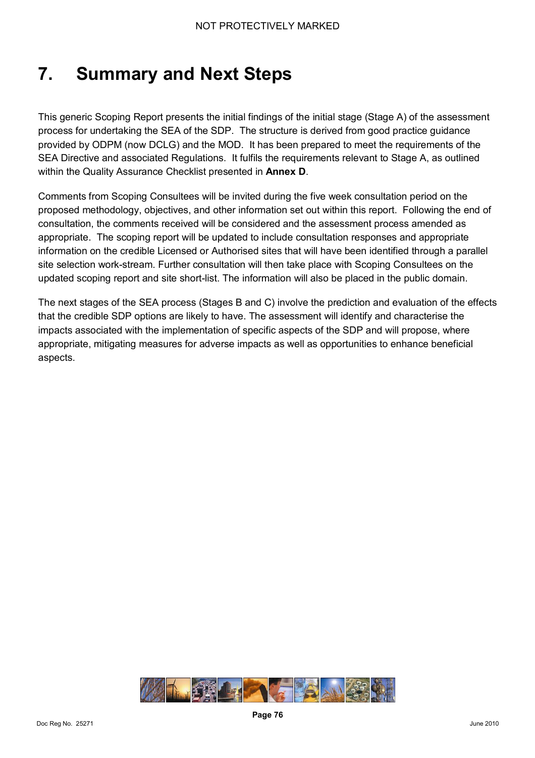# 7. Summary and Next Steps

This generic Scoping Report presents the initial findings of the initial stage (Stage A) of the assessment process for undertaking the SEA of the SDP. The structure is derived from good practice guidance provided by ODPM (now DCLG) and the MOD. It has been prepared to meet the requirements of the SEA Directive and associated Regulations. It fulfils the requirements relevant to Stage A, as outlined within the Quality Assurance Checklist presented in **Annex D**.

Comments from Scoping Consultees will be invited during the five week consultation period on the proposed methodology, objectives, and other information set out within this report. Following the end of consultation, the comments received will be considered and the assessment process amended as appropriate. The scoping report will be updated to include consultation responses and appropriate information on the credible Licensed or Authorised sites that will have been identified through a parallel site selection work-stream. Further consultation will then take place with Scoping Consultees on the updated scoping report and site short-list. The information will also be placed in the public domain.

The next stages of the SEA process (Stages B and C) involve the prediction and evaluation of the effects that the credible SDP options are likely to have. The assessment will identify and characterise the impacts associated with the implementation of specific aspects of the SDP and will propose, where appropriate, mitigating measures for adverse impacts as well as opportunities to enhance beneficial aspects.